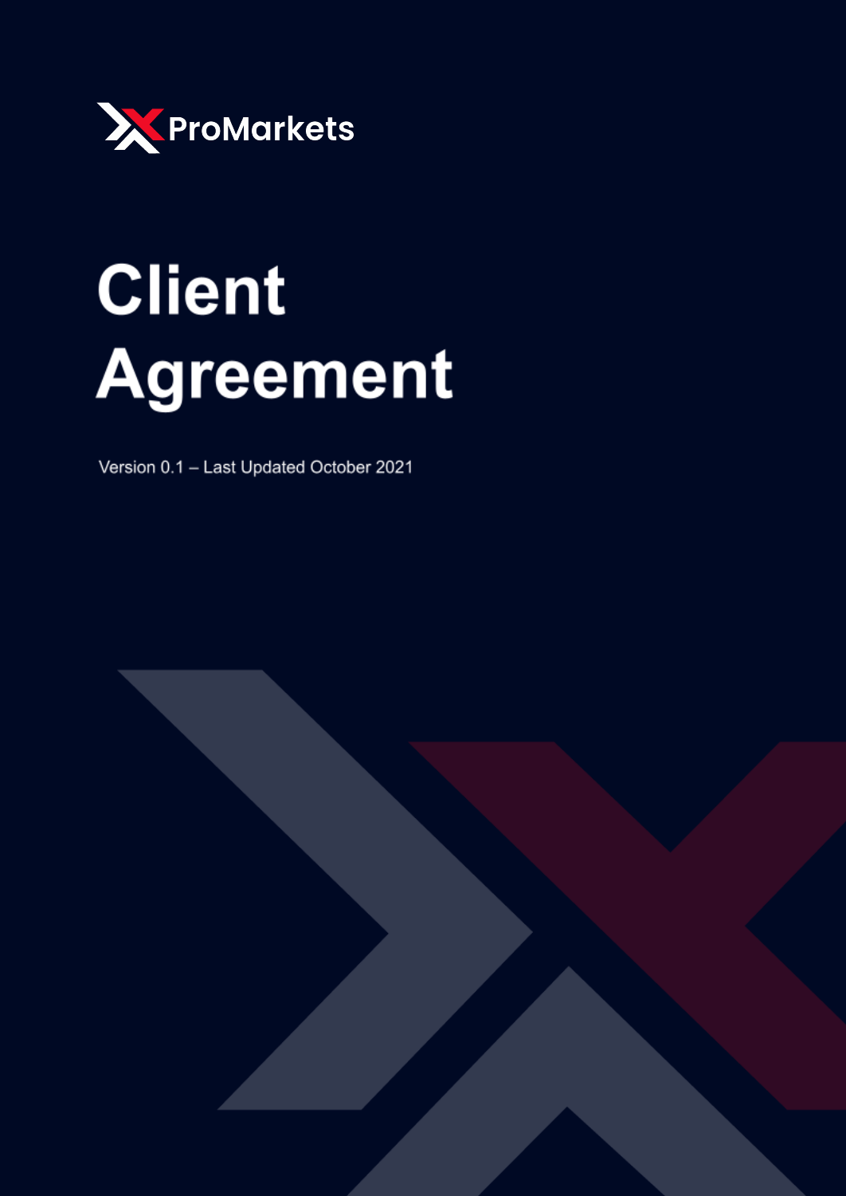ProMarkets

# Client Agreement

Version 0.1 – Last Updated October 2021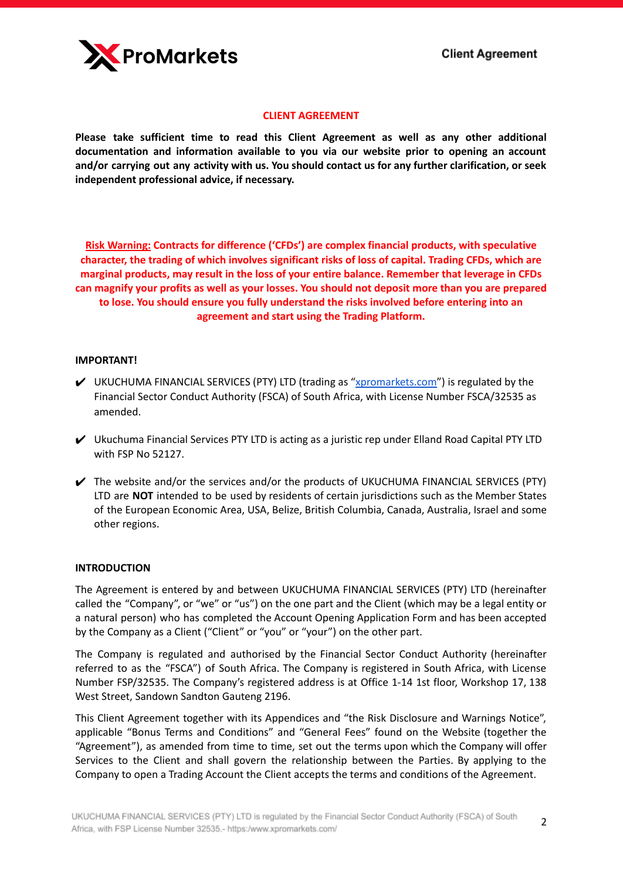# CLIENT AGREEMENT

**Please take sufficient time to read this Client Agreement as well as any other additional documentation and information available to you via our website prior to opening an account and/or carrying out any activity with us. You should contact us for any further clarification, or seek independent professional advice, if necessary.**

**Risk Warning: Contracts for difference ('CFDs') are complex financial products, with speculative character, the trading of which involves significant risks of loss of capital. Trading CFDs, which are marginal products, may result in the loss of your entire balance. Remember that leverage in CFDs can magnify your profits as well as your losses. You should not deposit more than you are prepared to lose. You should ensure you fully understand the risks involved before entering into an agreement and start using the Trading Platform.**

**IMPORTANT!**

- ✔ UKUCHUMA FINANCIAL SERVICES (PTY) LTD (trading as "xpromarkets.com") is regulated by the Financial Sector Conduct Authority (FSCA) of South Africa, with License Number FSCA/32535 as amended.
- ✔ Ukuchuma Financial Services PTY LTD is acting as a juristic rep under Elland Road Capital PTY LTD with FSP No 52127.
- ✔ The website and/or the services and/or the products of UKUCHUMA FINANCIAL SERVICES (PTY) LTD are **NOT** intended to be used by residents of certain jurisdictions such as the Member States of the European Economic Area, USA, Belize, British Columbia, Canada, Australia, Israel and some other regions.

## INTRODUCTION

The Agreement is entered by and between UKUCHUMA FINANCIAL SERVICES (PTY) LTD (hereinafter called the "Company", or "we" or "us") on the one part and the Client (which may be a legal entity or a natural person) who has completed the Account Opening Application Form and has been accepted by the Company as a Client ("Client" or "you" or "your") on the other part.

The Company is regulated and authorised by the Financial Sector Conduct Authority (hereinafter referred to as the "FSCA") of South Africa. The Company is registered in South Africa, with License Number FSP/32535. The Company's registered address is at Office 1-14 1st floor, Workshop 17, 138 West Street, Sandown Sandton Gauteng 2196.

This Client Agreement together with its Appendices and "the Risk Disclosure and Warnings Notice", applicable "Bonus Terms and Conditions" and "General Fees" found on the Website (together the "Agreement"), as amended from time to time, set out the terms upon which the Company will offer Services to the Client and shall govern the relationship between the Parties. By applying to the Company to open a Trading Account the Client accepts the terms and conditions of the Agreement.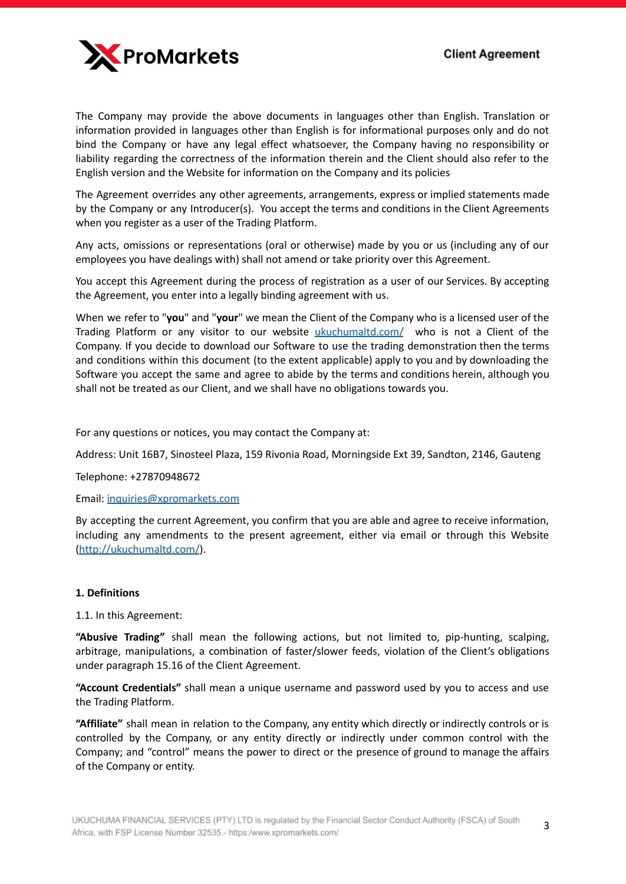The Company may provide the above documents in languages other than English. Translation or information provided in languages other than English is for informational purposes only and do not bind the Company or have any legal effect whatsoever, the Company having no responsibility or liability regarding the correctness of the information therein and the Client should also refer to the English version and the Website for information on the Company and its policies

The Agreement overrides any other agreements, arrangements, express or implied statements made by the Company or any Introducer(s). You accept the terms and conditions in the Client Agreements when you register as a user of the Trading Platform.

Any acts, omissions or representations (oral or otherwise) made by you or us (including any of our employees you have dealings with) shall not amend or take priority over this Agreement.

You accept this Agreement during the process of registration as a user of our Services. By accepting the Agreement, you enter into a legally binding agreement with us.

When we refer to "**you**" and "**your**" we mean the Client of the Company who is a licensed user of the Trading Platform or any visitor to our website [ukuchumaltd.com/](ukuchumaltd.com/) who is not a Client of the Company. If you decide to download our Software to use the trading demonstration then the terms and conditions within this document (to the extent applicable) apply to you and by downloading the Software you accept the same and agree to abide by the terms and conditions herein, although you shall not be treated as our Client, and we shall have no obligations towards you.

For any questions or notices, you may contact the Company at:

Address: Unit 16B7, Sinosteel Plaza, 159 Rivonia Road, Morningside Ext 39, Sandton, 2146, Gauteng

Telephone: +27870948672

Email: [inquiries@xpromarkets.com](mailto:inquiries@xpromarkets.com)

By accepting the current Agreement, you confirm that you are able and agree to receive information, including any amendments to the present agreement, either via email or through this Website ([http://ukuchumaltd.com/](http://ukuchumaltd.com/)).

**1. Definitions**

1.1. In this Agreement:

**“Abusive Trading”** shall mean the following actions, but not limited to, pip-hunting, scalping, arbitrage, manipulations, a combination of faster/slower feeds, violation of the Client’s obligations under paragraph 15.16 of the Client Agreement.

**“Account Credentials”** shall mean a unique username and password used by you to access and use the Trading Platform.

**“Affiliate”** shall mean in relation to the Company, any entity which directly or indirectly controls or is controlled by the Company, or any entity directly or indirectly under common control with the Company; and “control” means the power to direct or the presence of ground to manage the affairs of the Company or entity.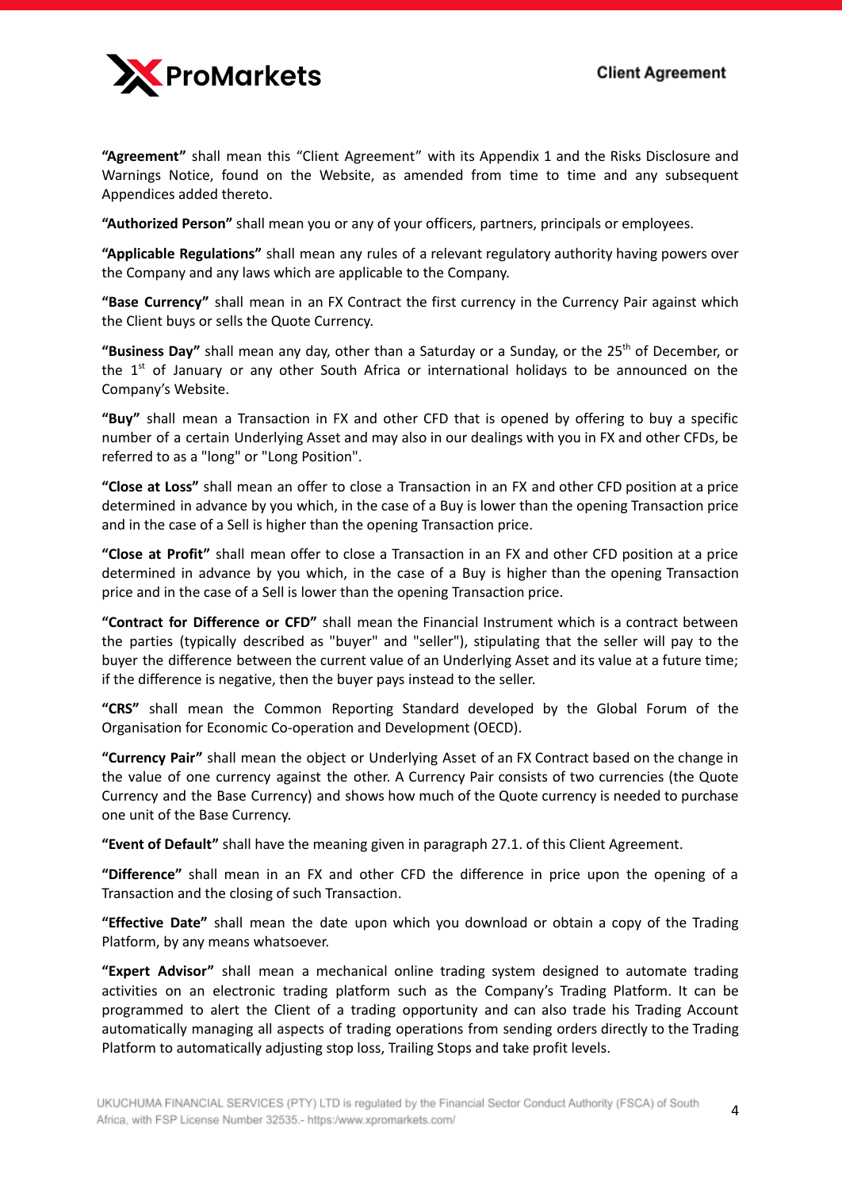**"Agreement"** shall mean this "Client Agreement" with its Appendix 1 and the Risks Disclosure and Warnings Notice, found on the Website, as amended from time to time and any subsequent Appendices added thereto.

**"Authorized Person"** shall mean you or any of your officers, partners, principals or employees.

**"Applicable Regulations"** shall mean any rules of a relevant regulatory authority having powers over the Company and any laws which are applicable to the Company.

**"Base Currency"** shall mean in an FX Contract the first currency in the Currency Pair against which the Client buys or sells the Quote Currency.

**"Business Day"** shall mean any day, other than a Saturday or a Sunday, or the 25th of December, or the 1st of January or any other South Africa or international holidays to be announced on the Company's Website.

**"Buy"** shall mean a Transaction in FX and other CFD that is opened by offering to buy a specific number of a certain Underlying Asset and may also in our dealings with you in FX and other CFDs, be referred to as a "long" or "Long Position".

**"Close at Loss"** shall mean an offer to close a Transaction in an FX and other CFD position at a price determined in advance by you which, in the case of a Buy is lower than the opening Transaction price and in the case of a Sell is higher than the opening Transaction price.

**"Close at Profit"** shall mean offer to close a Transaction in an FX and other CFD position at a price determined in advance by you which, in the case of a Buy is higher than the opening Transaction price and in the case of a Sell is lower than the opening Transaction price.

**"Contract for Difference or CFD"** shall mean the Financial Instrument which is a contract between the parties (typically described as "buyer" and "seller"), stipulating that the seller will pay to the buyer the difference between the current value of an Underlying Asset and its value at a future time; if the difference is negative, then the buyer pays instead to the seller.

**"CRS"** shall mean the Common Reporting Standard developed by the Global Forum of the Organisation for Economic Co-operation and Development (OECD).

**"Currency Pair"** shall mean the object or Underlying Asset of an FX Contract based on the change in the value of one currency against the other. A Currency Pair consists of two currencies (the Quote Currency and the Base Currency) and shows how much of the Quote currency is needed to purchase one unit of the Base Currency.

**"Event of Default"** shall have the meaning given in paragraph 27.1. of this Client Agreement.

**"Difference"** shall mean in an FX and other CFD the difference in price upon the opening of a Transaction and the closing of such Transaction.

**"Effective Date"** shall mean the date upon which you download or obtain a copy of the Trading Platform, by any means whatsoever.

**"Expert Advisor"** shall mean a mechanical online trading system designed to automate trading activities on an electronic trading platform such as the Company's Trading Platform. It can be programmed to alert the Client of a trading opportunity and can also trade his Trading Account automatically managing all aspects of trading operations from sending orders directly to the Trading Platform to automatically adjusting stop loss, Trailing Stops and take profit levels.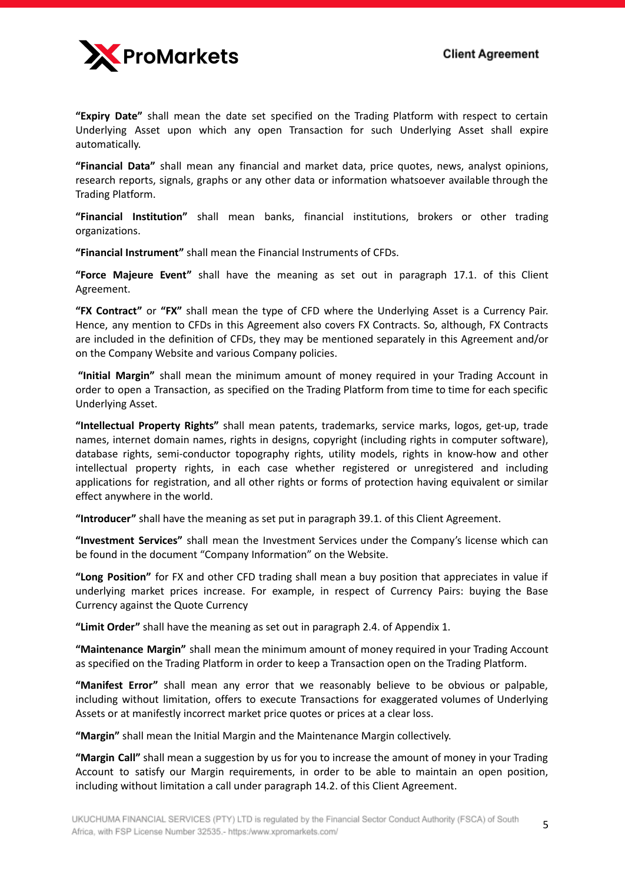**"Expiry Date"** shall mean the date set specified on the Trading Platform with respect to certain Underlying Asset upon which any open Transaction for such Underlying Asset shall expire automatically.

**"Financial Data"** shall mean any financial and market data, price quotes, news, analyst opinions, research reports, signals, graphs or any other data or information whatsoever available through the Trading Platform.

**"Financial Institution"** shall mean banks, financial institutions, brokers or other trading organizations.

**"Financial Instrument"** shall mean the Financial Instruments of CFDs.

**"Force Majeure Event"** shall have the meaning as set out in paragraph 17.1. of this Client Agreement.

**"FX Contract"** or **"FX"** shall mean the type of CFD where the Underlying Asset is a Currency Pair. Hence, any mention to CFDs in this Agreement also covers FX Contracts. So, although, FX Contracts are included in the definition of CFDs, they may be mentioned separately in this Agreement and/or on the Company Website and various Company policies.

**"Initial Margin"** shall mean the minimum amount of money required in your Trading Account in order to open a Transaction, as specified on the Trading Platform from time to time for each specific Underlying Asset.

**"Intellectual Property Rights"** shall mean patents, trademarks, service marks, logos, get-up, trade names, internet domain names, rights in designs, copyright (including rights in computer software), database rights, semi-conductor topography rights, utility models, rights in know-how and other intellectual property rights, in each case whether registered or unregistered and including applications for registration, and all other rights or forms of protection having equivalent or similar effect anywhere in the world.

**"Introducer"** shall have the meaning as set put in paragraph 39.1. of this Client Agreement.

**"Investment Services"** shall mean the Investment Services under the Company's license which can be found in the document "Company Information" on the Website.

**"Long Position"** for FX and other CFD trading shall mean a buy position that appreciates in value if underlying market prices increase. For example, in respect of Currency Pairs: buying the Base Currency against the Quote Currency

**"Limit Order"** shall have the meaning as set out in paragraph 2.4. of Appendix 1.

**"Maintenance Margin"** shall mean the minimum amount of money required in your Trading Account as specified on the Trading Platform in order to keep a Transaction open on the Trading Platform.

**"Manifest Error"** shall mean any error that we reasonably believe to be obvious or palpable, including without limitation, offers to execute Transactions for exaggerated volumes of Underlying Assets or at manifestly incorrect market price quotes or prices at a clear loss.

**"Margin"** shall mean the Initial Margin and the Maintenance Margin collectively.

**"Margin Call"** shall mean a suggestion by us for you to increase the amount of money in your Trading Account to satisfy our Margin requirements, in order to be able to maintain an open position, including without limitation a call under paragraph 14.2. of this Client Agreement.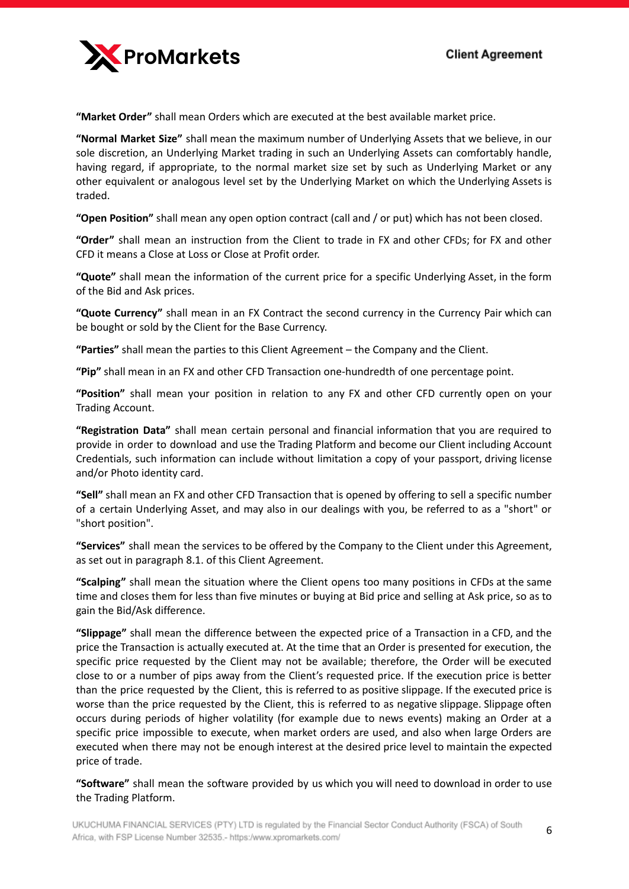**"Market Order"** shall mean Orders which are executed at the best available market price.

**"Normal Market Size"** shall mean the maximum number of Underlying Assets that we believe, in our sole discretion, an Underlying Market trading in such an Underlying Assets can comfortably handle, having regard, if appropriate, to the normal market size set by such as Underlying Market or any other equivalent or analogous level set by the Underlying Market on which the Underlying Assets is traded.

**"Open Position"** shall mean any open option contract (call and / or put) which has not been closed.

**"Order"** shall mean an instruction from the Client to trade in FX and other CFDs; for FX and other CFD it means a Close at Loss or Close at Profit order.

**"Quote"** shall mean the information of the current price for a specific Underlying Asset, in the form of the Bid and Ask prices.

**"Quote Currency"** shall mean in an FX Contract the second currency in the Currency Pair which can be bought or sold by the Client for the Base Currency.

**"Parties"** shall mean the parties to this Client Agreement – the Company and the Client.

**"Pip"** shall mean in an FX and other CFD Transaction one-hundredth of one percentage point.

**"Position"** shall mean your position in relation to any FX and other CFD currently open on your Trading Account.

**"Registration Data"** shall mean certain personal and financial information that you are required to provide in order to download and use the Trading Platform and become our Client including Account Credentials, such information can include without limitation a copy of your passport, driving license and/or Photo identity card.

**"Sell"** shall mean an FX and other CFD Transaction that is opened by offering to sell a specific number of a certain Underlying Asset, and may also in our dealings with you, be referred to as a "short" or "short position".

**"Services"** shall mean the services to be offered by the Company to the Client under this Agreement, as set out in paragraph 8.1. of this Client Agreement.

**"Scalping"** shall mean the situation where the Client opens too many positions in CFDs at the same time and closes them for less than five minutes or buying at Bid price and selling at Ask price, so as to gain the Bid/Ask difference.

**"Slippage"** shall mean the difference between the expected price of a Transaction in a CFD, and the price the Transaction is actually executed at. At the time that an Order is presented for execution, the specific price requested by the Client may not be available; therefore, the Order will be executed close to or a number of pips away from the Client's requested price. If the execution price is better than the price requested by the Client, this is referred to as positive slippage. If the executed price is worse than the price requested by the Client, this is referred to as negative slippage. Slippage often occurs during periods of higher volatility (for example due to news events) making an Order at a specific price impossible to execute, when market orders are used, and also when large Orders are executed when there may not be enough interest at the desired price level to maintain the expected price of trade.

**"Software"** shall mean the software provided by us which you will need to download in order to use the Trading Platform.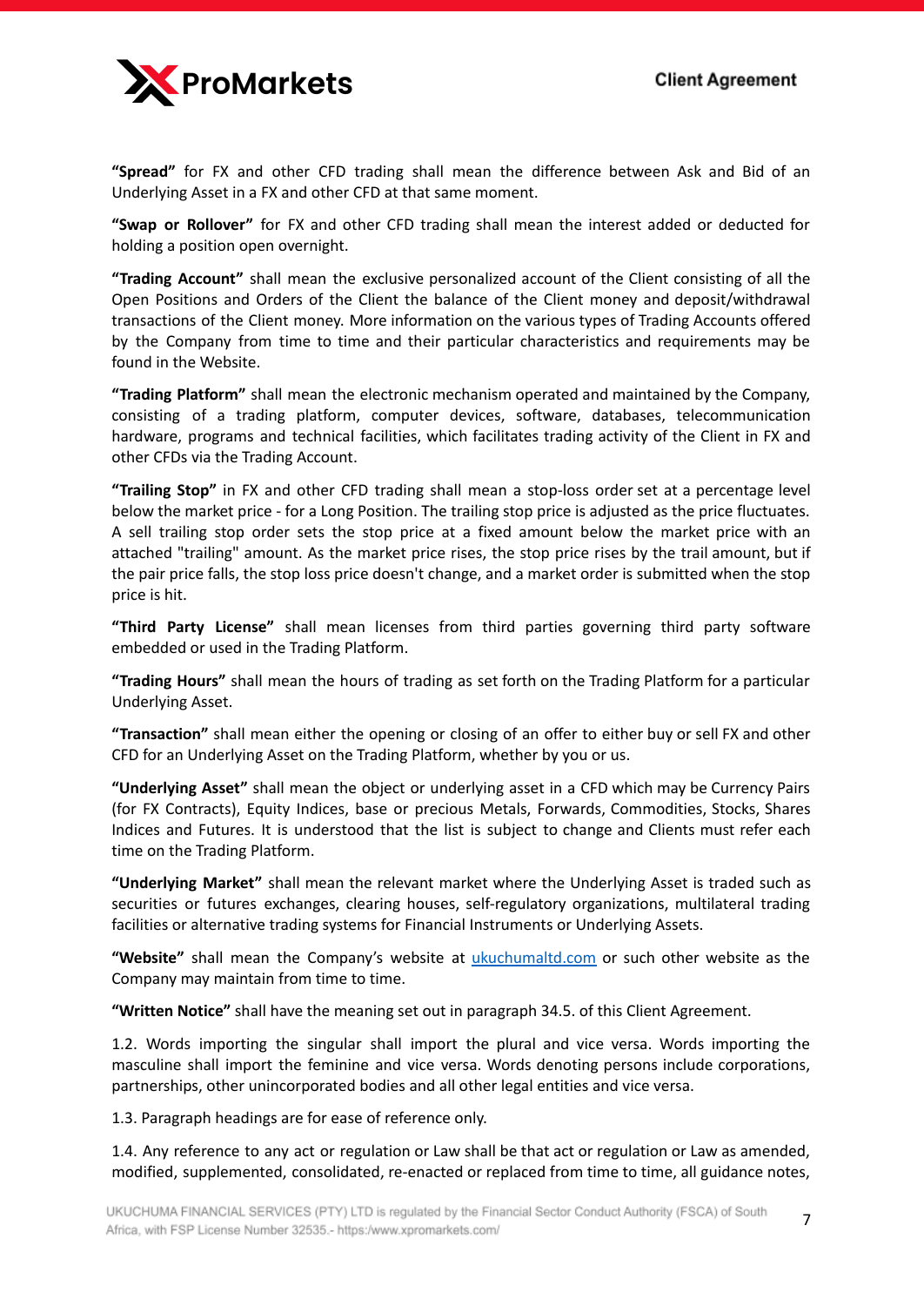**“Spread”** for FX and other CFD trading shall mean the difference between Ask and Bid of an Underlying Asset in a FX and other CFD at that same moment.

**“Swap or Rollover”** for FX and other CFD trading shall mean the interest added or deducted for holding a position open overnight.

**“Trading Account”** shall mean the exclusive personalized account of the Client consisting of all the Open Positions and Orders of the Client the balance of the Client money and deposit/withdrawal transactions of the Client money. More information on the various types of Trading Accounts offered by the Company from time to time and their particular characteristics and requirements may be found in the Website.

**“Trading Platform”** shall mean the electronic mechanism operated and maintained by the Company, consisting of a trading platform, computer devices, software, databases, telecommunication hardware, programs and technical facilities, which facilitates trading activity of the Client in FX and other CFDs via the Trading Account.

**“Trailing Stop”** in FX and other CFD trading shall mean a stop-loss order set at a percentage level below the market price - for a Long Position. The trailing stop price is adjusted as the price fluctuates. A sell trailing stop order sets the stop price at a fixed amount below the market price with an attached "trailing" amount. As the market price rises, the stop price rises by the trail amount, but if the pair price falls, the stop loss price doesn't change, and a market order is submitted when the stop price is hit.

**“Third Party License”** shall mean licenses from third parties governing third party software embedded or used in the Trading Platform.

**“Trading Hours”** shall mean the hours of trading as set forth on the Trading Platform for a particular Underlying Asset.

**“Transaction”** shall mean either the opening or closing of an offer to either buy or sell FX and other CFD for an Underlying Asset on the Trading Platform, whether by you or us.

**“Underlying Asset”** shall mean the object or underlying asset in a CFD which may be Currency Pairs (for FX Contracts), Equity Indices, base or precious Metals, Forwards, Commodities, Stocks, Shares Indices and Futures. It is understood that the list is subject to change and Clients must refer each time on the Trading Platform.

**“Underlying Market”** shall mean the relevant market where the Underlying Asset is traded such as securities or futures exchanges, clearing houses, self-regulatory organizations, multilateral trading facilities or alternative trading systems for Financial Instruments or Underlying Assets.

**“Website”** shall mean the Company’s website at [ukuchumaltd.com](ukuchumaltd.com) or such other website as the Company may maintain from time to time.

**“Written Notice”** shall have the meaning set out in paragraph 34.5. of this Client Agreement.

1.2. Words importing the singular shall import the plural and vice versa. Words importing the masculine shall import the feminine and vice versa. Words denoting persons include corporations, partnerships, other unincorporated bodies and all other legal entities and vice versa.

1.3. Paragraph headings are for ease of reference only.

1.4. Any reference to any act or regulation or Law shall be that act or regulation or Law as amended, modified, supplemented, consolidated, re-enacted or replaced from time to time, all guidance notes,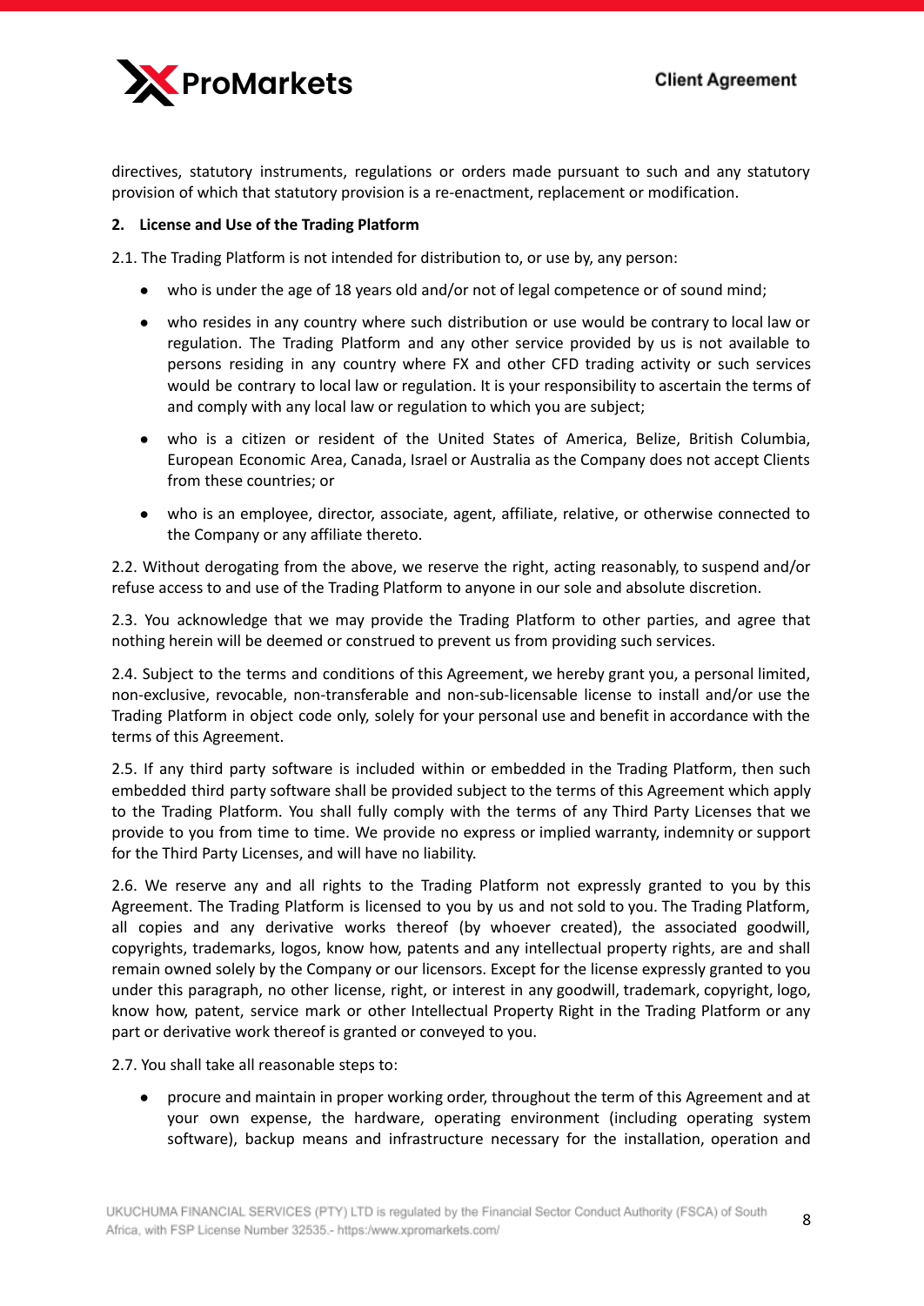directives, statutory instruments, regulations or orders made pursuant to such and any statutory provision of which that statutory provision is a re-enactment, replacement or modification.

**2. License and Use of the Trading Platform**

2.1. The Trading Platform is not intended for distribution to, or use by, any person:

- who is under the age of 18 years old and/or not of legal competence or of sound mind;
- who resides in any country where such distribution or use would be contrary to local law or regulation. The Trading Platform and any other service provided by us is not available to persons residing in any country where FX and other CFD trading activity or such services would be contrary to local law or regulation. It is your responsibility to ascertain the terms of and comply with any local law or regulation to which you are subject;
- who is a citizen or resident of the United States of America, Belize, British Columbia, European Economic Area, Canada, Israel or Australia as the Company does not accept Clients from these countries; or
- who is an employee, director, associate, agent, affiliate, relative, or otherwise connected to the Company or any affiliate thereto.

2.2. Without derogating from the above, we reserve the right, acting reasonably, to suspend and/or refuse access to and use of the Trading Platform to anyone in our sole and absolute discretion.

2.3. You acknowledge that we may provide the Trading Platform to other parties, and agree that nothing herein will be deemed or construed to prevent us from providing such services.

2.4. Subject to the terms and conditions of this Agreement, we hereby grant you, a personal limited, non-exclusive, revocable, non-transferable and non-sub-licensable license to install and/or use the Trading Platform in object code only, solely for your personal use and benefit in accordance with the terms of this Agreement.

2.5. If any third party software is included within or embedded in the Trading Platform, then such embedded third party software shall be provided subject to the terms of this Agreement which apply to the Trading Platform. You shall fully comply with the terms of any Third Party Licenses that we provide to you from time to time. We provide no express or implied warranty, indemnity or support for the Third Party Licenses, and will have no liability.

2.6. We reserve any and all rights to the Trading Platform not expressly granted to you by this Agreement. The Trading Platform is licensed to you by us and not sold to you. The Trading Platform, all copies and any derivative works thereof (by whoever created), the associated goodwill, copyrights, trademarks, logos, know how, patents and any intellectual property rights, are and shall remain owned solely by the Company or our licensors. Except for the license expressly granted to you under this paragraph, no other license, right, or interest in any goodwill, trademark, copyright, logo, know how, patent, service mark or other Intellectual Property Right in the Trading Platform or any part or derivative work thereof is granted or conveyed to you.

2.7. You shall take all reasonable steps to:

- procure and maintain in proper working order, throughout the term of this Agreement and at your own expense, the hardware, operating environment (including operating system software), backup means and infrastructure necessary for the installation, operation and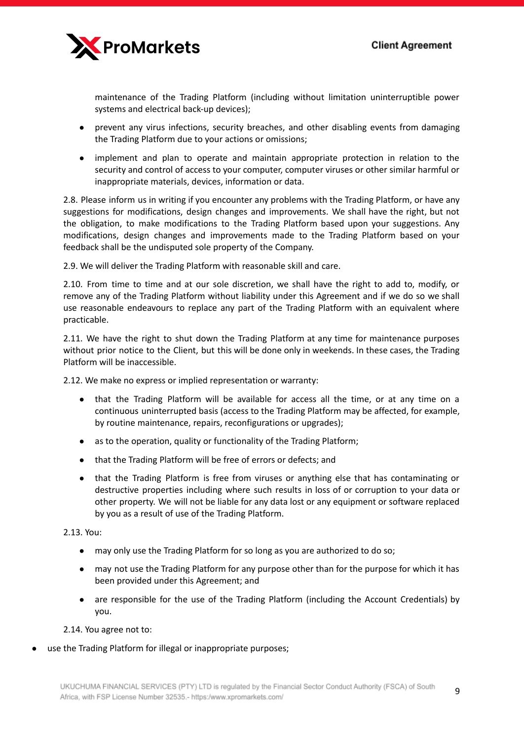maintenance of the Trading Platform (including without limitation uninterruptible power systems and electrical back-up devices);

- prevent any virus infections, security breaches, and other disabling events from damaging the Trading Platform due to your actions or omissions;
- implement and plan to operate and maintain appropriate protection in relation to the security and control of access to your computer, computer viruses or other similar harmful or inappropriate materials, devices, information or data.

2.8. Please inform us in writing if you encounter any problems with the Trading Platform, or have any suggestions for modifications, design changes and improvements. We shall have the right, but not the obligation, to make modifications to the Trading Platform based upon your suggestions. Any modifications, design changes and improvements made to the Trading Platform based on your feedback shall be the undisputed sole property of the Company.

2.9. We will deliver the Trading Platform with reasonable skill and care.

2.10. From time to time and at our sole discretion, we shall have the right to add to, modify, or remove any of the Trading Platform without liability under this Agreement and if we do so we shall use reasonable endeavours to replace any part of the Trading Platform with an equivalent where practicable.

2.11. We have the right to shut down the Trading Platform at any time for maintenance purposes without prior notice to the Client, but this will be done only in weekends. In these cases, the Trading Platform will be inaccessible.

2.12. We make no express or implied representation or warranty:

- that the Trading Platform will be available for access all the time, or at any time on a continuous uninterrupted basis (access to the Trading Platform may be affected, for example, by routine maintenance, repairs, reconfigurations or upgrades);
- as to the operation, quality or functionality of the Trading Platform;
- that the Trading Platform will be free of errors or defects; and
- that the Trading Platform is free from viruses or anything else that has contaminating or destructive properties including where such results in loss of or corruption to your data or other property. We will not be liable for any data lost or any equipment or software replaced by you as a result of use of the Trading Platform.

2.13. You:

- may only use the Trading Platform for so long as you are authorized to do so;
- may not use the Trading Platform for any purpose other than for the purpose for which it has been provided under this Agreement; and
- are responsible for the use of the Trading Platform (including the Account Credentials) by you.

2.14. You agree not to:

- use the Trading Platform for illegal or inappropriate purposes;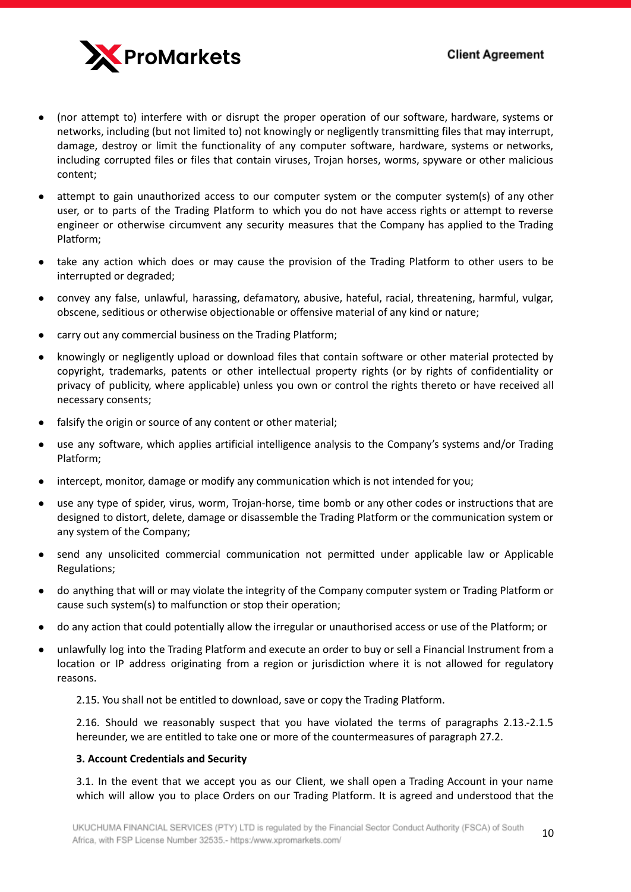- (nor attempt to) interfere with or disrupt the proper operation of our software, hardware, systems or networks, including (but not limited to) not knowingly or negligently transmitting files that may interrupt, damage, destroy or limit the functionality of any computer software, hardware, systems or networks, including corrupted files or files that contain viruses, Trojan horses, worms, spyware or other malicious content;
- attempt to gain unauthorized access to our computer system or the computer system(s) of any other user, or to parts of the Trading Platform to which you do not have access rights or attempt to reverse engineer or otherwise circumvent any security measures that the Company has applied to the Trading Platform;
- take any action which does or may cause the provision of the Trading Platform to other users to be interrupted or degraded;
- convey any false, unlawful, harassing, defamatory, abusive, hateful, racial, threatening, harmful, vulgar, obscene, seditious or otherwise objectionable or offensive material of any kind or nature;
- carry out any commercial business on the Trading Platform;
- knowingly or negligently upload or download files that contain software or other material protected by copyright, trademarks, patents or other intellectual property rights (or by rights of confidentiality or privacy of publicity, where applicable) unless you own or control the rights thereto or have received all necessary consents;
- falsify the origin or source of any content or other material;
- use any software, which applies artificial intelligence analysis to the Company's systems and/or Trading Platform;
- intercept, monitor, damage or modify any communication which is not intended for you;
- use any type of spider, virus, worm, Trojan-horse, time bomb or any other codes or instructions that are designed to distort, delete, damage or disassemble the Trading Platform or the communication system or any system of the Company;
- send any unsolicited commercial communication not permitted under applicable law or Applicable Regulations;
- do anything that will or may violate the integrity of the Company computer system or Trading Platform or cause such system(s) to malfunction or stop their operation;
- do any action that could potentially allow the irregular or unauthorised access or use of the Platform; or
- unlawfully log into the Trading Platform and execute an order to buy or sell a Financial Instrument from a location or IP address originating from a region or jurisdiction where it is not allowed for regulatory reasons.

2.15. You shall not be entitled to download, save or copy the Trading Platform.

2.16. Should we reasonably suspect that you have violated the terms of paragraphs 2.13.-2.1.5 hereunder, we are entitled to take one or more of the countermeasures of paragraph 27.2.

**3. Account Credentials and Security**

3.1. In the event that we accept you as our Client, we shall open a Trading Account in your name which will allow you to place Orders on our Trading Platform. It is agreed and understood that the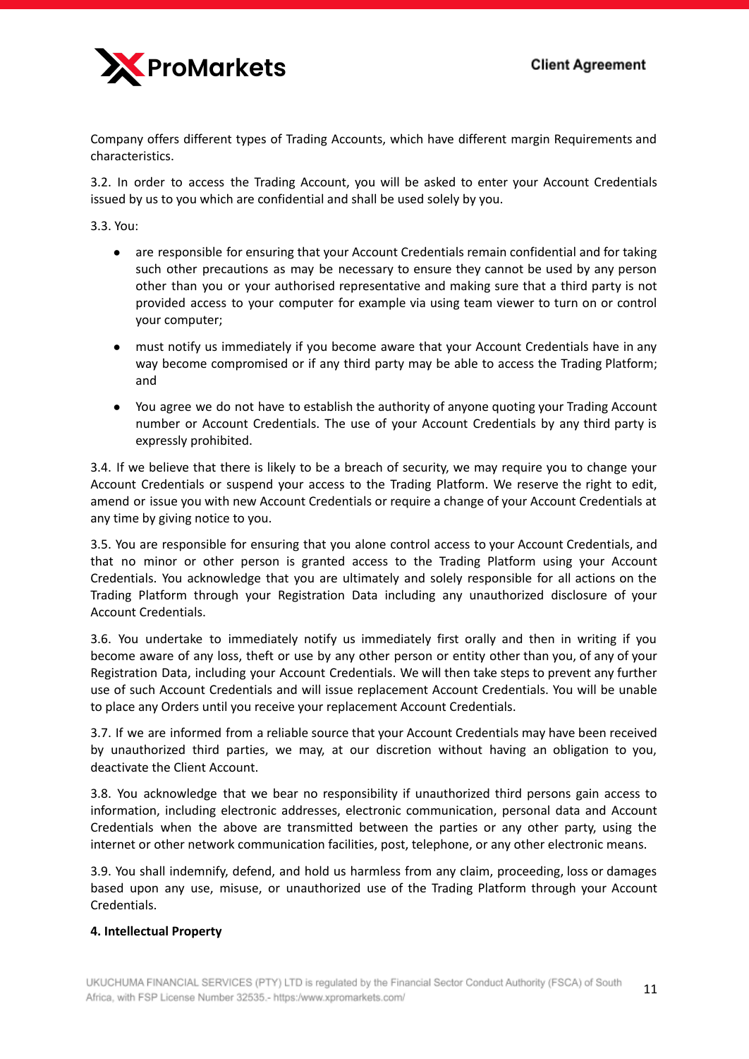Company offers different types of Trading Accounts, which have different margin Requirements and characteristics.

3.2. In order to access the Trading Account, you will be asked to enter your Account Credentials issued by us to you which are confidential and shall be used solely by you.

3.3. You:

- are responsible for ensuring that your Account Credentials remain confidential and for taking such other precautions as may be necessary to ensure they cannot be used by any person other than you or your authorised representative and making sure that a third party is not provided access to your computer for example via using team viewer to turn on or control your computer;
- must notify us immediately if you become aware that your Account Credentials have in any way become compromised or if any third party may be able to access the Trading Platform; and
- You agree we do not have to establish the authority of anyone quoting your Trading Account number or Account Credentials. The use of your Account Credentials by any third party is expressly prohibited.

3.4. If we believe that there is likely to be a breach of security, we may require you to change your Account Credentials or suspend your access to the Trading Platform. We reserve the right to edit, amend or issue you with new Account Credentials or require a change of your Account Credentials at any time by giving notice to you.

3.5. You are responsible for ensuring that you alone control access to your Account Credentials, and that no minor or other person is granted access to the Trading Platform using your Account Credentials. You acknowledge that you are ultimately and solely responsible for all actions on the Trading Platform through your Registration Data including any unauthorized disclosure of your Account Credentials.

3.6. You undertake to immediately notify us immediately first orally and then in writing if you become aware of any loss, theft or use by any other person or entity other than you, of any of your Registration Data, including your Account Credentials. We will then take steps to prevent any further use of such Account Credentials and will issue replacement Account Credentials. You will be unable to place any Orders until you receive your replacement Account Credentials.

3.7. If we are informed from a reliable source that your Account Credentials may have been received by unauthorized third parties, we may, at our discretion without having an obligation to you, deactivate the Client Account.

3.8. You acknowledge that we bear no responsibility if unauthorized third persons gain access to information, including electronic addresses, electronic communication, personal data and Account Credentials when the above are transmitted between the parties or any other party, using the internet or other network communication facilities, post, telephone, or any other electronic means.

3.9. You shall indemnify, defend, and hold us harmless from any claim, proceeding, loss or damages based upon any use, misuse, or unauthorized use of the Trading Platform through your Account Credentials.

**4. Intellectual Property**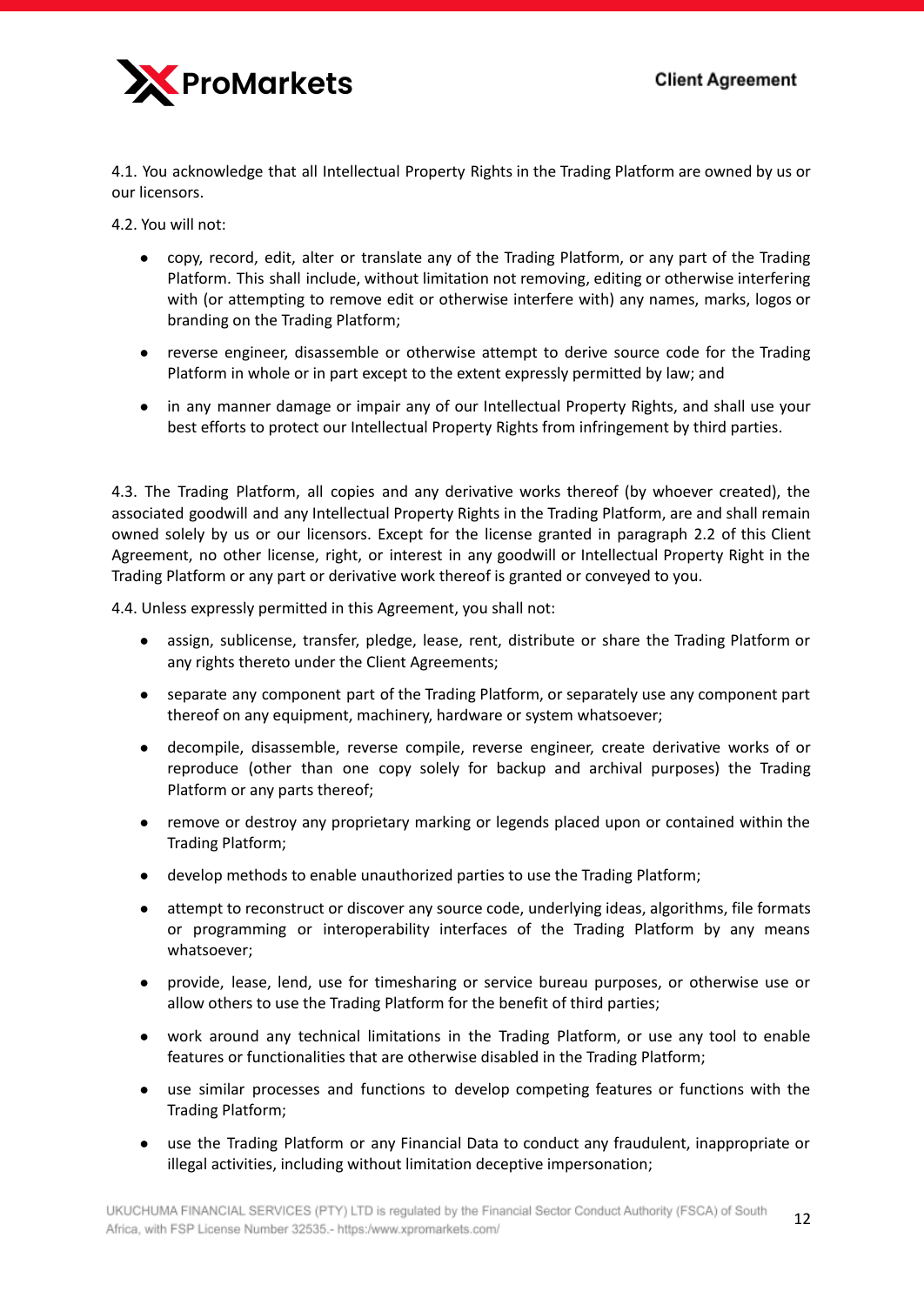4.1. You acknowledge that all Intellectual Property Rights in the Trading Platform are owned by us or our licensors.

4.2. You will not:

- copy, record, edit, alter or translate any of the Trading Platform, or any part of the Trading Platform. This shall include, without limitation not removing, editing or otherwise interfering with (or attempting to remove edit or otherwise interfere with) any names, marks, logos or branding on the Trading Platform;
- reverse engineer, disassemble or otherwise attempt to derive source code for the Trading Platform in whole or in part except to the extent expressly permitted by law; and
- in any manner damage or impair any of our Intellectual Property Rights, and shall use your best efforts to protect our Intellectual Property Rights from infringement by third parties.

4.3. The Trading Platform, all copies and any derivative works thereof (by whoever created), the associated goodwill and any Intellectual Property Rights in the Trading Platform, are and shall remain owned solely by us or our licensors. Except for the license granted in paragraph 2.2 of this Client Agreement, no other license, right, or interest in any goodwill or Intellectual Property Right in the Trading Platform or any part or derivative work thereof is granted or conveyed to you.

4.4. Unless expressly permitted in this Agreement, you shall not:

- assign, sublicense, transfer, pledge, lease, rent, distribute or share the Trading Platform or any rights thereto under the Client Agreements;
- separate any component part of the Trading Platform, or separately use any component part thereof on any equipment, machinery, hardware or system whatsoever;
- decompile, disassemble, reverse compile, reverse engineer, create derivative works of or reproduce (other than one copy solely for backup and archival purposes) the Trading Platform or any parts thereof;
- remove or destroy any proprietary marking or legends placed upon or contained within the Trading Platform;
- develop methods to enable unauthorized parties to use the Trading Platform;
- attempt to reconstruct or discover any source code, underlying ideas, algorithms, file formats or programming or interoperability interfaces of the Trading Platform by any means whatsoever;
- provide, lease, lend, use for timesharing or service bureau purposes, or otherwise use or allow others to use the Trading Platform for the benefit of third parties;
- work around any technical limitations in the Trading Platform, or use any tool to enable features or functionalities that are otherwise disabled in the Trading Platform;
- use similar processes and functions to develop competing features or functions with the Trading Platform;
- use the Trading Platform or any Financial Data to conduct any fraudulent, inappropriate or illegal activities, including without limitation deceptive impersonation;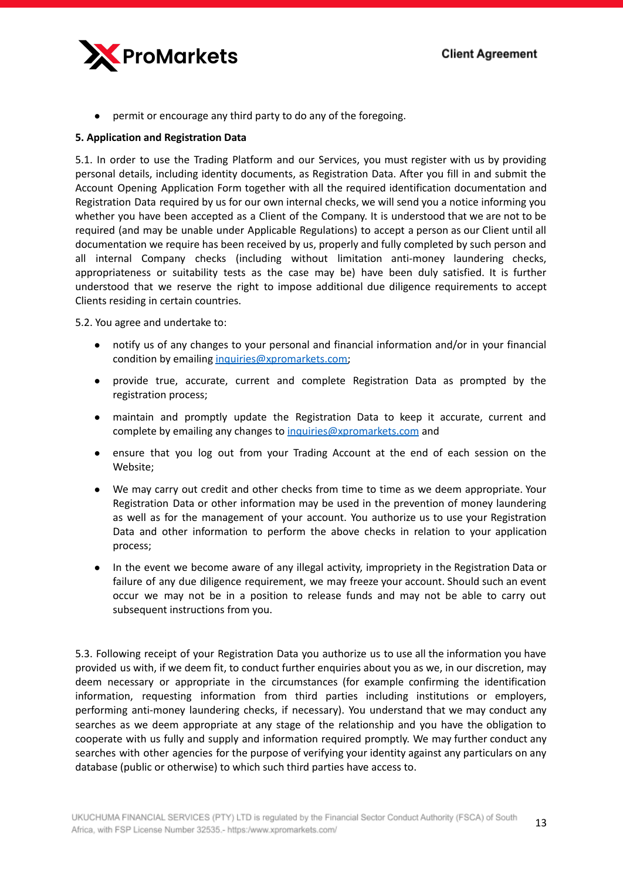- permit or encourage any third party to do any of the foregoing.

**5. Application and Registration Data**

5.1. In order to use the Trading Platform and our Services, you must register with us by providing personal details, including identity documents, as Registration Data. After you fill in and submit the Account Opening Application Form together with all the required identification documentation and Registration Data required by us for our own internal checks, we will send you a notice informing you whether you have been accepted as a Client of the Company. It is understood that we are not to be required (and may be unable under Applicable Regulations) to accept a person as our Client until all documentation we require has been received by us, properly and fully completed by such person and all internal Company checks (including without limitation anti-money laundering checks, appropriateness or suitability tests as the case may be) have been duly satisfied. It is further understood that we reserve the right to impose additional due diligence requirements to accept Clients residing in certain countries.

5.2. You agree and undertake to:

- notify us of any changes to your personal and financial information and/or in your financial condition by emailing inquiries@xpromarkets.com;
- provide true, accurate, current and complete Registration Data as prompted by the registration process;
- maintain and promptly update the Registration Data to keep it accurate, current and complete by emailing any changes to inquiries@xpromarkets.com and
- ensure that you log out from your Trading Account at the end of each session on the Website;
- We may carry out credit and other checks from time to time as we deem appropriate. Your Registration Data or other information may be used in the prevention of money laundering as well as for the management of your account. You authorize us to use your Registration Data and other information to perform the above checks in relation to your application process;
- In the event we become aware of any illegal activity, impropriety in the Registration Data or failure of any due diligence requirement, we may freeze your account. Should such an event occur we may not be in a position to release funds and may not be able to carry out subsequent instructions from you.

5.3. Following receipt of your Registration Data you authorize us to use all the information you have provided us with, if we deem fit, to conduct further enquiries about you as we, in our discretion, may deem necessary or appropriate in the circumstances (for example confirming the identification information, requesting information from third parties including institutions or employers, performing anti-money laundering checks, if necessary). You understand that we may conduct any searches as we deem appropriate at any stage of the relationship and you have the obligation to cooperate with us fully and supply and information required promptly. We may further conduct any searches with other agencies for the purpose of verifying your identity against any particulars on any database (public or otherwise) to which such third parties have access to.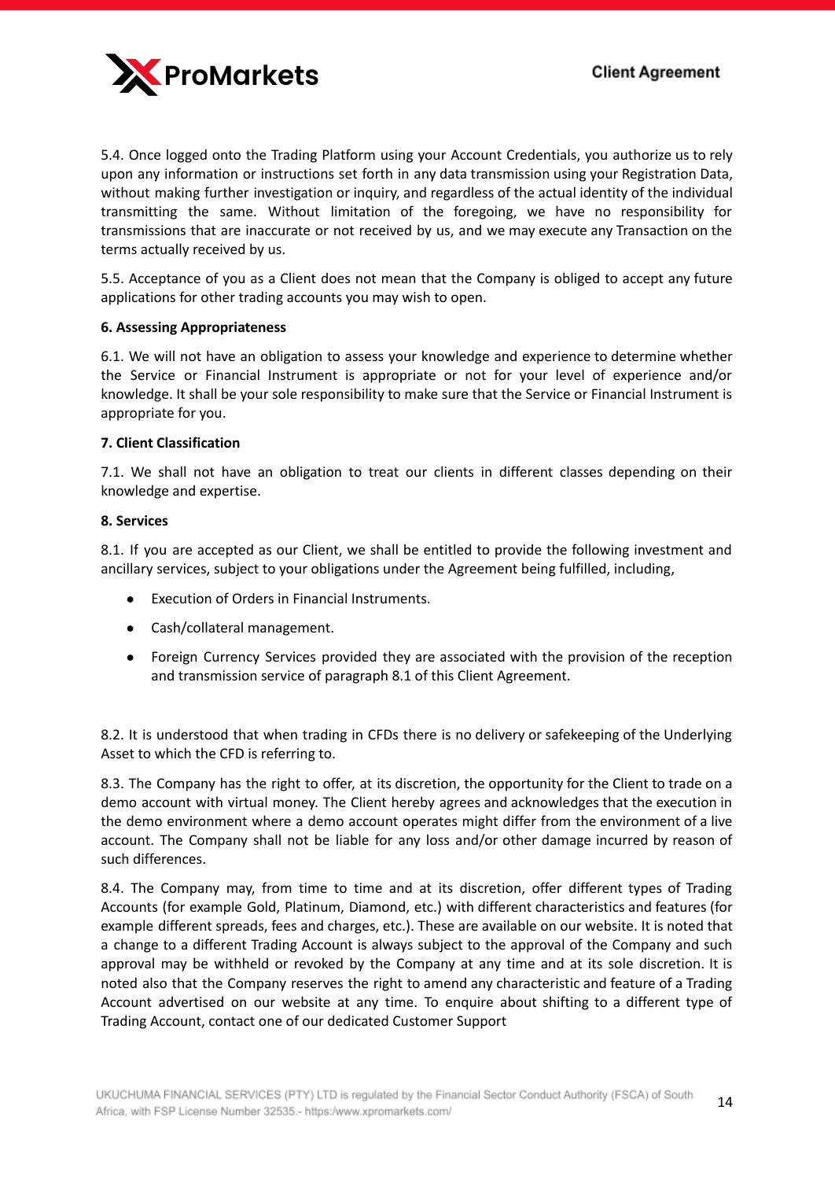5.4. Once logged onto the Trading Platform using your Account Credentials, you authorize us to rely upon any information or instructions set forth in any data transmission using your Registration Data, without making further investigation or inquiry, and regardless of the actual identity of the individual transmitting the same. Without limitation of the foregoing, we have no responsibility for transmissions that are inaccurate or not received by us, and we may execute any Transaction on the terms actually received by us.

5.5. Acceptance of you as a Client does not mean that the Company is obliged to accept any future applications for other trading accounts you may wish to open.

**6. Assessing Appropriateness**

6.1. We will not have an obligation to assess your knowledge and experience to determine whether the Service or Financial Instrument is appropriate or not for your level of experience and/or knowledge. It shall be your sole responsibility to make sure that the Service or Financial Instrument is appropriate for you.

**7. Client Classification**

7.1. We shall not have an obligation to treat our clients in different classes depending on their knowledge and expertise.

**8. Services**

8.1. If you are accepted as our Client, we shall be entitled to provide the following investment and ancillary services, subject to your obligations under the Agreement being fulfilled, including,

- Execution of Orders in Financial Instruments.
- Cash/collateral management.
- Foreign Currency Services provided they are associated with the provision of the reception and transmission service of paragraph 8.1 of this Client Agreement.

8.2. It is understood that when trading in CFDs there is no delivery or safekeeping of the Underlying Asset to which the CFD is referring to.

8.3. The Company has the right to offer, at its discretion, the opportunity for the Client to trade on a demo account with virtual money. The Client hereby agrees and acknowledges that the execution in the demo environment where a demo account operates might differ from the environment of a live account. The Company shall not be liable for any loss and/or other damage incurred by reason of such differences.

8.4. The Company may, from time to time and at its discretion, offer different types of Trading Accounts (for example Gold, Platinum, Diamond, etc.) with different characteristics and features (for example different spreads, fees and charges, etc.). These are available on our website. It is noted that a change to a different Trading Account is always subject to the approval of the Company and such approval may be withheld or revoked by the Company at any time and at its sole discretion. It is noted also that the Company reserves the right to amend any characteristic and feature of a Trading Account advertised on our website at any time. To enquire about shifting to a different type of Trading Account, contact one of our dedicated Customer Support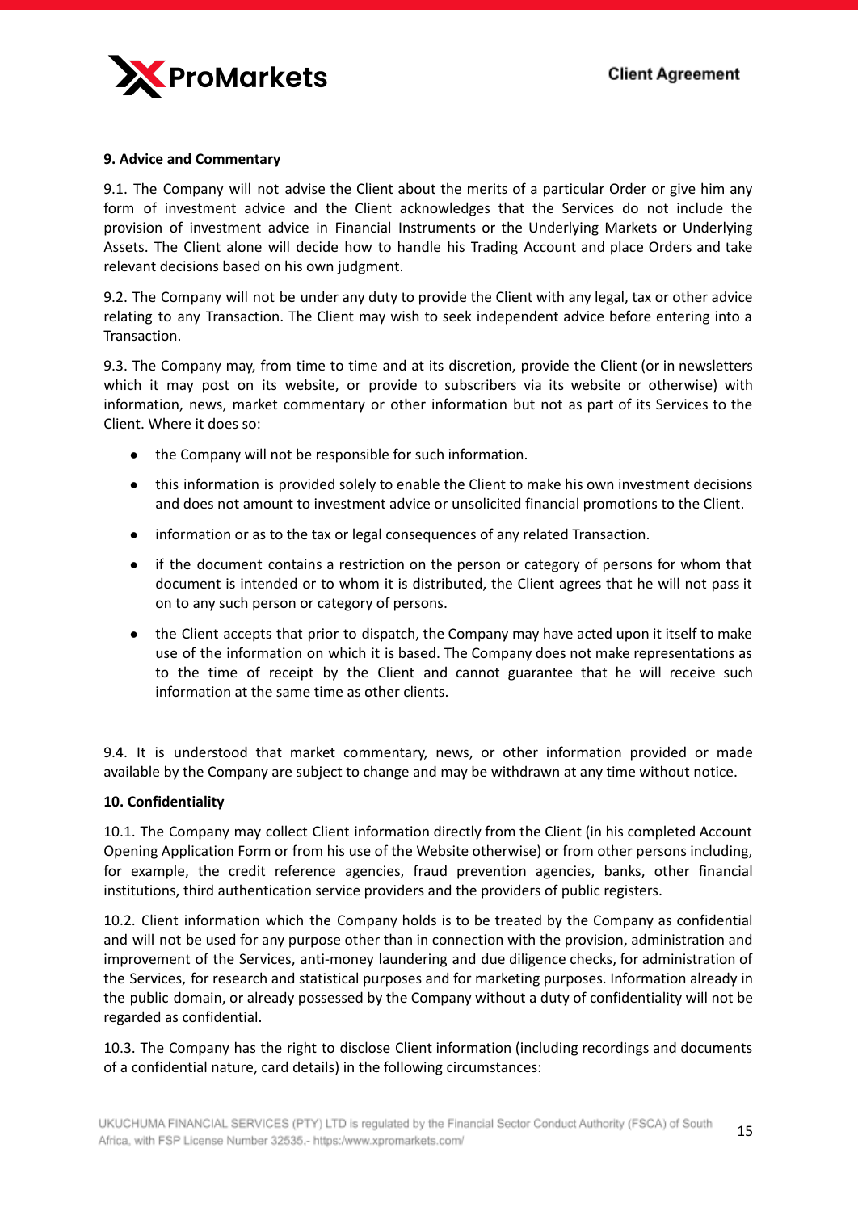**9. Advice and Commentary**

9.1. The Company will not advise the Client about the merits of a particular Order or give him any form of investment advice and the Client acknowledges that the Services do not include the provision of investment advice in Financial Instruments or the Underlying Markets or Underlying Assets. The Client alone will decide how to handle his Trading Account and place Orders and take relevant decisions based on his own judgment.

9.2. The Company will not be under any duty to provide the Client with any legal, tax or other advice relating to any Transaction. The Client may wish to seek independent advice before entering into a Transaction.

9.3. The Company may, from time to time and at its discretion, provide the Client (or in newsletters which it may post on its website, or provide to subscribers via its website or otherwise) with information, news, market commentary or other information but not as part of its Services to the Client. Where it does so:

- the Company will not be responsible for such information.
- this information is provided solely to enable the Client to make his own investment decisions and does not amount to investment advice or unsolicited financial promotions to the Client.
- information or as to the tax or legal consequences of any related Transaction.
- if the document contains a restriction on the person or category of persons for whom that document is intended or to whom it is distributed, the Client agrees that he will not pass it on to any such person or category of persons.
- the Client accepts that prior to dispatch, the Company may have acted upon it itself to make use of the information on which it is based. The Company does not make representations as to the time of receipt by the Client and cannot guarantee that he will receive such information at the same time as other clients.

9.4. It is understood that market commentary, news, or other information provided or made available by the Company are subject to change and may be withdrawn at any time without notice.

**10. Confidentiality**

10.1. The Company may collect Client information directly from the Client (in his completed Account Opening Application Form or from his use of the Website otherwise) or from other persons including, for example, the credit reference agencies, fraud prevention agencies, banks, other financial institutions, third authentication service providers and the providers of public registers.

10.2. Client information which the Company holds is to be treated by the Company as confidential and will not be used for any purpose other than in connection with the provision, administration and improvement of the Services, anti-money laundering and due diligence checks, for administration of the Services, for research and statistical purposes and for marketing purposes. Information already in the public domain, or already possessed by the Company without a duty of confidentiality will not be regarded as confidential.

10.3. The Company has the right to disclose Client information (including recordings and documents of a confidential nature, card details) in the following circumstances: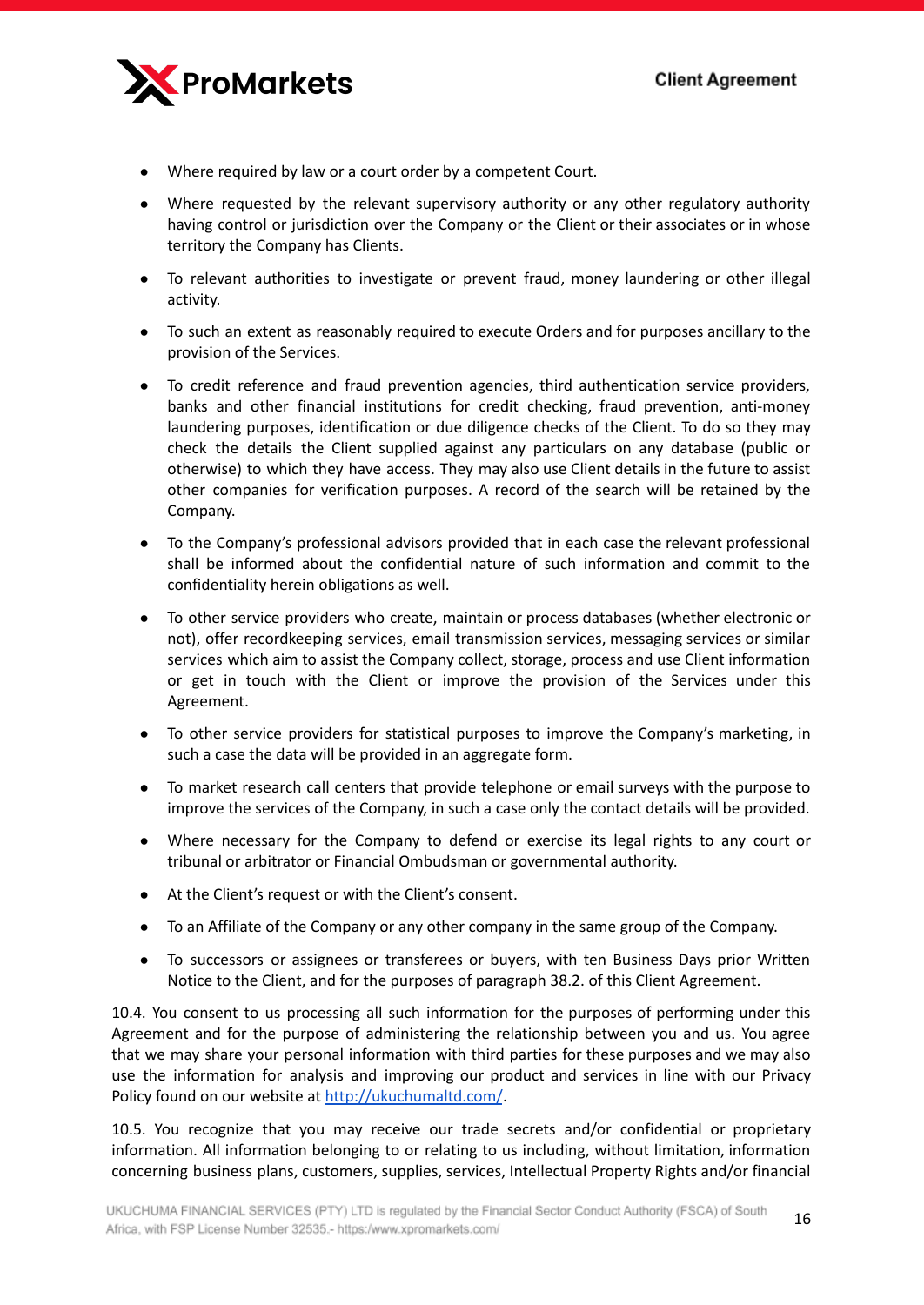- Where required by law or a court order by a competent Court.
- Where requested by the relevant supervisory authority or any other regulatory authority having control or jurisdiction over the Company or the Client or their associates or in whose territory the Company has Clients.
- To relevant authorities to investigate or prevent fraud, money laundering or other illegal activity.
- To such an extent as reasonably required to execute Orders and for purposes ancillary to the provision of the Services.
- To credit reference and fraud prevention agencies, third authentication service providers, banks and other financial institutions for credit checking, fraud prevention, anti-money laundering purposes, identification or due diligence checks of the Client. To do so they may check the details the Client supplied against any particulars on any database (public or otherwise) to which they have access. They may also use Client details in the future to assist other companies for verification purposes. A record of the search will be retained by the Company.
- To the Company's professional advisors provided that in each case the relevant professional shall be informed about the confidential nature of such information and commit to the confidentiality herein obligations as well.
- To other service providers who create, maintain or process databases (whether electronic or not), offer recordkeeping services, email transmission services, messaging services or similar services which aim to assist the Company collect, storage, process and use Client information or get in touch with the Client or improve the provision of the Services under this Agreement.
- To other service providers for statistical purposes to improve the Company's marketing, in such a case the data will be provided in an aggregate form.
- To market research call centers that provide telephone or email surveys with the purpose to improve the services of the Company, in such a case only the contact details will be provided.
- Where necessary for the Company to defend or exercise its legal rights to any court or tribunal or arbitrator or Financial Ombudsman or governmental authority.
- At the Client's request or with the Client's consent.
- To an Affiliate of the Company or any other company in the same group of the Company.
- To successors or assignees or transferees or buyers, with ten Business Days prior Written Notice to the Client, and for the purposes of paragraph 38.2. of this Client Agreement.

10.4. You consent to us processing all such information for the purposes of performing under this Agreement and for the purpose of administering the relationship between you and us. You agree that we may share your personal information with third parties for these purposes and we may also use the information for analysis and improving our product and services in line with our Privacy Policy found on our website at [http://ukuchumaltd.com/](http://ukuchumaltd.com/).

10.5. You recognize that you may receive our trade secrets and/or confidential or proprietary information. All information belonging to or relating to us including, without limitation, information concerning business plans, customers, supplies, services, Intellectual Property Rights and/or financial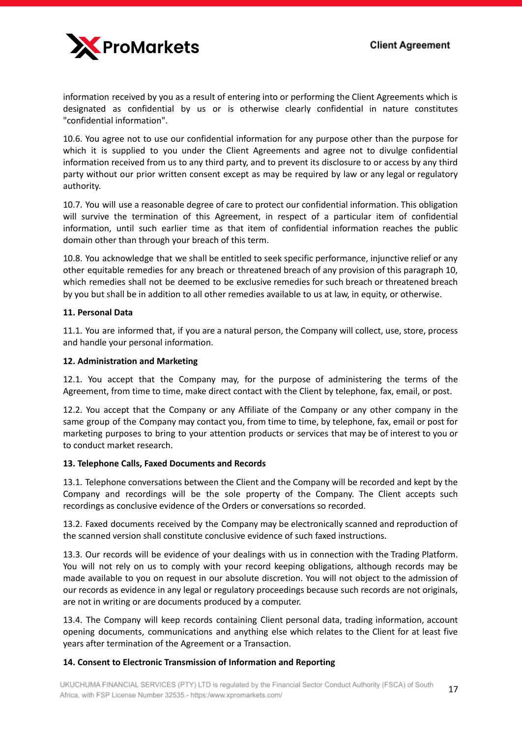information received by you as a result of entering into or performing the Client Agreements which is designated as confidential by us or is otherwise clearly confidential in nature constitutes "confidential information".

10.6. You agree not to use our confidential information for any purpose other than the purpose for which it is supplied to you under the Client Agreements and agree not to divulge confidential information received from us to any third party, and to prevent its disclosure to or access by any third party without our prior written consent except as may be required by law or any legal or regulatory authority.

10.7. You will use a reasonable degree of care to protect our confidential information. This obligation will survive the termination of this Agreement, in respect of a particular item of confidential information, until such earlier time as that item of confidential information reaches the public domain other than through your breach of this term.

10.8. You acknowledge that we shall be entitled to seek specific performance, injunctive relief or any other equitable remedies for any breach or threatened breach of any provision of this paragraph 10, which remedies shall not be deemed to be exclusive remedies for such breach or threatened breach by you but shall be in addition to all other remedies available to us at law, in equity, or otherwise.

**11. Personal Data**

11.1. You are informed that, if you are a natural person, the Company will collect, use, store, process and handle your personal information.

**12. Administration and Marketing**

12.1. You accept that the Company may, for the purpose of administering the terms of the Agreement, from time to time, make direct contact with the Client by telephone, fax, email, or post.

12.2. You accept that the Company or any Affiliate of the Company or any other company in the same group of the Company may contact you, from time to time, by telephone, fax, email or post for marketing purposes to bring to your attention products or services that may be of interest to you or to conduct market research.

**13. Telephone Calls, Faxed Documents and Records**

13.1. Telephone conversations between the Client and the Company will be recorded and kept by the Company and recordings will be the sole property of the Company. The Client accepts such recordings as conclusive evidence of the Orders or conversations so recorded.

13.2. Faxed documents received by the Company may be electronically scanned and reproduction of the scanned version shall constitute conclusive evidence of such faxed instructions.

13.3. Our records will be evidence of your dealings with us in connection with the Trading Platform. You will not rely on us to comply with your record keeping obligations, although records may be made available to you on request in our absolute discretion. You will not object to the admission of our records as evidence in any legal or regulatory proceedings because such records are not originals, are not in writing or are documents produced by a computer.

13.4. The Company will keep records containing Client personal data, trading information, account opening documents, communications and anything else which relates to the Client for at least five years after termination of the Agreement or a Transaction.

**14. Consent to Electronic Transmission of Information and Reporting**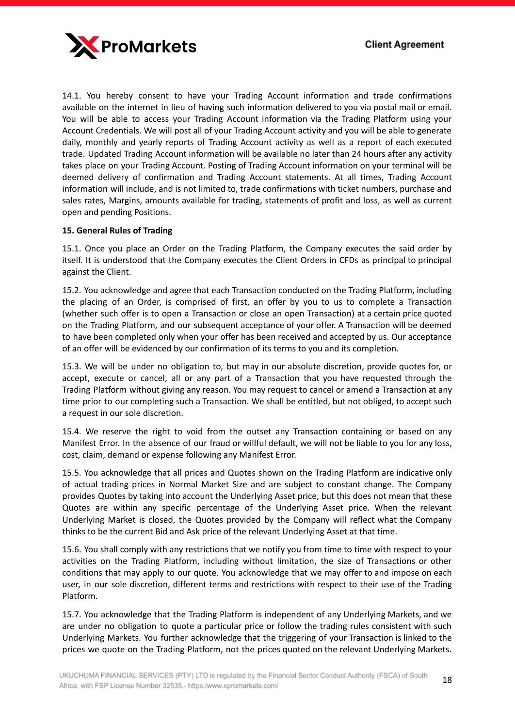14.1. You hereby consent to have your Trading Account information and trade confirmations available on the internet in lieu of having such information delivered to you via postal mail or email. You will be able to access your Trading Account information via the Trading Platform using your Account Credentials. We will post all of your Trading Account activity and you will be able to generate daily, monthly and yearly reports of Trading Account activity as well as a report of each executed trade. Updated Trading Account information will be available no later than 24 hours after any activity takes place on your Trading Account. Posting of Trading Account information on your terminal will be deemed delivery of confirmation and Trading Account statements. At all times, Trading Account information will include, and is not limited to, trade confirmations with ticket numbers, purchase and sales rates, Margins, amounts available for trading, statements of profit and loss, as well as current open and pending Positions.

**15. General Rules of Trading**

15.1. Once you place an Order on the Trading Platform, the Company executes the said order by itself. It is understood that the Company executes the Client Orders in CFDs as principal to principal against the Client.

15.2. You acknowledge and agree that each Transaction conducted on the Trading Platform, including the placing of an Order, is comprised of first, an offer by you to us to complete a Transaction (whether such offer is to open a Transaction or close an open Transaction) at a certain price quoted on the Trading Platform, and our subsequent acceptance of your offer. A Transaction will be deemed to have been completed only when your offer has been received and accepted by us. Our acceptance of an offer will be evidenced by our confirmation of its terms to you and its completion.

15.3. We will be under no obligation to, but may in our absolute discretion, provide quotes for, or accept, execute or cancel, all or any part of a Transaction that you have requested through the Trading Platform without giving any reason. You may request to cancel or amend a Transaction at any time prior to our completing such a Transaction. We shall be entitled, but not obliged, to accept such a request in our sole discretion.

15.4. We reserve the right to void from the outset any Transaction containing or based on any Manifest Error. In the absence of our fraud or willful default, we will not be liable to you for any loss, cost, claim, demand or expense following any Manifest Error.

15.5. You acknowledge that all prices and Quotes shown on the Trading Platform are indicative only of actual trading prices in Normal Market Size and are subject to constant change. The Company provides Quotes by taking into account the Underlying Asset price, but this does not mean that these Quotes are within any specific percentage of the Underlying Asset price. When the relevant Underlying Market is closed, the Quotes provided by the Company will reflect what the Company thinks to be the current Bid and Ask price of the relevant Underlying Asset at that time.

15.6. You shall comply with any restrictions that we notify you from time to time with respect to your activities on the Trading Platform, including without limitation, the size of Transactions or other conditions that may apply to our quote. You acknowledge that we may offer to and impose on each user, in our sole discretion, different terms and restrictions with respect to their use of the Trading Platform.

15.7. You acknowledge that the Trading Platform is independent of any Underlying Markets, and we are under no obligation to quote a particular price or follow the trading rules consistent with such Underlying Markets. You further acknowledge that the triggering of your Transaction is linked to the prices we quote on the Trading Platform, not the prices quoted on the relevant Underlying Markets.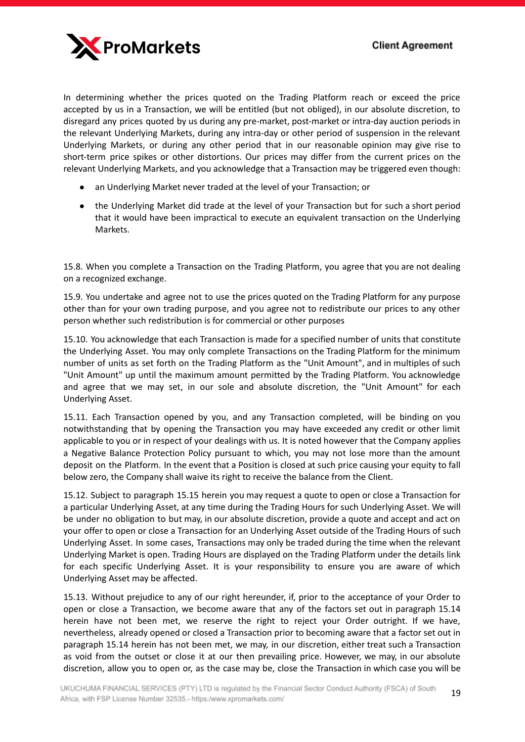In determining whether the prices quoted on the Trading Platform reach or exceed the price accepted by us in a Transaction, we will be entitled (but not obliged), in our absolute discretion, to disregard any prices quoted by us during any pre-market, post-market or intra-day auction periods in the relevant Underlying Markets, during any intra-day or other period of suspension in the relevant Underlying Markets, or during any other period that in our reasonable opinion may give rise to short-term price spikes or other distortions. Our prices may differ from the current prices on the relevant Underlying Markets, and you acknowledge that a Transaction may be triggered even though:

- an Underlying Market never traded at the level of your Transaction; or
- the Underlying Market did trade at the level of your Transaction but for such a short period that it would have been impractical to execute an equivalent transaction on the Underlying Markets.

15.8. When you complete a Transaction on the Trading Platform, you agree that you are not dealing on a recognized exchange.

15.9. You undertake and agree not to use the prices quoted on the Trading Platform for any purpose other than for your own trading purpose, and you agree not to redistribute our prices to any other person whether such redistribution is for commercial or other purposes

15.10. You acknowledge that each Transaction is made for a specified number of units that constitute the Underlying Asset. You may only complete Transactions on the Trading Platform for the minimum number of units as set forth on the Trading Platform as the "Unit Amount", and in multiples of such "Unit Amount" up until the maximum amount permitted by the Trading Platform. You acknowledge and agree that we may set, in our sole and absolute discretion, the "Unit Amount" for each Underlying Asset.

15.11. Each Transaction opened by you, and any Transaction completed, will be binding on you notwithstanding that by opening the Transaction you may have exceeded any credit or other limit applicable to you or in respect of your dealings with us. It is noted however that the Company applies a Negative Balance Protection Policy pursuant to which, you may not lose more than the amount deposit on the Platform. In the event that a Position is closed at such price causing your equity to fall below zero, the Company shall waive its right to receive the balance from the Client.

15.12. Subject to paragraph 15.15 herein you may request a quote to open or close a Transaction for a particular Underlying Asset, at any time during the Trading Hours for such Underlying Asset. We will be under no obligation to but may, in our absolute discretion, provide a quote and accept and act on your offer to open or close a Transaction for an Underlying Asset outside of the Trading Hours of such Underlying Asset. In some cases, Transactions may only be traded during the time when the relevant Underlying Market is open. Trading Hours are displayed on the Trading Platform under the details link for each specific Underlying Asset. It is your responsibility to ensure you are aware of which Underlying Asset may be affected.

15.13. Without prejudice to any of our right hereunder, if, prior to the acceptance of your Order to open or close a Transaction, we become aware that any of the factors set out in paragraph 15.14 herein have not been met, we reserve the right to reject your Order outright. If we have, nevertheless, already opened or closed a Transaction prior to becoming aware that a factor set out in paragraph 15.14 herein has not been met, we may, in our discretion, either treat such a Transaction as void from the outset or close it at our then prevailing price. However, we may, in our absolute discretion, allow you to open or, as the case may be, close the Transaction in which case you will be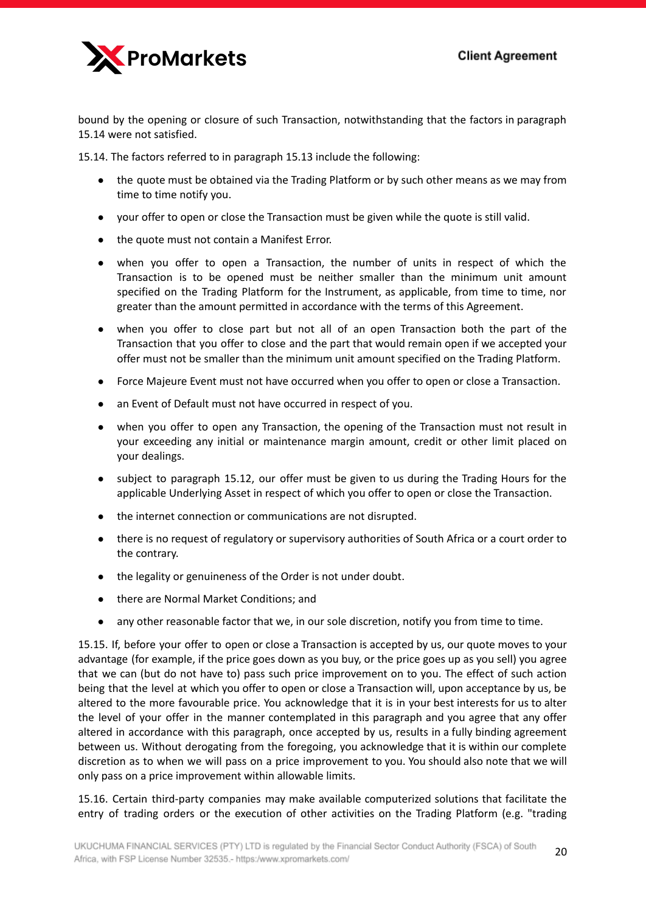bound by the opening or closure of such Transaction, notwithstanding that the factors in paragraph 15.14 were not satisfied.

15.14. The factors referred to in paragraph 15.13 include the following:

- the quote must be obtained via the Trading Platform or by such other means as we may from time to time notify you.
- your offer to open or close the Transaction must be given while the quote is still valid.
- the quote must not contain a Manifest Error.
- when you offer to open a Transaction, the number of units in respect of which the Transaction is to be opened must be neither smaller than the minimum unit amount specified on the Trading Platform for the Instrument, as applicable, from time to time, nor greater than the amount permitted in accordance with the terms of this Agreement.
- when you offer to close part but not all of an open Transaction both the part of the Transaction that you offer to close and the part that would remain open if we accepted your offer must not be smaller than the minimum unit amount specified on the Trading Platform.
- Force Majeure Event must not have occurred when you offer to open or close a Transaction.
- an Event of Default must not have occurred in respect of you.
- when you offer to open any Transaction, the opening of the Transaction must not result in your exceeding any initial or maintenance margin amount, credit or other limit placed on your dealings.
- subject to paragraph 15.12, our offer must be given to us during the Trading Hours for the applicable Underlying Asset in respect of which you offer to open or close the Transaction.
- the internet connection or communications are not disrupted.
- there is no request of regulatory or supervisory authorities of South Africa or a court order to the contrary.
- the legality or genuineness of the Order is not under doubt.
- there are Normal Market Conditions; and
- any other reasonable factor that we, in our sole discretion, notify you from time to time.

15.15. If, before your offer to open or close a Transaction is accepted by us, our quote moves to your advantage (for example, if the price goes down as you buy, or the price goes up as you sell) you agree that we can (but do not have to) pass such price improvement on to you. The effect of such action being that the level at which you offer to open or close a Transaction will, upon acceptance by us, be altered to the more favourable price. You acknowledge that it is in your best interests for us to alter the level of your offer in the manner contemplated in this paragraph and you agree that any offer altered in accordance with this paragraph, once accepted by us, results in a fully binding agreement between us. Without derogating from the foregoing, you acknowledge that it is within our complete discretion as to when we will pass on a price improvement to you. You should also note that we will only pass on a price improvement within allowable limits.

15.16. Certain third-party companies may make available computerized solutions that facilitate the entry of trading orders or the execution of other activities on the Trading Platform (e.g. "trading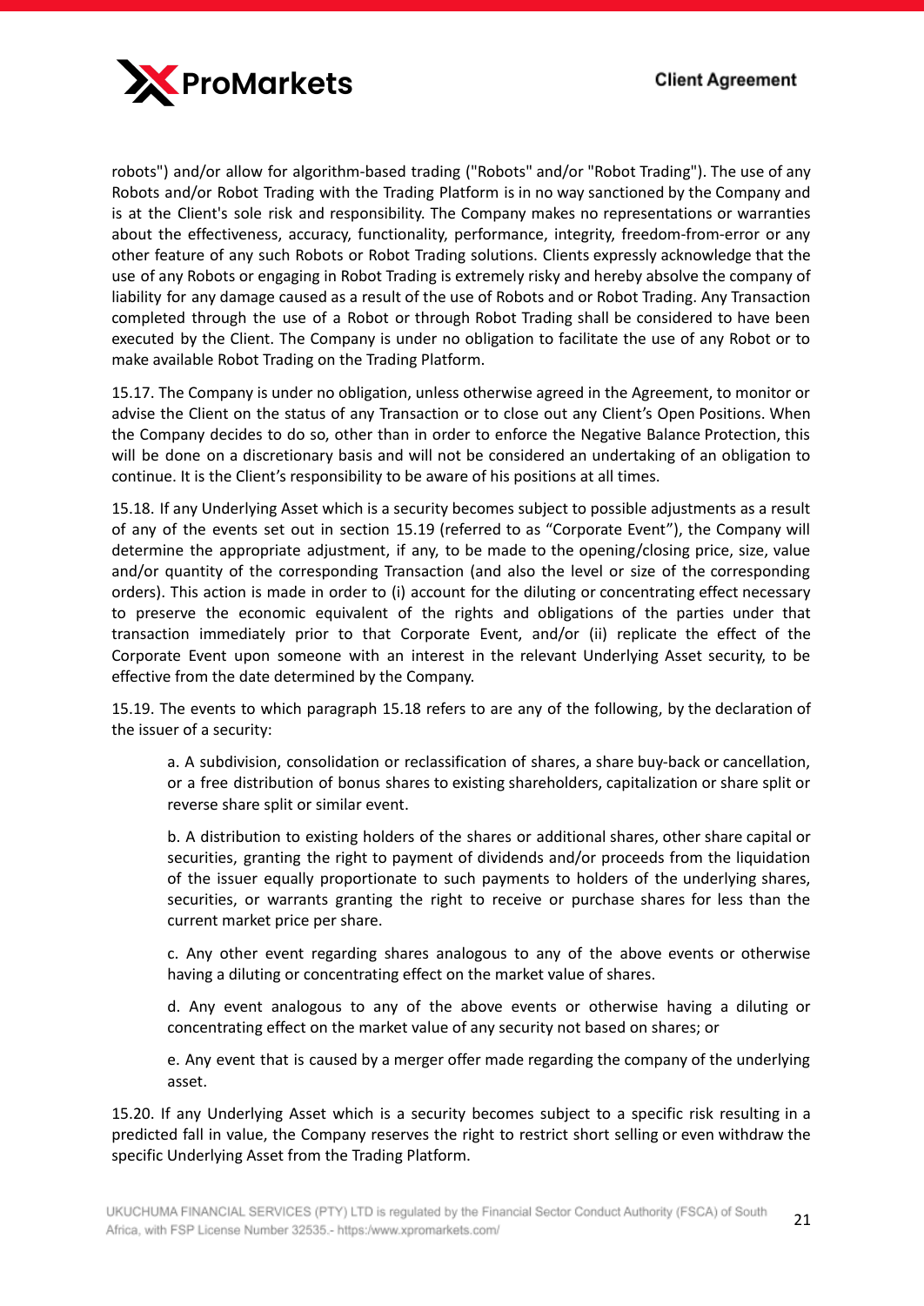robots") and/or allow for algorithm-based trading ("Robots" and/or "Robot Trading"). The use of any Robots and/or Robot Trading with the Trading Platform is in no way sanctioned by the Company and is at the Client's sole risk and responsibility. The Company makes no representations or warranties about the effectiveness, accuracy, functionality, performance, integrity, freedom-from-error or any other feature of any such Robots or Robot Trading solutions. Clients expressly acknowledge that the use of any Robots or engaging in Robot Trading is extremely risky and hereby absolve the company of liability for any damage caused as a result of the use of Robots and or Robot Trading. Any Transaction completed through the use of a Robot or through Robot Trading shall be considered to have been executed by the Client. The Company is under no obligation to facilitate the use of any Robot or to make available Robot Trading on the Trading Platform.

15.17. The Company is under no obligation, unless otherwise agreed in the Agreement, to monitor or advise the Client on the status of any Transaction or to close out any Client's Open Positions. When the Company decides to do so, other than in order to enforce the Negative Balance Protection, this will be done on a discretionary basis and will not be considered an undertaking of an obligation to continue. It is the Client's responsibility to be aware of his positions at all times.

15.18. If any Underlying Asset which is a security becomes subject to possible adjustments as a result of any of the events set out in section 15.19 (referred to as "Corporate Event"), the Company will determine the appropriate adjustment, if any, to be made to the opening/closing price, size, value and/or quantity of the corresponding Transaction (and also the level or size of the corresponding orders). This action is made in order to (i) account for the diluting or concentrating effect necessary to preserve the economic equivalent of the rights and obligations of the parties under that transaction immediately prior to that Corporate Event, and/or (ii) replicate the effect of the Corporate Event upon someone with an interest in the relevant Underlying Asset security, to be effective from the date determined by the Company.

15.19. The events to which paragraph 15.18 refers to are any of the following, by the declaration of the issuer of a security:

a. A subdivision, consolidation or reclassification of shares, a share buy-back or cancellation, or a free distribution of bonus shares to existing shareholders, capitalization or share split or reverse share split or similar event.

b. A distribution to existing holders of the shares or additional shares, other share capital or securities, granting the right to payment of dividends and/or proceeds from the liquidation of the issuer equally proportionate to such payments to holders of the underlying shares, securities, or warrants granting the right to receive or purchase shares for less than the current market price per share.

c. Any other event regarding shares analogous to any of the above events or otherwise having a diluting or concentrating effect on the market value of shares.

d. Any event analogous to any of the above events or otherwise having a diluting or concentrating effect on the market value of any security not based on shares; or

e. Any event that is caused by a merger offer made regarding the company of the underlying asset.

15.20. If any Underlying Asset which is a security becomes subject to a specific risk resulting in a predicted fall in value, the Company reserves the right to restrict short selling or even withdraw the specific Underlying Asset from the Trading Platform.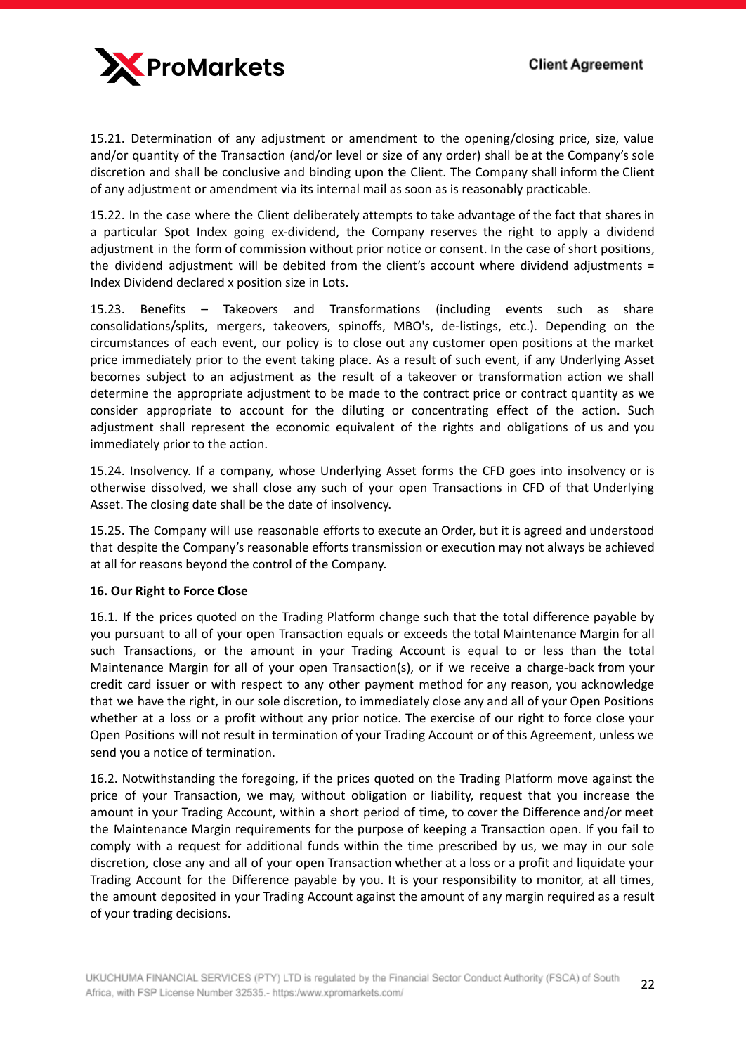15.21. Determination of any adjustment or amendment to the opening/closing price, size, value and/or quantity of the Transaction (and/or level or size of any order) shall be at the Company's sole discretion and shall be conclusive and binding upon the Client. The Company shall inform the Client of any adjustment or amendment via its internal mail as soon as is reasonably practicable.

15.22. In the case where the Client deliberately attempts to take advantage of the fact that shares in a particular Spot Index going ex-dividend, the Company reserves the right to apply a dividend adjustment in the form of commission without prior notice or consent. In the case of short positions, the dividend adjustment will be debited from the client's account where dividend adjustments = Index Dividend declared x position size in Lots.

15.23. Benefits – Takeovers and Transformations (including events such as share consolidations/splits, mergers, takeovers, spinoffs, MBO's, de-listings, etc.). Depending on the circumstances of each event, our policy is to close out any customer open positions at the market price immediately prior to the event taking place. As a result of such event, if any Underlying Asset becomes subject to an adjustment as the result of a takeover or transformation action we shall determine the appropriate adjustment to be made to the contract price or contract quantity as we consider appropriate to account for the diluting or concentrating effect of the action. Such adjustment shall represent the economic equivalent of the rights and obligations of us and you immediately prior to the action.

15.24. Insolvency. If a company, whose Underlying Asset forms the CFD goes into insolvency or is otherwise dissolved, we shall close any such of your open Transactions in CFD of that Underlying Asset. The closing date shall be the date of insolvency.

15.25. The Company will use reasonable efforts to execute an Order, but it is agreed and understood that despite the Company's reasonable efforts transmission or execution may not always be achieved at all for reasons beyond the control of the Company.

**16. Our Right to Force Close**

16.1. If the prices quoted on the Trading Platform change such that the total difference payable by you pursuant to all of your open Transaction equals or exceeds the total Maintenance Margin for all such Transactions, or the amount in your Trading Account is equal to or less than the total Maintenance Margin for all of your open Transaction(s), or if we receive a charge-back from your credit card issuer or with respect to any other payment method for any reason, you acknowledge that we have the right, in our sole discretion, to immediately close any and all of your Open Positions whether at a loss or a profit without any prior notice. The exercise of our right to force close your Open Positions will not result in termination of your Trading Account or of this Agreement, unless we send you a notice of termination.

16.2. Notwithstanding the foregoing, if the prices quoted on the Trading Platform move against the price of your Transaction, we may, without obligation or liability, request that you increase the amount in your Trading Account, within a short period of time, to cover the Difference and/or meet the Maintenance Margin requirements for the purpose of keeping a Transaction open. If you fail to comply with a request for additional funds within the time prescribed by us, we may in our sole discretion, close any and all of your open Transaction whether at a loss or a profit and liquidate your Trading Account for the Difference payable by you. It is your responsibility to monitor, at all times, the amount deposited in your Trading Account against the amount of any margin required as a result of your trading decisions.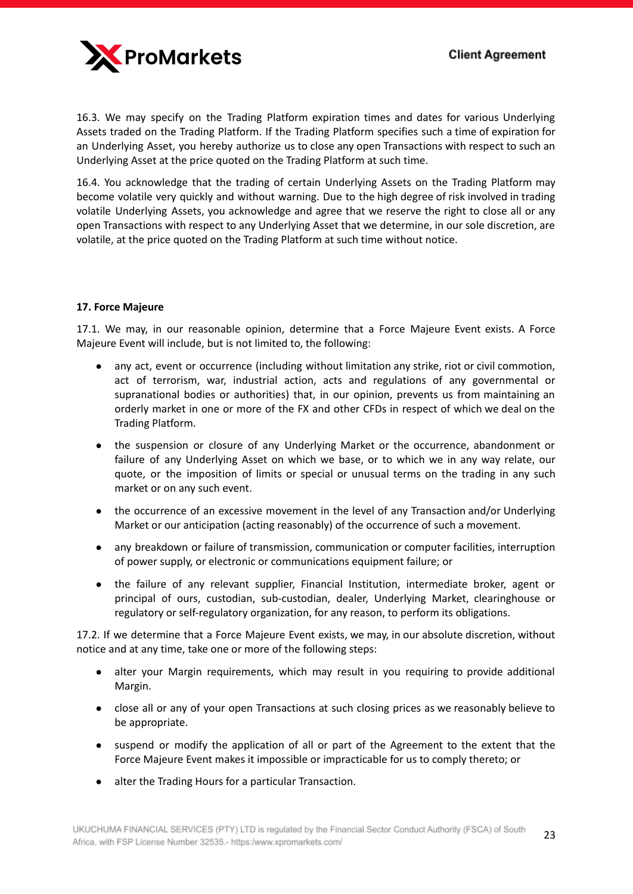16.3. We may specify on the Trading Platform expiration times and dates for various Underlying Assets traded on the Trading Platform. If the Trading Platform specifies such a time of expiration for an Underlying Asset, you hereby authorize us to close any open Transactions with respect to such an Underlying Asset at the price quoted on the Trading Platform at such time.

16.4. You acknowledge that the trading of certain Underlying Assets on the Trading Platform may become volatile very quickly and without warning. Due to the high degree of risk involved in trading volatile Underlying Assets, you acknowledge and agree that we reserve the right to close all or any open Transactions with respect to any Underlying Asset that we determine, in our sole discretion, are volatile, at the price quoted on the Trading Platform at such time without notice.

**17. Force Majeure**

17.1. We may, in our reasonable opinion, determine that a Force Majeure Event exists. A Force Majeure Event will include, but is not limited to, the following:

- any act, event or occurrence (including without limitation any strike, riot or civil commotion, act of terrorism, war, industrial action, acts and regulations of any governmental or supranational bodies or authorities) that, in our opinion, prevents us from maintaining an orderly market in one or more of the FX and other CFDs in respect of which we deal on the Trading Platform.
- the suspension or closure of any Underlying Market or the occurrence, abandonment or failure of any Underlying Asset on which we base, or to which we in any way relate, our quote, or the imposition of limits or special or unusual terms on the trading in any such market or on any such event.
- the occurrence of an excessive movement in the level of any Transaction and/or Underlying Market or our anticipation (acting reasonably) of the occurrence of such a movement.
- any breakdown or failure of transmission, communication or computer facilities, interruption of power supply, or electronic or communications equipment failure; or
- the failure of any relevant supplier, Financial Institution, intermediate broker, agent or principal of ours, custodian, sub-custodian, dealer, Underlying Market, clearinghouse or regulatory or self-regulatory organization, for any reason, to perform its obligations.

17.2. If we determine that a Force Majeure Event exists, we may, in our absolute discretion, without notice and at any time, take one or more of the following steps:

- alter your Margin requirements, which may result in you requiring to provide additional Margin.
- close all or any of your open Transactions at such closing prices as we reasonably believe to be appropriate.
- suspend or modify the application of all or part of the Agreement to the extent that the Force Majeure Event makes it impossible or impracticable for us to comply thereto; or
- alter the Trading Hours for a particular Transaction.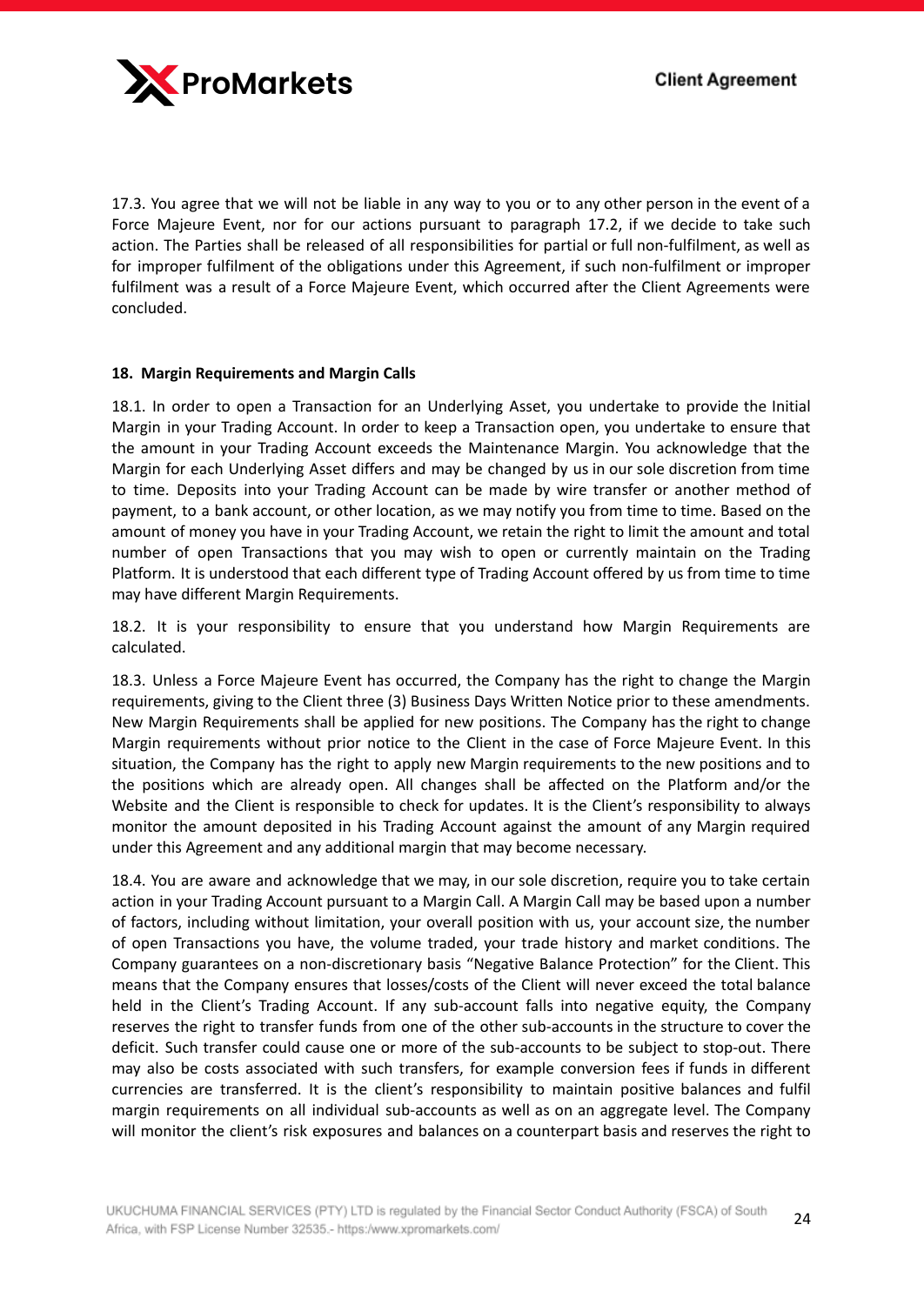17.3. You agree that we will not be liable in any way to you or to any other person in the event of a Force Majeure Event, nor for our actions pursuant to paragraph 17.2, if we decide to take such action. The Parties shall be released of all responsibilities for partial or full non-fulfilment, as well as for improper fulfilment of the obligations under this Agreement, if such non-fulfilment or improper fulfilment was a result of a Force Majeure Event, which occurred after the Client Agreements were concluded.

## 18. Margin Requirements and Margin Calls

18.1. In order to open a Transaction for an Underlying Asset, you undertake to provide the Initial Margin in your Trading Account. In order to keep a Transaction open, you undertake to ensure that the amount in your Trading Account exceeds the Maintenance Margin. You acknowledge that the Margin for each Underlying Asset differs and may be changed by us in our sole discretion from time to time. Deposits into your Trading Account can be made by wire transfer or another method of payment, to a bank account, or other location, as we may notify you from time to time. Based on the amount of money you have in your Trading Account, we retain the right to limit the amount and total number of open Transactions that you may wish to open or currently maintain on the Trading Platform. It is understood that each different type of Trading Account offered by us from time to time may have different Margin Requirements.

18.2. It is your responsibility to ensure that you understand how Margin Requirements are calculated.

18.3. Unless a Force Majeure Event has occurred, the Company has the right to change the Margin requirements, giving to the Client three (3) Business Days Written Notice prior to these amendments. New Margin Requirements shall be applied for new positions. The Company has the right to change Margin requirements without prior notice to the Client in the case of Force Majeure Event. In this situation, the Company has the right to apply new Margin requirements to the new positions and to the positions which are already open. All changes shall be affected on the Platform and/or the Website and the Client is responsible to check for updates. It is the Client's responsibility to always monitor the amount deposited in his Trading Account against the amount of any Margin required under this Agreement and any additional margin that may become necessary.

18.4. You are aware and acknowledge that we may, in our sole discretion, require you to take certain action in your Trading Account pursuant to a Margin Call. A Margin Call may be based upon a number of factors, including without limitation, your overall position with us, your account size, the number of open Transactions you have, the volume traded, your trade history and market conditions. The Company guarantees on a non-discretionary basis "Negative Balance Protection" for the Client. This means that the Company ensures that losses/costs of the Client will never exceed the total balance held in the Client's Trading Account. If any sub-account falls into negative equity, the Company reserves the right to transfer funds from one of the other sub-accounts in the structure to cover the deficit. Such transfer could cause one or more of the sub-accounts to be subject to stop-out. There may also be costs associated with such transfers, for example conversion fees if funds in different currencies are transferred. It is the client's responsibility to maintain positive balances and fulfil margin requirements on all individual sub-accounts as well as on an aggregate level. The Company will monitor the client's risk exposures and balances on a counterpart basis and reserves the right to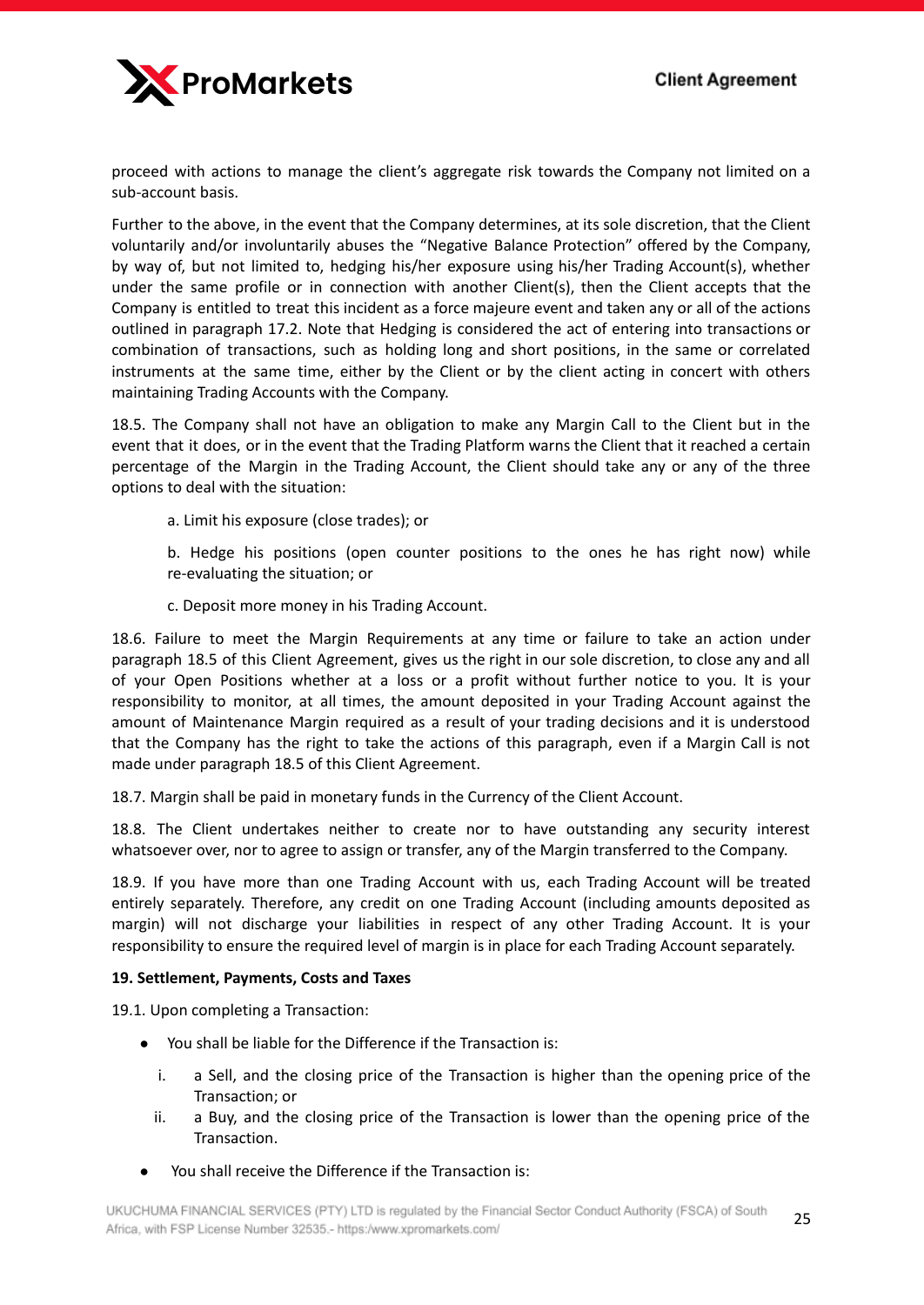proceed with actions to manage the client's aggregate risk towards the Company not limited on a sub-account basis.

Further to the above, in the event that the Company determines, at its sole discretion, that the Client voluntarily and/or involuntarily abuses the "Negative Balance Protection" offered by the Company, by way of, but not limited to, hedging his/her exposure using his/her Trading Account(s), whether under the same profile or in connection with another Client(s), then the Client accepts that the Company is entitled to treat this incident as a force majeure event and taken any or all of the actions outlined in paragraph 17.2. Note that Hedging is considered the act of entering into transactions or combination of transactions, such as holding long and short positions, in the same or correlated instruments at the same time, either by the Client or by the client acting in concert with others maintaining Trading Accounts with the Company.

18.5. The Company shall not have an obligation to make any Margin Call to the Client but in the event that it does, or in the event that the Trading Platform warns the Client that it reached a certain percentage of the Margin in the Trading Account, the Client should take any or any of the three options to deal with the situation:

a. Limit his exposure (close trades); or

b. Hedge his positions (open counter positions to the ones he has right now) while re-evaluating the situation; or

c. Deposit more money in his Trading Account.

18.6. Failure to meet the Margin Requirements at any time or failure to take an action under paragraph 18.5 of this Client Agreement, gives us the right in our sole discretion, to close any and all of your Open Positions whether at a loss or a profit without further notice to you. It is your responsibility to monitor, at all times, the amount deposited in your Trading Account against the amount of Maintenance Margin required as a result of your trading decisions and it is understood that the Company has the right to take the actions of this paragraph, even if a Margin Call is not made under paragraph 18.5 of this Client Agreement.

18.7. Margin shall be paid in monetary funds in the Currency of the Client Account.

18.8. The Client undertakes neither to create nor to have outstanding any security interest whatsoever over, nor to agree to assign or transfer, any of the Margin transferred to the Company.

18.9. If you have more than one Trading Account with us, each Trading Account will be treated entirely separately. Therefore, any credit on one Trading Account (including amounts deposited as margin) will not discharge your liabilities in respect of any other Trading Account. It is your responsibility to ensure the required level of margin is in place for each Trading Account separately.

**19. Settlement, Payments, Costs and Taxes**

19.1. Upon completing a Transaction:

- You shall be liable for the Difference if the Transaction is:
  i. a Sell, and the closing price of the Transaction is higher than the opening price of the Transaction; or
  ii. a Buy, and the closing price of the Transaction is lower than the opening price of the Transaction.
- You shall receive the Difference if the Transaction is: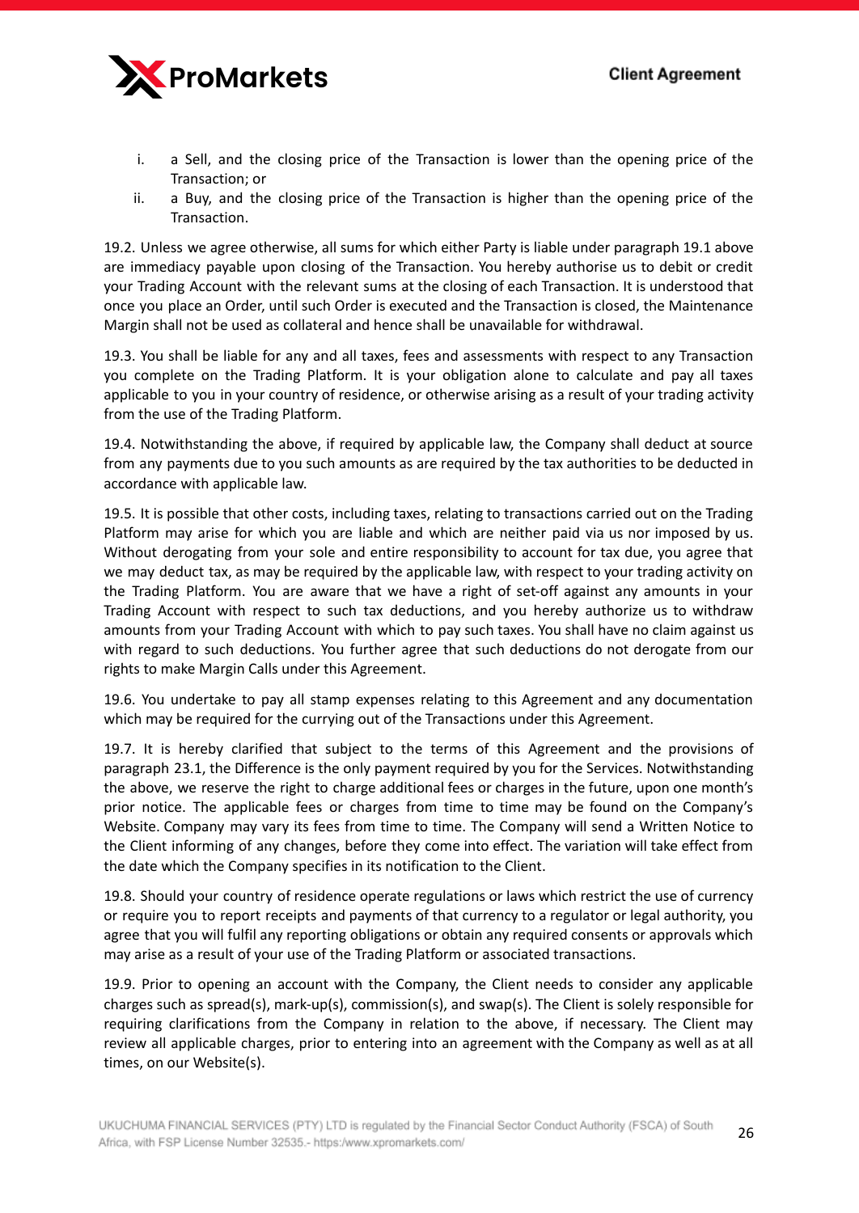i. a Sell, and the closing price of the Transaction is lower than the opening price of the Transaction; or
ii. a Buy, and the closing price of the Transaction is higher than the opening price of the Transaction.

19.2. Unless we agree otherwise, all sums for which either Party is liable under paragraph 19.1 above are immediacy payable upon closing of the Transaction. You hereby authorise us to debit or credit your Trading Account with the relevant sums at the closing of each Transaction. It is understood that once you place an Order, until such Order is executed and the Transaction is closed, the Maintenance Margin shall not be used as collateral and hence shall be unavailable for withdrawal.

19.3. You shall be liable for any and all taxes, fees and assessments with respect to any Transaction you complete on the Trading Platform. It is your obligation alone to calculate and pay all taxes applicable to you in your country of residence, or otherwise arising as a result of your trading activity from the use of the Trading Platform.

19.4. Notwithstanding the above, if required by applicable law, the Company shall deduct at source from any payments due to you such amounts as are required by the tax authorities to be deducted in accordance with applicable law.

19.5. It is possible that other costs, including taxes, relating to transactions carried out on the Trading Platform may arise for which you are liable and which are neither paid via us nor imposed by us. Without derogating from your sole and entire responsibility to account for tax due, you agree that we may deduct tax, as may be required by the applicable law, with respect to your trading activity on the Trading Platform. You are aware that we have a right of set-off against any amounts in your Trading Account with respect to such tax deductions, and you hereby authorize us to withdraw amounts from your Trading Account with which to pay such taxes. You shall have no claim against us with regard to such deductions. You further agree that such deductions do not derogate from our rights to make Margin Calls under this Agreement.

19.6. You undertake to pay all stamp expenses relating to this Agreement and any documentation which may be required for the currying out of the Transactions under this Agreement.

19.7. It is hereby clarified that subject to the terms of this Agreement and the provisions of paragraph 23.1, the Difference is the only payment required by you for the Services. Notwithstanding the above, we reserve the right to charge additional fees or charges in the future, upon one month's prior notice. The applicable fees or charges from time to time may be found on the Company's Website. Company may vary its fees from time to time. The Company will send a Written Notice to the Client informing of any changes, before they come into effect. The variation will take effect from the date which the Company specifies in its notification to the Client.

19.8. Should your country of residence operate regulations or laws which restrict the use of currency or require you to report receipts and payments of that currency to a regulator or legal authority, you agree that you will fulfil any reporting obligations or obtain any required consents or approvals which may arise as a result of your use of the Trading Platform or associated transactions.

19.9. Prior to opening an account with the Company, the Client needs to consider any applicable charges such as spread(s), mark-up(s), commission(s), and swap(s). The Client is solely responsible for requiring clarifications from the Company in relation to the above, if necessary. The Client may review all applicable charges, prior to entering into an agreement with the Company as well as at all times, on our Website(s).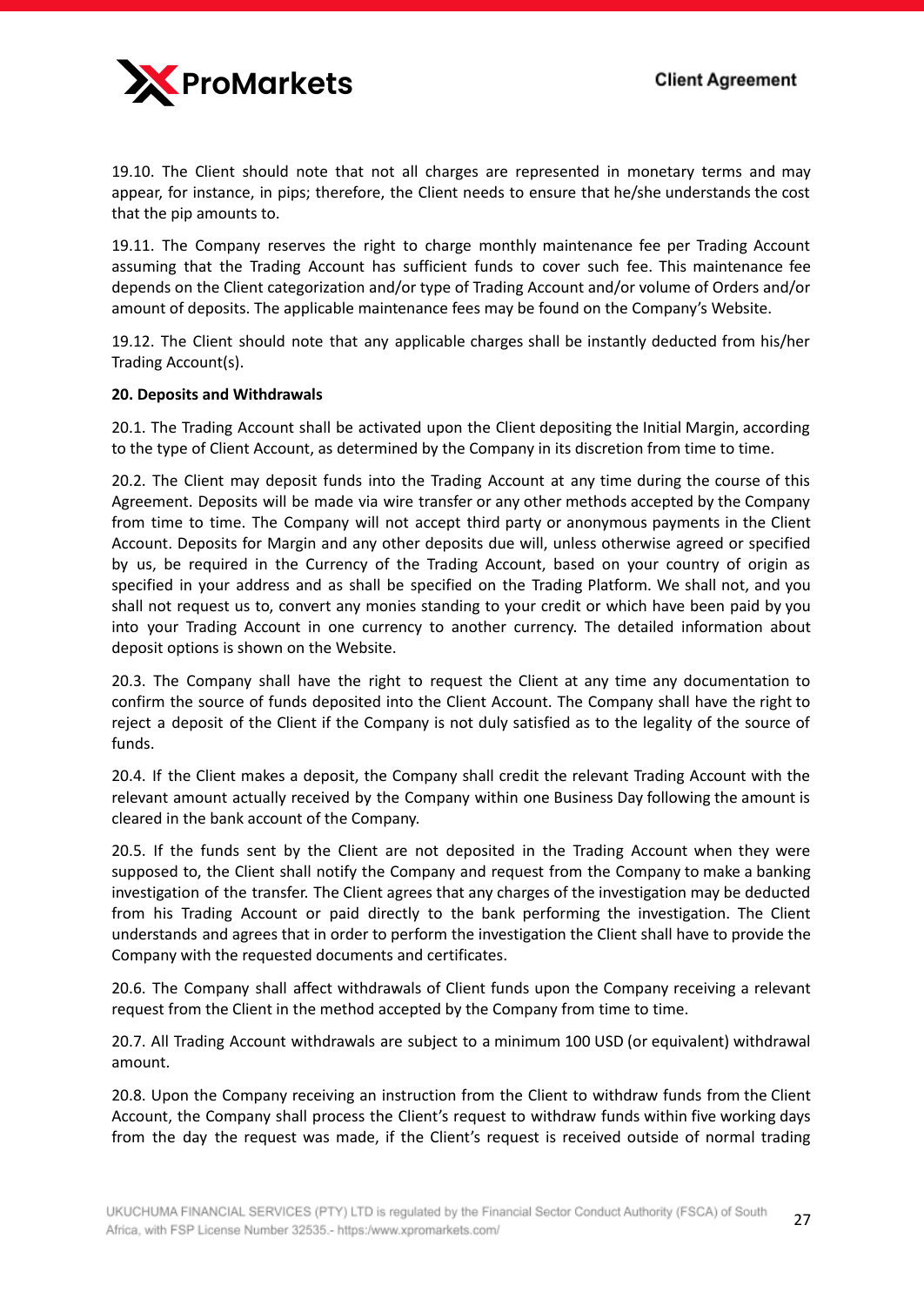19.10. The Client should note that not all charges are represented in monetary terms and may appear, for instance, in pips; therefore, the Client needs to ensure that he/she understands the cost that the pip amounts to.

19.11. The Company reserves the right to charge monthly maintenance fee per Trading Account assuming that the Trading Account has sufficient funds to cover such fee. This maintenance fee depends on the Client categorization and/or type of Trading Account and/or volume of Orders and/or amount of deposits. The applicable maintenance fees may be found on the Company's Website.

19.12. The Client should note that any applicable charges shall be instantly deducted from his/her Trading Account(s).

**20. Deposits and Withdrawals**

20.1. The Trading Account shall be activated upon the Client depositing the Initial Margin, according to the type of Client Account, as determined by the Company in its discretion from time to time.

20.2. The Client may deposit funds into the Trading Account at any time during the course of this Agreement. Deposits will be made via wire transfer or any other methods accepted by the Company from time to time. The Company will not accept third party or anonymous payments in the Client Account. Deposits for Margin and any other deposits due will, unless otherwise agreed or specified by us, be required in the Currency of the Trading Account, based on your country of origin as specified in your address and as shall be specified on the Trading Platform. We shall not, and you shall not request us to, convert any monies standing to your credit or which have been paid by you into your Trading Account in one currency to another currency. The detailed information about deposit options is shown on the Website.

20.3. The Company shall have the right to request the Client at any time any documentation to confirm the source of funds deposited into the Client Account. The Company shall have the right to reject a deposit of the Client if the Company is not duly satisfied as to the legality of the source of funds.

20.4. If the Client makes a deposit, the Company shall credit the relevant Trading Account with the relevant amount actually received by the Company within one Business Day following the amount is cleared in the bank account of the Company.

20.5. If the funds sent by the Client are not deposited in the Trading Account when they were supposed to, the Client shall notify the Company and request from the Company to make a banking investigation of the transfer. The Client agrees that any charges of the investigation may be deducted from his Trading Account or paid directly to the bank performing the investigation. The Client understands and agrees that in order to perform the investigation the Client shall have to provide the Company with the requested documents and certificates.

20.6. The Company shall affect withdrawals of Client funds upon the Company receiving a relevant request from the Client in the method accepted by the Company from time to time.

20.7. All Trading Account withdrawals are subject to a minimum 100 USD (or equivalent) withdrawal amount.

20.8. Upon the Company receiving an instruction from the Client to withdraw funds from the Client Account, the Company shall process the Client's request to withdraw funds within five working days from the day the request was made, if the Client's request is received outside of normal trading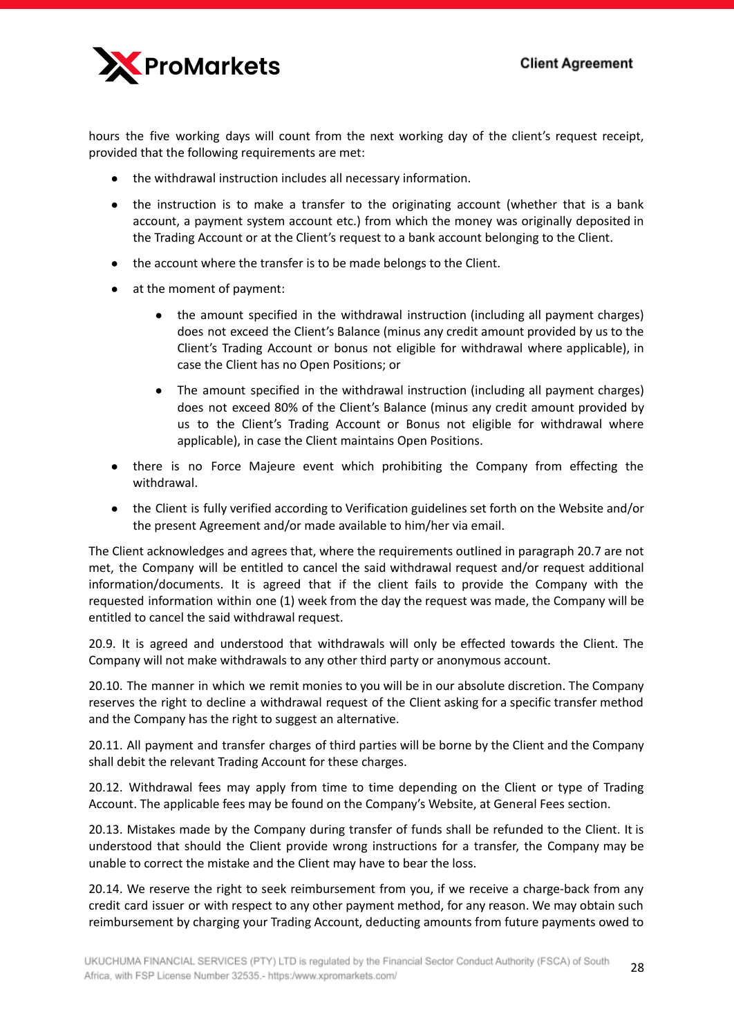hours the five working days will count from the next working day of the client's request receipt, provided that the following requirements are met:

- the withdrawal instruction includes all necessary information.
- the instruction is to make a transfer to the originating account (whether that is a bank account, a payment system account etc.) from which the money was originally deposited in the Trading Account or at the Client's request to a bank account belonging to the Client.
- the account where the transfer is to be made belongs to the Client.
- at the moment of payment:
    - the amount specified in the withdrawal instruction (including all payment charges) does not exceed the Client's Balance (minus any credit amount provided by us to the Client's Trading Account or bonus not eligible for withdrawal where applicable), in case the Client has no Open Positions; or
    - The amount specified in the withdrawal instruction (including all payment charges) does not exceed 80% of the Client's Balance (minus any credit amount provided by us to the Client's Trading Account or Bonus not eligible for withdrawal where applicable), in case the Client maintains Open Positions.
- there is no Force Majeure event which prohibiting the Company from effecting the withdrawal.
- the Client is fully verified according to Verification guidelines set forth on the Website and/or the present Agreement and/or made available to him/her via email.

The Client acknowledges and agrees that, where the requirements outlined in paragraph 20.7 are not met, the Company will be entitled to cancel the said withdrawal request and/or request additional information/documents. It is agreed that if the client fails to provide the Company with the requested information within one (1) week from the day the request was made, the Company will be entitled to cancel the said withdrawal request.

20.9. It is agreed and understood that withdrawals will only be effected towards the Client. The Company will not make withdrawals to any other third party or anonymous account.

20.10. The manner in which we remit monies to you will be in our absolute discretion. The Company reserves the right to decline a withdrawal request of the Client asking for a specific transfer method and the Company has the right to suggest an alternative.

20.11. All payment and transfer charges of third parties will be borne by the Client and the Company shall debit the relevant Trading Account for these charges.

20.12. Withdrawal fees may apply from time to time depending on the Client or type of Trading Account. The applicable fees may be found on the Company's Website, at General Fees section.

20.13. Mistakes made by the Company during transfer of funds shall be refunded to the Client. It is understood that should the Client provide wrong instructions for a transfer, the Company may be unable to correct the mistake and the Client may have to bear the loss.

20.14. We reserve the right to seek reimbursement from you, if we receive a charge-back from any credit card issuer or with respect to any other payment method, for any reason. We may obtain such reimbursement by charging your Trading Account, deducting amounts from future payments owed to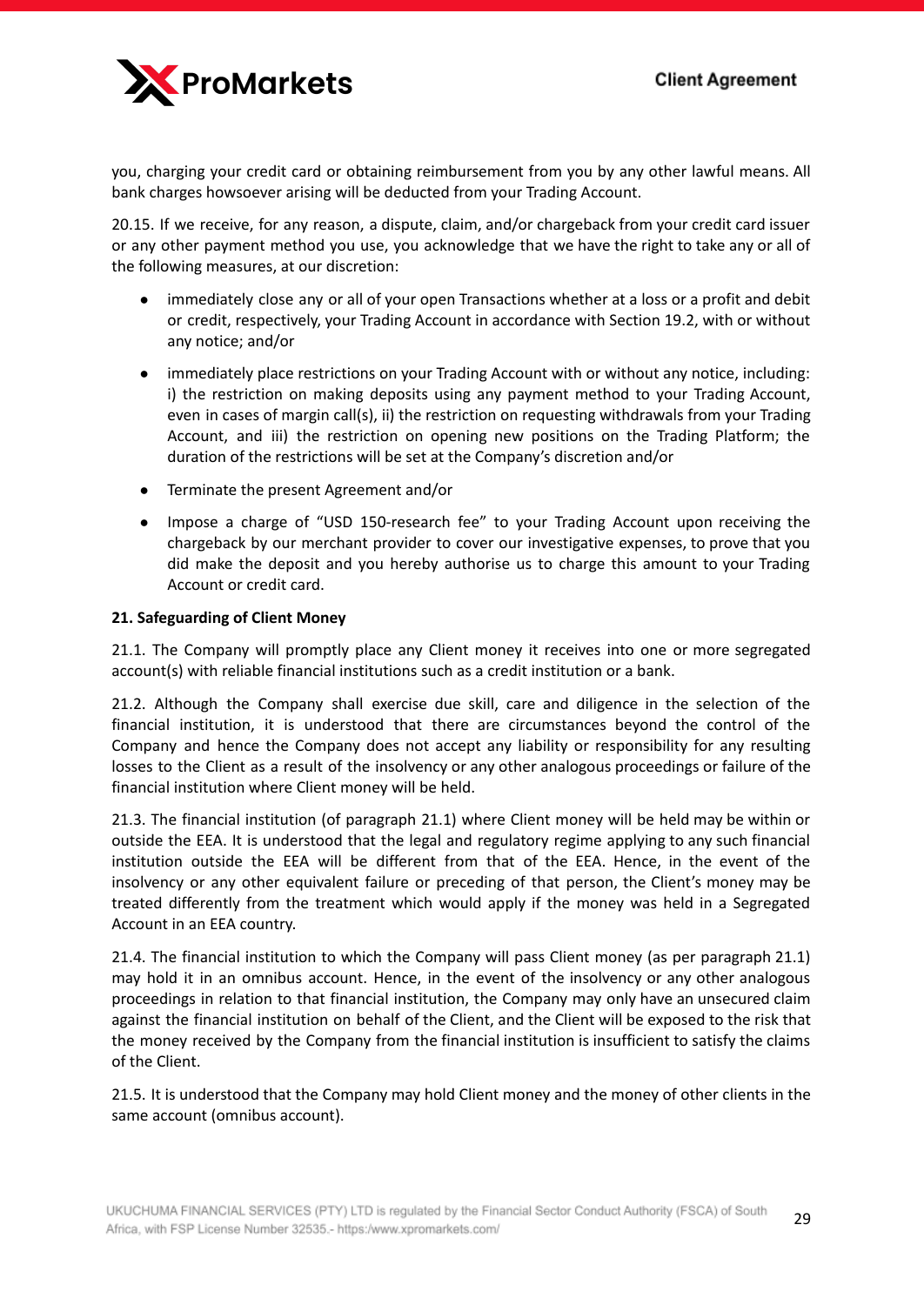you, charging your credit card or obtaining reimbursement from you by any other lawful means. All bank charges howsoever arising will be deducted from your Trading Account.

20.15. If we receive, for any reason, a dispute, claim, and/or chargeback from your credit card issuer or any other payment method you use, you acknowledge that we have the right to take any or all of the following measures, at our discretion:

- immediately close any or all of your open Transactions whether at a loss or a profit and debit or credit, respectively, your Trading Account in accordance with Section 19.2, with or without any notice; and/or
- immediately place restrictions on your Trading Account with or without any notice, including: i) the restriction on making deposits using any payment method to your Trading Account, even in cases of margin call(s), ii) the restriction on requesting withdrawals from your Trading Account, and iii) the restriction on opening new positions on the Trading Platform; the duration of the restrictions will be set at the Company's discretion and/or
- Terminate the present Agreement and/or
- Impose a charge of "USD 150-research fee" to your Trading Account upon receiving the chargeback by our merchant provider to cover our investigative expenses, to prove that you did make the deposit and you hereby authorise us to charge this amount to your Trading Account or credit card.

**21. Safeguarding of Client Money**

21.1. The Company will promptly place any Client money it receives into one or more segregated account(s) with reliable financial institutions such as a credit institution or a bank.

21.2. Although the Company shall exercise due skill, care and diligence in the selection of the financial institution, it is understood that there are circumstances beyond the control of the Company and hence the Company does not accept any liability or responsibility for any resulting losses to the Client as a result of the insolvency or any other analogous proceedings or failure of the financial institution where Client money will be held.

21.3. The financial institution (of paragraph 21.1) where Client money will be held may be within or outside the EEA. It is understood that the legal and regulatory regime applying to any such financial institution outside the EEA will be different from that of the EEA. Hence, in the event of the insolvency or any other equivalent failure or preceding of that person, the Client's money may be treated differently from the treatment which would apply if the money was held in a Segregated Account in an EEA country.

21.4. The financial institution to which the Company will pass Client money (as per paragraph 21.1) may hold it in an omnibus account. Hence, in the event of the insolvency or any other analogous proceedings in relation to that financial institution, the Company may only have an unsecured claim against the financial institution on behalf of the Client, and the Client will be exposed to the risk that the money received by the Company from the financial institution is insufficient to satisfy the claims of the Client.

21.5. It is understood that the Company may hold Client money and the money of other clients in the same account (omnibus account).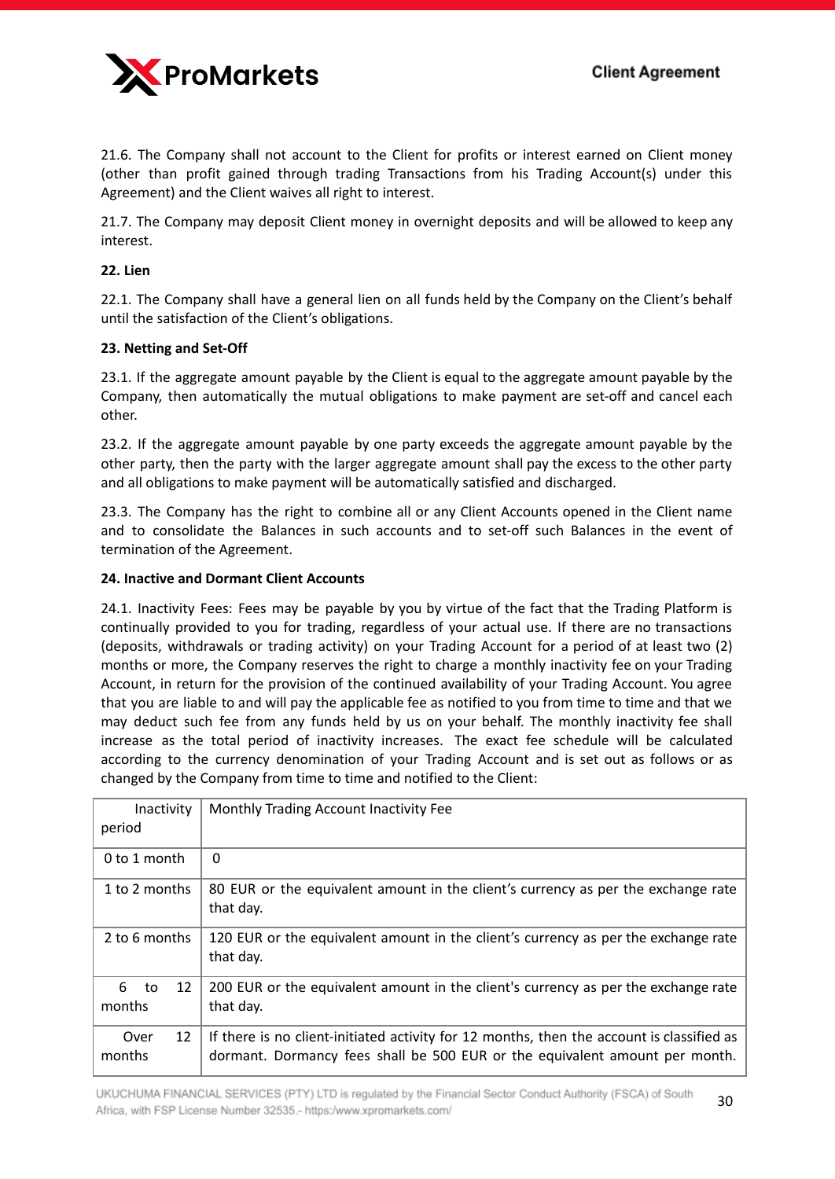21.6. The Company shall not account to the Client for profits or interest earned on Client money (other than profit gained through trading Transactions from his Trading Account(s) under this Agreement) and the Client waives all right to interest.

21.7. The Company may deposit Client money in overnight deposits and will be allowed to keep any interest.

**22. Lien**

22.1. The Company shall have a general lien on all funds held by the Company on the Client's behalf until the satisfaction of the Client's obligations.

**23. Netting and Set-Off**

23.1. If the aggregate amount payable by the Client is equal to the aggregate amount payable by the Company, then automatically the mutual obligations to make payment are set-off and cancel each other.

23.2. If the aggregate amount payable by one party exceeds the aggregate amount payable by the other party, then the party with the larger aggregate amount shall pay the excess to the other party and all obligations to make payment will be automatically satisfied and discharged.

23.3. The Company has the right to combine all or any Client Accounts opened in the Client name and to consolidate the Balances in such accounts and to set-off such Balances in the event of termination of the Agreement.

**24. Inactive and Dormant Client Accounts**

24.1. Inactivity Fees: Fees may be payable by you by virtue of the fact that the Trading Platform is continually provided to you for trading, regardless of your actual use. If there are no transactions (deposits, withdrawals or trading activity) on your Trading Account for a period of at least two (2) months or more, the Company reserves the right to charge a monthly inactivity fee on your Trading Account, in return for the provision of the continued availability of your Trading Account. You agree that you are liable to and will pay the applicable fee as notified to you from time to time and that we may deduct such fee from any funds held by us on your behalf. The monthly inactivity fee shall increase as the total period of inactivity increases. The exact fee schedule will be calculated according to the currency denomination of your Trading Account and is set out as follows or as changed by the Company from time to time and notified to the Client:

| Inactivity period | Monthly Trading Account Inactivity Fee |
|---|---|
| 0 to 1 month | 0 |
| 1 to 2 months | 80 EUR or the equivalent amount in the client's currency as per the exchange rate that day. |
| 2 to 6 months | 120 EUR or the equivalent amount in the client's currency as per the exchange rate that day. |
| 6 to 12 months | 200 EUR or the equivalent amount in the client's currency as per the exchange rate that day. |
| Over 12 months | If there is no client-initiated activity for 12 months, then the account is classified as dormant. Dormancy fees shall be 500 EUR or the equivalent amount per month. |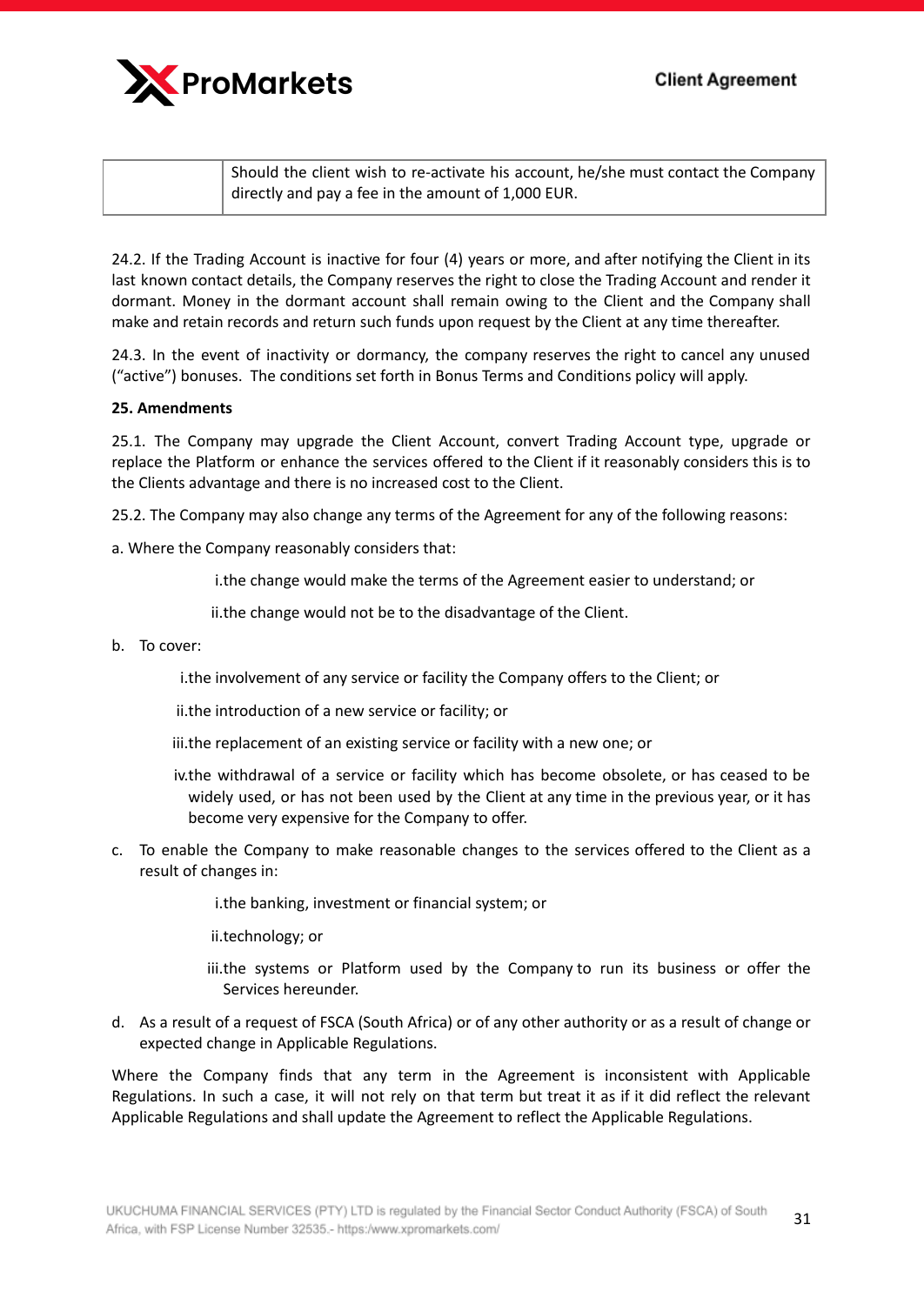|  | Should the client wish to re-activate his account, he/she must contact the Company directly and pay a fee in the amount of 1,000 EUR. |
|---|---|

24.2. If the Trading Account is inactive for four (4) years or more, and after notifying the Client in its last known contact details, the Company reserves the right to close the Trading Account and render it dormant. Money in the dormant account shall remain owing to the Client and the Company shall make and retain records and return such funds upon request by the Client at any time thereafter.

24.3. In the event of inactivity or dormancy, the company reserves the right to cancel any unused ("active") bonuses. The conditions set forth in Bonus Terms and Conditions policy will apply.

**25. Amendments**

25.1. The Company may upgrade the Client Account, convert Trading Account type, upgrade or replace the Platform or enhance the services offered to the Client if it reasonably considers this is to the Clients advantage and there is no increased cost to the Client.

25.2. The Company may also change any terms of the Agreement for any of the following reasons:

a. Where the Company reasonably considers that:

i.the change would make the terms of the Agreement easier to understand; or

ii.the change would not be to the disadvantage of the Client.

b. To cover:

i.the involvement of any service or facility the Company offers to the Client; or

ii.the introduction of a new service or facility; or

iii.the replacement of an existing service or facility with a new one; or

iv.the withdrawal of a service or facility which has become obsolete, or has ceased to be widely used, or has not been used by the Client at any time in the previous year, or it has become very expensive for the Company to offer.

c. To enable the Company to make reasonable changes to the services offered to the Client as a result of changes in:

i.the banking, investment or financial system; or

ii.technology; or

iii.the systems or Platform used by the Company to run its business or offer the Services hereunder.

d. As a result of a request of FSCA (South Africa) or of any other authority or as a result of change or expected change in Applicable Regulations.

Where the Company finds that any term in the Agreement is inconsistent with Applicable Regulations. In such a case, it will not rely on that term but treat it as if it did reflect the relevant Applicable Regulations and shall update the Agreement to reflect the Applicable Regulations.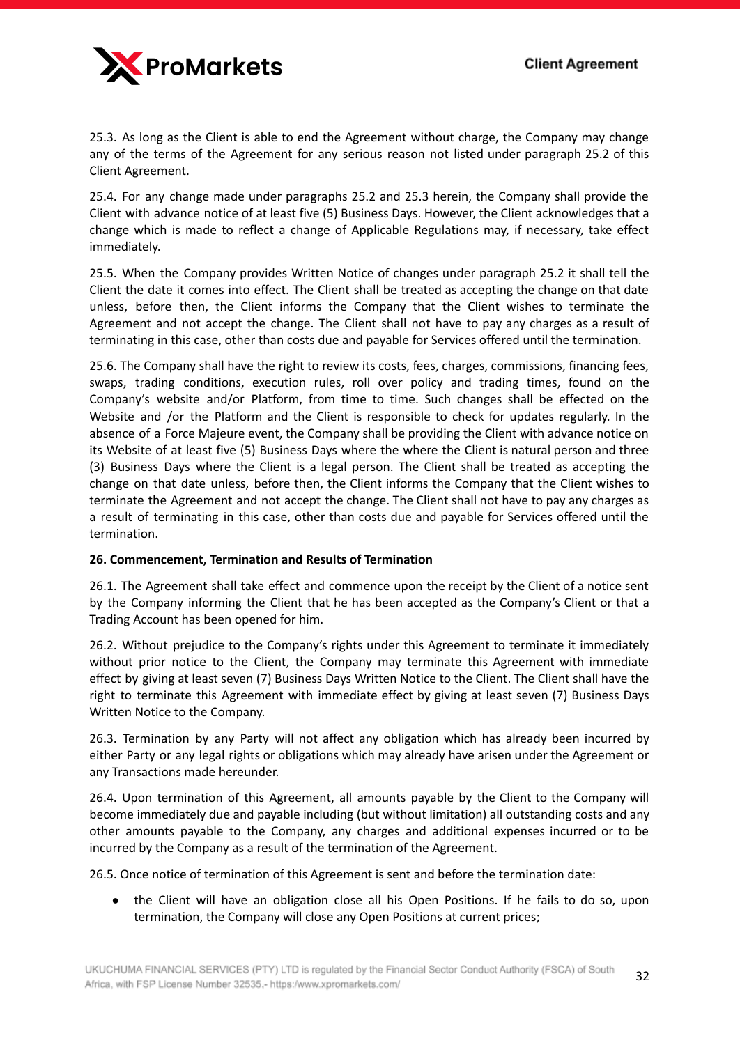25.3. As long as the Client is able to end the Agreement without charge, the Company may change any of the terms of the Agreement for any serious reason not listed under paragraph 25.2 of this Client Agreement.

25.4. For any change made under paragraphs 25.2 and 25.3 herein, the Company shall provide the Client with advance notice of at least five (5) Business Days. However, the Client acknowledges that a change which is made to reflect a change of Applicable Regulations may, if necessary, take effect immediately.

25.5. When the Company provides Written Notice of changes under paragraph 25.2 it shall tell the Client the date it comes into effect. The Client shall be treated as accepting the change on that date unless, before then, the Client informs the Company that the Client wishes to terminate the Agreement and not accept the change. The Client shall not have to pay any charges as a result of terminating in this case, other than costs due and payable for Services offered until the termination.

25.6. The Company shall have the right to review its costs, fees, charges, commissions, financing fees, swaps, trading conditions, execution rules, roll over policy and trading times, found on the Company's website and/or Platform, from time to time. Such changes shall be effected on the Website and /or the Platform and the Client is responsible to check for updates regularly. In the absence of a Force Majeure event, the Company shall be providing the Client with advance notice on its Website of at least five (5) Business Days where the where the Client is natural person and three (3) Business Days where the Client is a legal person. The Client shall be treated as accepting the change on that date unless, before then, the Client informs the Company that the Client wishes to terminate the Agreement and not accept the change. The Client shall not have to pay any charges as a result of terminating in this case, other than costs due and payable for Services offered until the termination.

**26. Commencement, Termination and Results of Termination**

26.1. The Agreement shall take effect and commence upon the receipt by the Client of a notice sent by the Company informing the Client that he has been accepted as the Company's Client or that a Trading Account has been opened for him.

26.2. Without prejudice to the Company's rights under this Agreement to terminate it immediately without prior notice to the Client, the Company may terminate this Agreement with immediate effect by giving at least seven (7) Business Days Written Notice to the Client. The Client shall have the right to terminate this Agreement with immediate effect by giving at least seven (7) Business Days Written Notice to the Company.

26.3. Termination by any Party will not affect any obligation which has already been incurred by either Party or any legal rights or obligations which may already have arisen under the Agreement or any Transactions made hereunder.

26.4. Upon termination of this Agreement, all amounts payable by the Client to the Company will become immediately due and payable including (but without limitation) all outstanding costs and any other amounts payable to the Company, any charges and additional expenses incurred or to be incurred by the Company as a result of the termination of the Agreement.

26.5. Once notice of termination of this Agreement is sent and before the termination date:

- the Client will have an obligation close all his Open Positions. If he fails to do so, upon termination, the Company will close any Open Positions at current prices;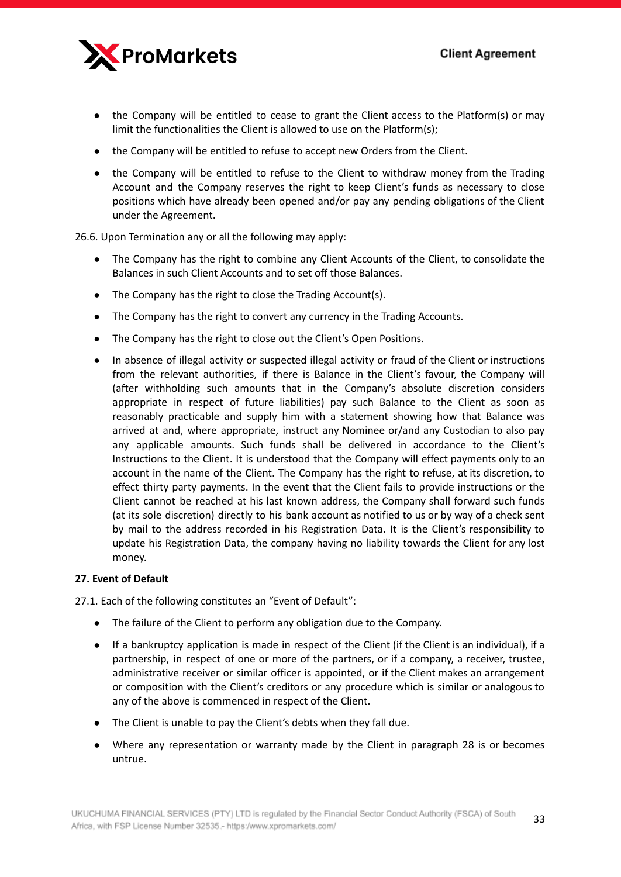- the Company will be entitled to cease to grant the Client access to the Platform(s) or may limit the functionalities the Client is allowed to use on the Platform(s);
- the Company will be entitled to refuse to accept new Orders from the Client.
- the Company will be entitled to refuse to the Client to withdraw money from the Trading Account and the Company reserves the right to keep Client's funds as necessary to close positions which have already been opened and/or pay any pending obligations of the Client under the Agreement.

26.6. Upon Termination any or all the following may apply:

- The Company has the right to combine any Client Accounts of the Client, to consolidate the Balances in such Client Accounts and to set off those Balances.
- The Company has the right to close the Trading Account(s).
- The Company has the right to convert any currency in the Trading Accounts.
- The Company has the right to close out the Client's Open Positions.
- In absence of illegal activity or suspected illegal activity or fraud of the Client or instructions from the relevant authorities, if there is Balance in the Client's favour, the Company will (after withholding such amounts that in the Company's absolute discretion considers appropriate in respect of future liabilities) pay such Balance to the Client as soon as reasonably practicable and supply him with a statement showing how that Balance was arrived at and, where appropriate, instruct any Nominee or/and any Custodian to also pay any applicable amounts. Such funds shall be delivered in accordance to the Client's Instructions to the Client. It is understood that the Company will effect payments only to an account in the name of the Client. The Company has the right to refuse, at its discretion, to effect thirty party payments. In the event that the Client fails to provide instructions or the Client cannot be reached at his last known address, the Company shall forward such funds (at its sole discretion) directly to his bank account as notified to us or by way of a check sent by mail to the address recorded in his Registration Data. It is the Client's responsibility to update his Registration Data, the company having no liability towards the Client for any lost money.

**27. Event of Default**

27.1. Each of the following constitutes an "Event of Default":

- The failure of the Client to perform any obligation due to the Company.
- If a bankruptcy application is made in respect of the Client (if the Client is an individual), if a partnership, in respect of one or more of the partners, or if a company, a receiver, trustee, administrative receiver or similar officer is appointed, or if the Client makes an arrangement or composition with the Client's creditors or any procedure which is similar or analogous to any of the above is commenced in respect of the Client.
- The Client is unable to pay the Client's debts when they fall due.
- Where any representation or warranty made by the Client in paragraph 28 is or becomes untrue.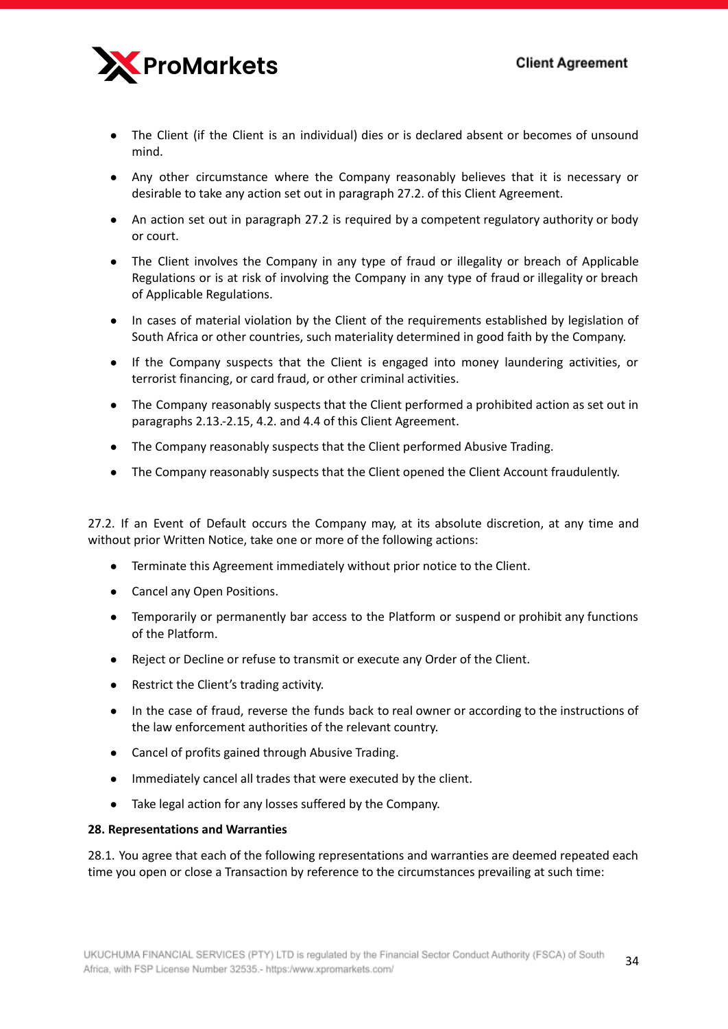- The Client (if the Client is an individual) dies or is declared absent or becomes of unsound mind.
- Any other circumstance where the Company reasonably believes that it is necessary or desirable to take any action set out in paragraph 27.2. of this Client Agreement.
- An action set out in paragraph 27.2 is required by a competent regulatory authority or body or court.
- The Client involves the Company in any type of fraud or illegality or breach of Applicable Regulations or is at risk of involving the Company in any type of fraud or illegality or breach of Applicable Regulations.
- In cases of material violation by the Client of the requirements established by legislation of South Africa or other countries, such materiality determined in good faith by the Company.
- If the Company suspects that the Client is engaged into money laundering activities, or terrorist financing, or card fraud, or other criminal activities.
- The Company reasonably suspects that the Client performed a prohibited action as set out in paragraphs 2.13.-2.15, 4.2. and 4.4 of this Client Agreement.
- The Company reasonably suspects that the Client performed Abusive Trading.
- The Company reasonably suspects that the Client opened the Client Account fraudulently.

27.2. If an Event of Default occurs the Company may, at its absolute discretion, at any time and without prior Written Notice, take one or more of the following actions:

- Terminate this Agreement immediately without prior notice to the Client.
- Cancel any Open Positions.
- Temporarily or permanently bar access to the Platform or suspend or prohibit any functions of the Platform.
- Reject or Decline or refuse to transmit or execute any Order of the Client.
- Restrict the Client's trading activity.
- In the case of fraud, reverse the funds back to real owner or according to the instructions of the law enforcement authorities of the relevant country.
- Cancel of profits gained through Abusive Trading.
- Immediately cancel all trades that were executed by the client.
- Take legal action for any losses suffered by the Company.

**28. Representations and Warranties**

28.1. You agree that each of the following representations and warranties are deemed repeated each time you open or close a Transaction by reference to the circumstances prevailing at such time: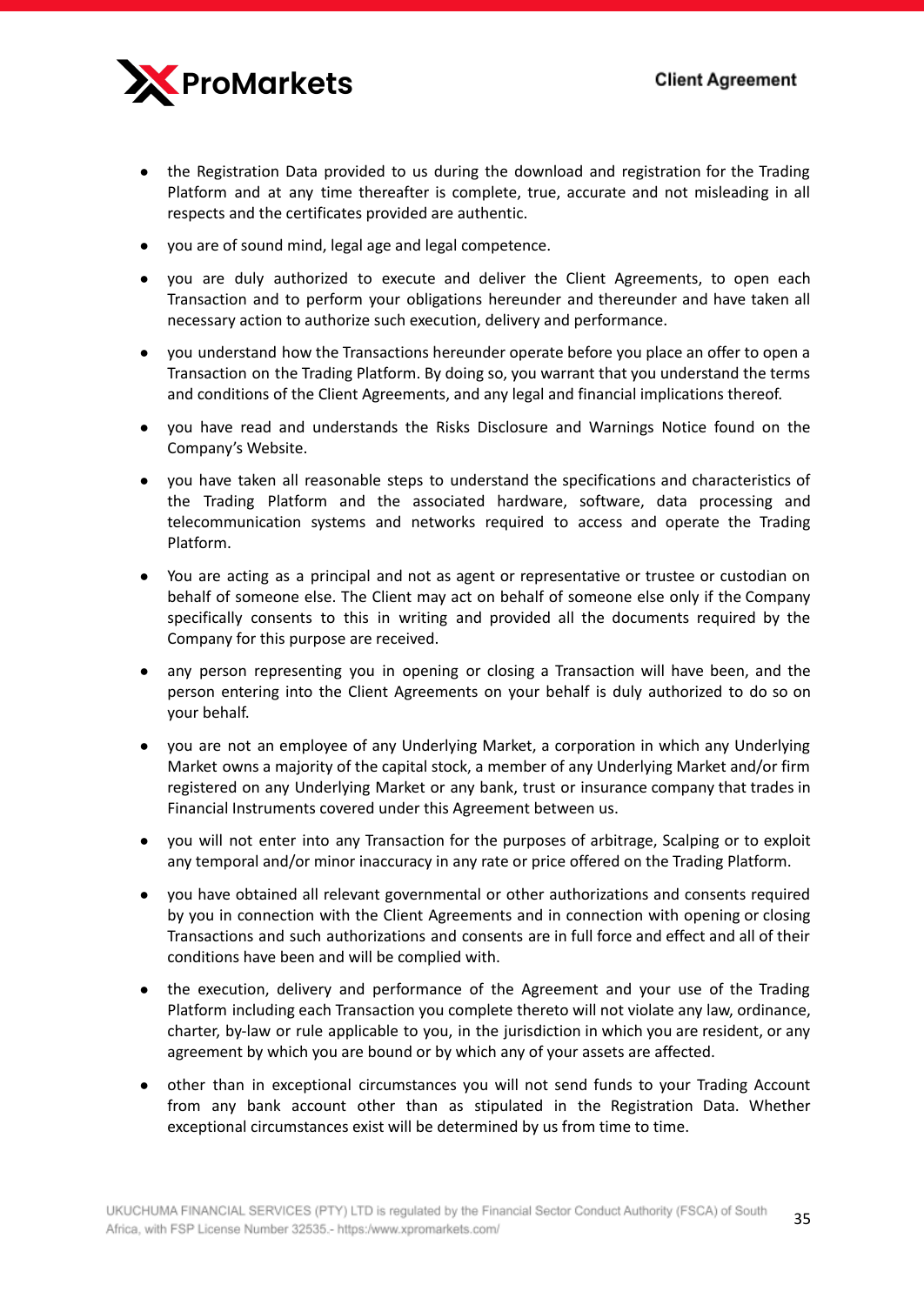- the Registration Data provided to us during the download and registration for the Trading Platform and at any time thereafter is complete, true, accurate and not misleading in all respects and the certificates provided are authentic.

- you are of sound mind, legal age and legal competence.

- you are duly authorized to execute and deliver the Client Agreements, to open each Transaction and to perform your obligations hereunder and thereunder and have taken all necessary action to authorize such execution, delivery and performance.

- you understand how the Transactions hereunder operate before you place an offer to open a Transaction on the Trading Platform. By doing so, you warrant that you understand the terms and conditions of the Client Agreements, and any legal and financial implications thereof.

- you have read and understands the Risks Disclosure and Warnings Notice found on the Company's Website.

- you have taken all reasonable steps to understand the specifications and characteristics of the Trading Platform and the associated hardware, software, data processing and telecommunication systems and networks required to access and operate the Trading Platform.

- You are acting as a principal and not as agent or representative or trustee or custodian on behalf of someone else. The Client may act on behalf of someone else only if the Company specifically consents to this in writing and provided all the documents required by the Company for this purpose are received.

- any person representing you in opening or closing a Transaction will have been, and the person entering into the Client Agreements on your behalf is duly authorized to do so on your behalf.

- you are not an employee of any Underlying Market, a corporation in which any Underlying Market owns a majority of the capital stock, a member of any Underlying Market and/or firm registered on any Underlying Market or any bank, trust or insurance company that trades in Financial Instruments covered under this Agreement between us.

- you will not enter into any Transaction for the purposes of arbitrage, Scalping or to exploit any temporal and/or minor inaccuracy in any rate or price offered on the Trading Platform.

- you have obtained all relevant governmental or other authorizations and consents required by you in connection with the Client Agreements and in connection with opening or closing Transactions and such authorizations and consents are in full force and effect and all of their conditions have been and will be complied with.

- the execution, delivery and performance of the Agreement and your use of the Trading Platform including each Transaction you complete thereto will not violate any law, ordinance, charter, by-law or rule applicable to you, in the jurisdiction in which you are resident, or any agreement by which you are bound or by which any of your assets are affected.

- other than in exceptional circumstances you will not send funds to your Trading Account from any bank account other than as stipulated in the Registration Data. Whether exceptional circumstances exist will be determined by us from time to time.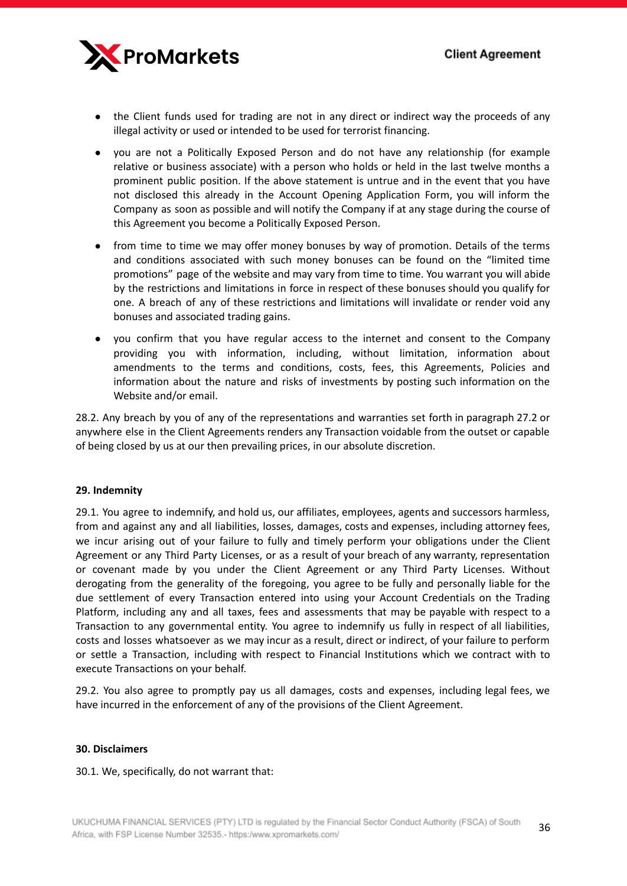- the Client funds used for trading are not in any direct or indirect way the proceeds of any illegal activity or used or intended to be used for terrorist financing.
- you are not a Politically Exposed Person and do not have any relationship (for example relative or business associate) with a person who holds or held in the last twelve months a prominent public position. If the above statement is untrue and in the event that you have not disclosed this already in the Account Opening Application Form, you will inform the Company as soon as possible and will notify the Company if at any stage during the course of this Agreement you become a Politically Exposed Person.
- from time to time we may offer money bonuses by way of promotion. Details of the terms and conditions associated with such money bonuses can be found on the "limited time promotions" page of the website and may vary from time to time. You warrant you will abide by the restrictions and limitations in force in respect of these bonuses should you qualify for one. A breach of any of these restrictions and limitations will invalidate or render void any bonuses and associated trading gains.
- you confirm that you have regular access to the internet and consent to the Company providing you with information, including, without limitation, information about amendments to the terms and conditions, costs, fees, this Agreements, Policies and information about the nature and risks of investments by posting such information on the Website and/or email.

28.2. Any breach by you of any of the representations and warranties set forth in paragraph 27.2 or anywhere else in the Client Agreements renders any Transaction voidable from the outset or capable of being closed by us at our then prevailing prices, in our absolute discretion.

**29. Indemnity**

29.1. You agree to indemnify, and hold us, our affiliates, employees, agents and successors harmless, from and against any and all liabilities, losses, damages, costs and expenses, including attorney fees, we incur arising out of your failure to fully and timely perform your obligations under the Client Agreement or any Third Party Licenses, or as a result of your breach of any warranty, representation or covenant made by you under the Client Agreement or any Third Party Licenses. Without derogating from the generality of the foregoing, you agree to be fully and personally liable for the due settlement of every Transaction entered into using your Account Credentials on the Trading Platform, including any and all taxes, fees and assessments that may be payable with respect to a Transaction to any governmental entity. You agree to indemnify us fully in respect of all liabilities, costs and losses whatsoever as we may incur as a result, direct or indirect, of your failure to perform or settle a Transaction, including with respect to Financial Institutions which we contract with to execute Transactions on your behalf.

29.2. You also agree to promptly pay us all damages, costs and expenses, including legal fees, we have incurred in the enforcement of any of the provisions of the Client Agreement.

**30. Disclaimers**

30.1. We, specifically, do not warrant that: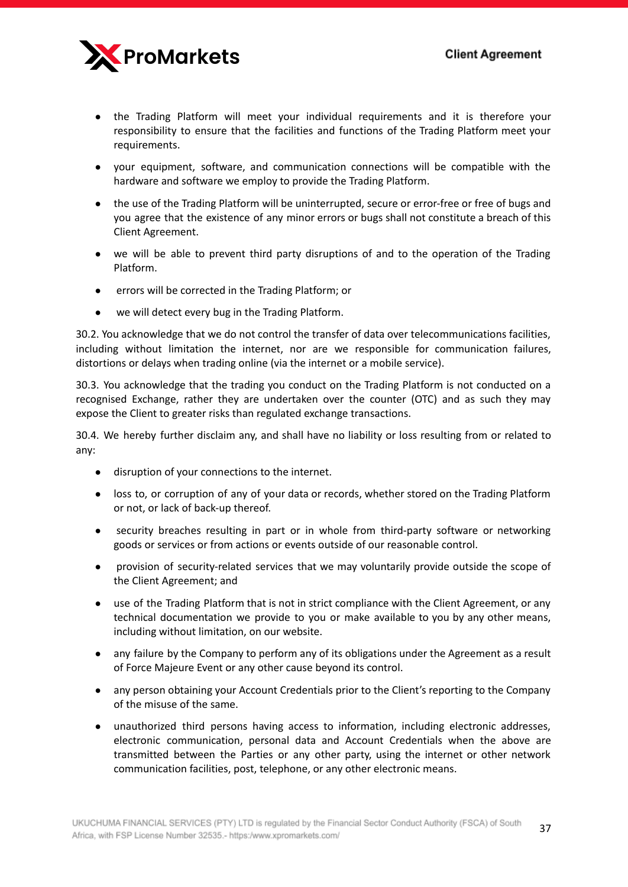- the Trading Platform will meet your individual requirements and it is therefore your responsibility to ensure that the facilities and functions of the Trading Platform meet your requirements.
- your equipment, software, and communication connections will be compatible with the hardware and software we employ to provide the Trading Platform.
- the use of the Trading Platform will be uninterrupted, secure or error-free or free of bugs and you agree that the existence of any minor errors or bugs shall not constitute a breach of this Client Agreement.
- we will be able to prevent third party disruptions of and to the operation of the Trading Platform.
- errors will be corrected in the Trading Platform; or
- we will detect every bug in the Trading Platform.

30.2. You acknowledge that we do not control the transfer of data over telecommunications facilities, including without limitation the internet, nor are we responsible for communication failures, distortions or delays when trading online (via the internet or a mobile service).

30.3. You acknowledge that the trading you conduct on the Trading Platform is not conducted on a recognised Exchange, rather they are undertaken over the counter (OTC) and as such they may expose the Client to greater risks than regulated exchange transactions.

30.4. We hereby further disclaim any, and shall have no liability or loss resulting from or related to any:

- disruption of your connections to the internet.
- loss to, or corruption of any of your data or records, whether stored on the Trading Platform or not, or lack of back-up thereof.
- security breaches resulting in part or in whole from third-party software or networking goods or services or from actions or events outside of our reasonable control.
- provision of security-related services that we may voluntarily provide outside the scope of the Client Agreement; and
- use of the Trading Platform that is not in strict compliance with the Client Agreement, or any technical documentation we provide to you or make available to you by any other means, including without limitation, on our website.
- any failure by the Company to perform any of its obligations under the Agreement as a result of Force Majeure Event or any other cause beyond its control.
- any person obtaining your Account Credentials prior to the Client's reporting to the Company of the misuse of the same.
- unauthorized third persons having access to information, including electronic addresses, electronic communication, personal data and Account Credentials when the above are transmitted between the Parties or any other party, using the internet or other network communication facilities, post, telephone, or any other electronic means.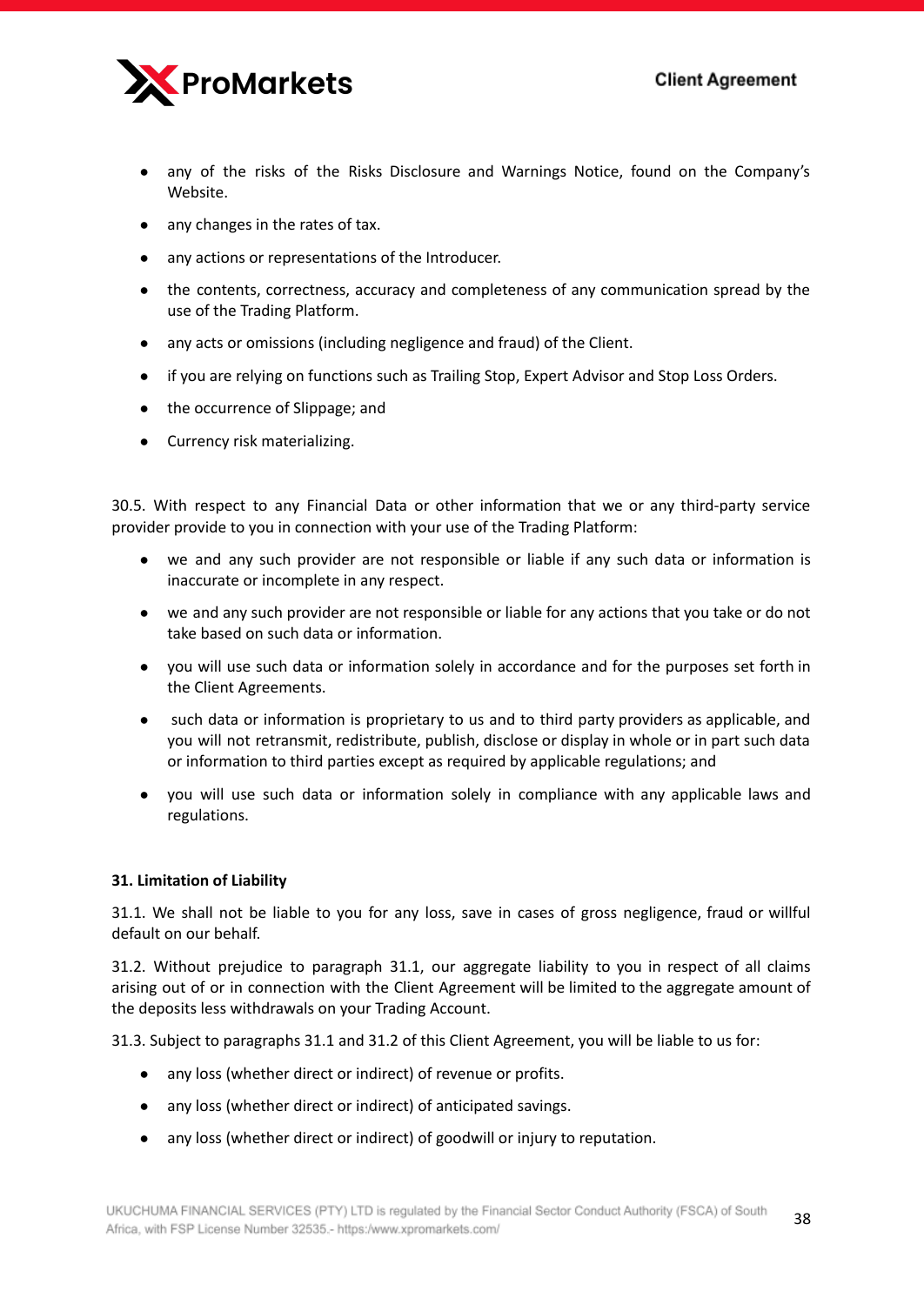- any of the risks of the Risks Disclosure and Warnings Notice, found on the Company's Website.
- any changes in the rates of tax.
- any actions or representations of the Introducer.
- the contents, correctness, accuracy and completeness of any communication spread by the use of the Trading Platform.
- any acts or omissions (including negligence and fraud) of the Client.
- if you are relying on functions such as Trailing Stop, Expert Advisor and Stop Loss Orders.
- the occurrence of Slippage; and
- Currency risk materializing.

30.5. With respect to any Financial Data or other information that we or any third-party service provider provide to you in connection with your use of the Trading Platform:

- we and any such provider are not responsible or liable if any such data or information is inaccurate or incomplete in any respect.
- we and any such provider are not responsible or liable for any actions that you take or do not take based on such data or information.
- you will use such data or information solely in accordance and for the purposes set forth in the Client Agreements.
- such data or information is proprietary to us and to third party providers as applicable, and you will not retransmit, redistribute, publish, disclose or display in whole or in part such data or information to third parties except as required by applicable regulations; and
- you will use such data or information solely in compliance with any applicable laws and regulations.

**31. Limitation of Liability**

31.1. We shall not be liable to you for any loss, save in cases of gross negligence, fraud or willful default on our behalf.

31.2. Without prejudice to paragraph 31.1, our aggregate liability to you in respect of all claims arising out of or in connection with the Client Agreement will be limited to the aggregate amount of the deposits less withdrawals on your Trading Account.

31.3. Subject to paragraphs 31.1 and 31.2 of this Client Agreement, you will be liable to us for:

- any loss (whether direct or indirect) of revenue or profits.
- any loss (whether direct or indirect) of anticipated savings.
- any loss (whether direct or indirect) of goodwill or injury to reputation.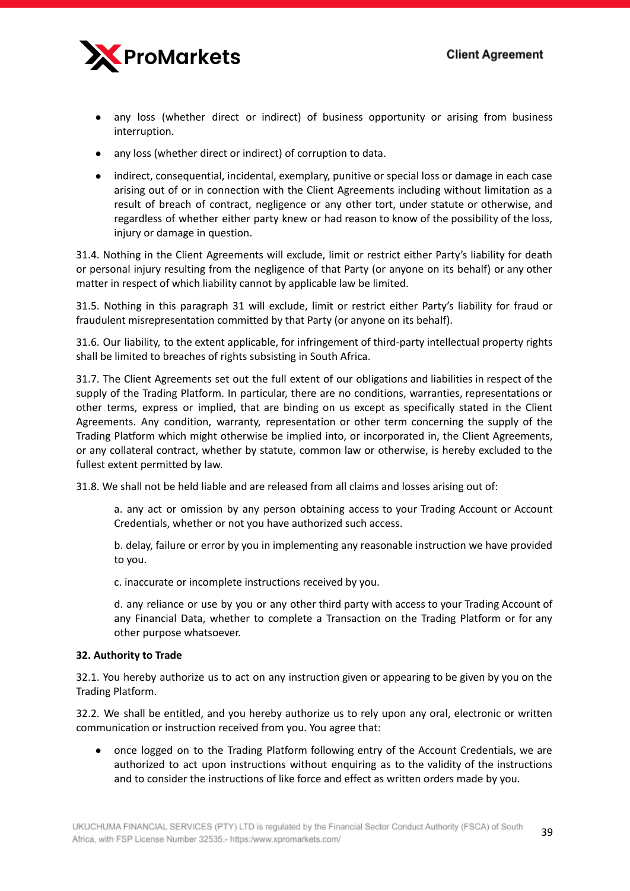- any loss (whether direct or indirect) of business opportunity or arising from business interruption.
- any loss (whether direct or indirect) of corruption to data.
- indirect, consequential, incidental, exemplary, punitive or special loss or damage in each case arising out of or in connection with the Client Agreements including without limitation as a result of breach of contract, negligence or any other tort, under statute or otherwise, and regardless of whether either party knew or had reason to know of the possibility of the loss, injury or damage in question.

31.4. Nothing in the Client Agreements will exclude, limit or restrict either Party's liability for death or personal injury resulting from the negligence of that Party (or anyone on its behalf) or any other matter in respect of which liability cannot by applicable law be limited.

31.5. Nothing in this paragraph 31 will exclude, limit or restrict either Party's liability for fraud or fraudulent misrepresentation committed by that Party (or anyone on its behalf).

31.6. Our liability, to the extent applicable, for infringement of third-party intellectual property rights shall be limited to breaches of rights subsisting in South Africa.

31.7. The Client Agreements set out the full extent of our obligations and liabilities in respect of the supply of the Trading Platform. In particular, there are no conditions, warranties, representations or other terms, express or implied, that are binding on us except as specifically stated in the Client Agreements. Any condition, warranty, representation or other term concerning the supply of the Trading Platform which might otherwise be implied into, or incorporated in, the Client Agreements, or any collateral contract, whether by statute, common law or otherwise, is hereby excluded to the fullest extent permitted by law.

31.8. We shall not be held liable and are released from all claims and losses arising out of:

a. any act or omission by any person obtaining access to your Trading Account or Account Credentials, whether or not you have authorized such access.

b. delay, failure or error by you in implementing any reasonable instruction we have provided to you.

c. inaccurate or incomplete instructions received by you.

d. any reliance or use by you or any other third party with access to your Trading Account of any Financial Data, whether to complete a Transaction on the Trading Platform or for any other purpose whatsoever.

**32. Authority to Trade**

32.1. You hereby authorize us to act on any instruction given or appearing to be given by you on the Trading Platform.

32.2. We shall be entitled, and you hereby authorize us to rely upon any oral, electronic or written communication or instruction received from you. You agree that:

- once logged on to the Trading Platform following entry of the Account Credentials, we are authorized to act upon instructions without enquiring as to the validity of the instructions and to consider the instructions of like force and effect as written orders made by you.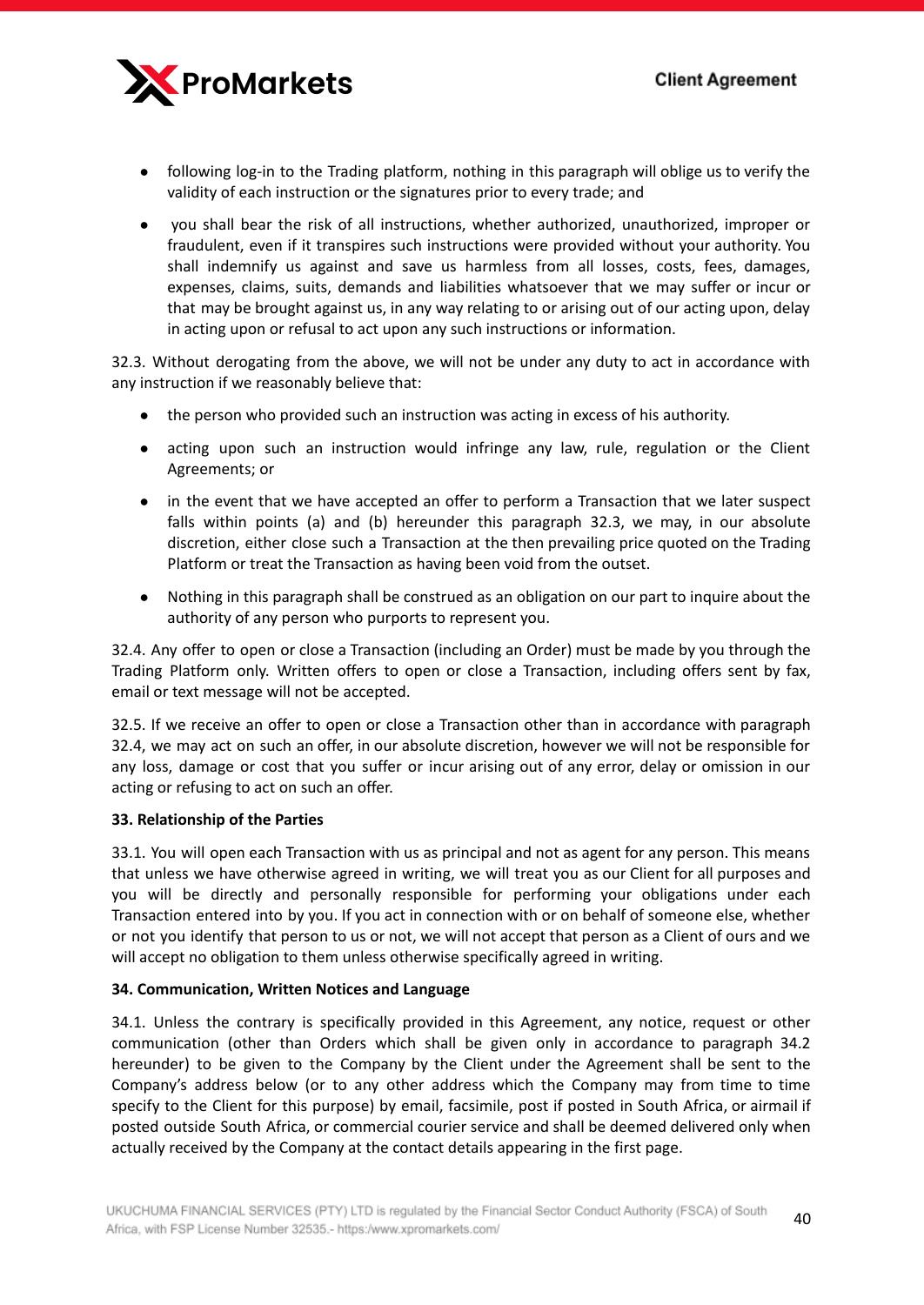- following log-in to the Trading platform, nothing in this paragraph will oblige us to verify the validity of each instruction or the signatures prior to every trade; and
- you shall bear the risk of all instructions, whether authorized, unauthorized, improper or fraudulent, even if it transpires such instructions were provided without your authority. You shall indemnify us against and save us harmless from all losses, costs, fees, damages, expenses, claims, suits, demands and liabilities whatsoever that we may suffer or incur or that may be brought against us, in any way relating to or arising out of our acting upon, delay in acting upon or refusal to act upon any such instructions or information.

32.3. Without derogating from the above, we will not be under any duty to act in accordance with any instruction if we reasonably believe that:

- the person who provided such an instruction was acting in excess of his authority.
- acting upon such an instruction would infringe any law, rule, regulation or the Client Agreements; or
- in the event that we have accepted an offer to perform a Transaction that we later suspect falls within points (a) and (b) hereunder this paragraph 32.3, we may, in our absolute discretion, either close such a Transaction at the then prevailing price quoted on the Trading Platform or treat the Transaction as having been void from the outset.
- Nothing in this paragraph shall be construed as an obligation on our part to inquire about the authority of any person who purports to represent you.

32.4. Any offer to open or close a Transaction (including an Order) must be made by you through the Trading Platform only. Written offers to open or close a Transaction, including offers sent by fax, email or text message will not be accepted.

32.5. If we receive an offer to open or close a Transaction other than in accordance with paragraph 32.4, we may act on such an offer, in our absolute discretion, however we will not be responsible for any loss, damage or cost that you suffer or incur arising out of any error, delay or omission in our acting or refusing to act on such an offer.

**33. Relationship of the Parties**

33.1. You will open each Transaction with us as principal and not as agent for any person. This means that unless we have otherwise agreed in writing, we will treat you as our Client for all purposes and you will be directly and personally responsible for performing your obligations under each Transaction entered into by you. If you act in connection with or on behalf of someone else, whether or not you identify that person to us or not, we will not accept that person as a Client of ours and we will accept no obligation to them unless otherwise specifically agreed in writing.

**34. Communication, Written Notices and Language**

34.1. Unless the contrary is specifically provided in this Agreement, any notice, request or other communication (other than Orders which shall be given only in accordance to paragraph 34.2 hereunder) to be given to the Company by the Client under the Agreement shall be sent to the Company's address below (or to any other address which the Company may from time to time specify to the Client for this purpose) by email, facsimile, post if posted in South Africa, or airmail if posted outside South Africa, or commercial courier service and shall be deemed delivered only when actually received by the Company at the contact details appearing in the first page.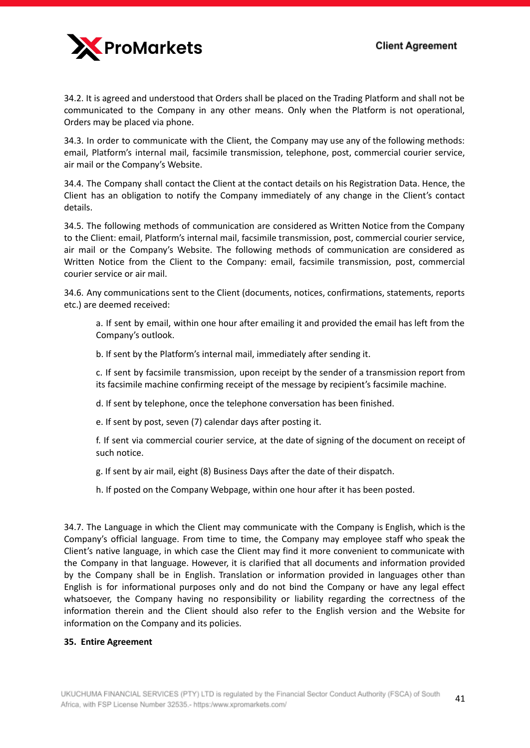34.2. It is agreed and understood that Orders shall be placed on the Trading Platform and shall not be communicated to the Company in any other means. Only when the Platform is not operational, Orders may be placed via phone.

34.3. In order to communicate with the Client, the Company may use any of the following methods: email, Platform's internal mail, facsimile transmission, telephone, post, commercial courier service, air mail or the Company's Website.

34.4. The Company shall contact the Client at the contact details on his Registration Data. Hence, the Client has an obligation to notify the Company immediately of any change in the Client's contact details.

34.5. The following methods of communication are considered as Written Notice from the Company to the Client: email, Platform's internal mail, facsimile transmission, post, commercial courier service, air mail or the Company's Website. The following methods of communication are considered as Written Notice from the Client to the Company: email, facsimile transmission, post, commercial courier service or air mail.

34.6. Any communications sent to the Client (documents, notices, confirmations, statements, reports etc.) are deemed received:

a. If sent by email, within one hour after emailing it and provided the email has left from the Company's outlook.

b. If sent by the Platform's internal mail, immediately after sending it.

c. If sent by facsimile transmission, upon receipt by the sender of a transmission report from its facsimile machine confirming receipt of the message by recipient's facsimile machine.

d. If sent by telephone, once the telephone conversation has been finished.

e. If sent by post, seven (7) calendar days after posting it.

f. If sent via commercial courier service, at the date of signing of the document on receipt of such notice.

g. If sent by air mail, eight (8) Business Days after the date of their dispatch.

h. If posted on the Company Webpage, within one hour after it has been posted.

34.7. The Language in which the Client may communicate with the Company is English, which is the Company's official language. From time to time, the Company may employee staff who speak the Client's native language, in which case the Client may find it more convenient to communicate with the Company in that language. However, it is clarified that all documents and information provided by the Company shall be in English. Translation or information provided in languages other than English is for informational purposes only and do not bind the Company or have any legal effect whatsoever, the Company having no responsibility or liability regarding the correctness of the information therein and the Client should also refer to the English version and the Website for information on the Company and its policies.

**35. Entire Agreement**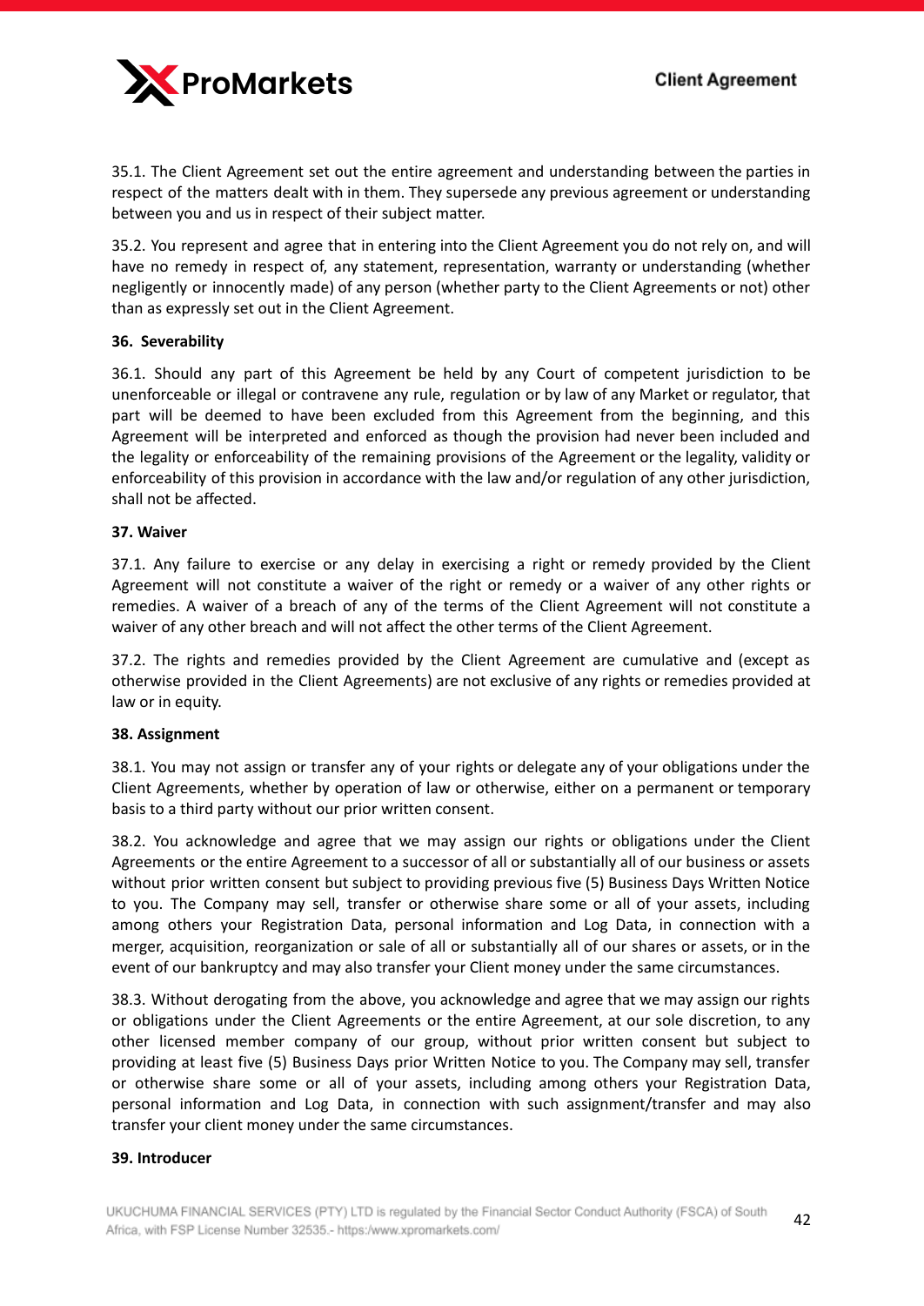35.1. The Client Agreement set out the entire agreement and understanding between the parties in respect of the matters dealt with in them. They supersede any previous agreement or understanding between you and us in respect of their subject matter.

35.2. You represent and agree that in entering into the Client Agreement you do not rely on, and will have no remedy in respect of, any statement, representation, warranty or understanding (whether negligently or innocently made) of any person (whether party to the Client Agreements or not) other than as expressly set out in the Client Agreement.

**36. Severability**

36.1. Should any part of this Agreement be held by any Court of competent jurisdiction to be unenforceable or illegal or contravene any rule, regulation or by law of any Market or regulator, that part will be deemed to have been excluded from this Agreement from the beginning, and this Agreement will be interpreted and enforced as though the provision had never been included and the legality or enforceability of the remaining provisions of the Agreement or the legality, validity or enforceability of this provision in accordance with the law and/or regulation of any other jurisdiction, shall not be affected.

**37. Waiver**

37.1. Any failure to exercise or any delay in exercising a right or remedy provided by the Client Agreement will not constitute a waiver of the right or remedy or a waiver of any other rights or remedies. A waiver of a breach of any of the terms of the Client Agreement will not constitute a waiver of any other breach and will not affect the other terms of the Client Agreement.

37.2. The rights and remedies provided by the Client Agreement are cumulative and (except as otherwise provided in the Client Agreements) are not exclusive of any rights or remedies provided at law or in equity.

**38. Assignment**

38.1. You may not assign or transfer any of your rights or delegate any of your obligations under the Client Agreements, whether by operation of law or otherwise, either on a permanent or temporary basis to a third party without our prior written consent.

38.2. You acknowledge and agree that we may assign our rights or obligations under the Client Agreements or the entire Agreement to a successor of all or substantially all of our business or assets without prior written consent but subject to providing previous five (5) Business Days Written Notice to you. The Company may sell, transfer or otherwise share some or all of your assets, including among others your Registration Data, personal information and Log Data, in connection with a merger, acquisition, reorganization or sale of all or substantially all of our shares or assets, or in the event of our bankruptcy and may also transfer your Client money under the same circumstances.

38.3. Without derogating from the above, you acknowledge and agree that we may assign our rights or obligations under the Client Agreements or the entire Agreement, at our sole discretion, to any other licensed member company of our group, without prior written consent but subject to providing at least five (5) Business Days prior Written Notice to you. The Company may sell, transfer or otherwise share some or all of your assets, including among others your Registration Data, personal information and Log Data, in connection with such assignment/transfer and may also transfer your client money under the same circumstances.

**39. Introducer**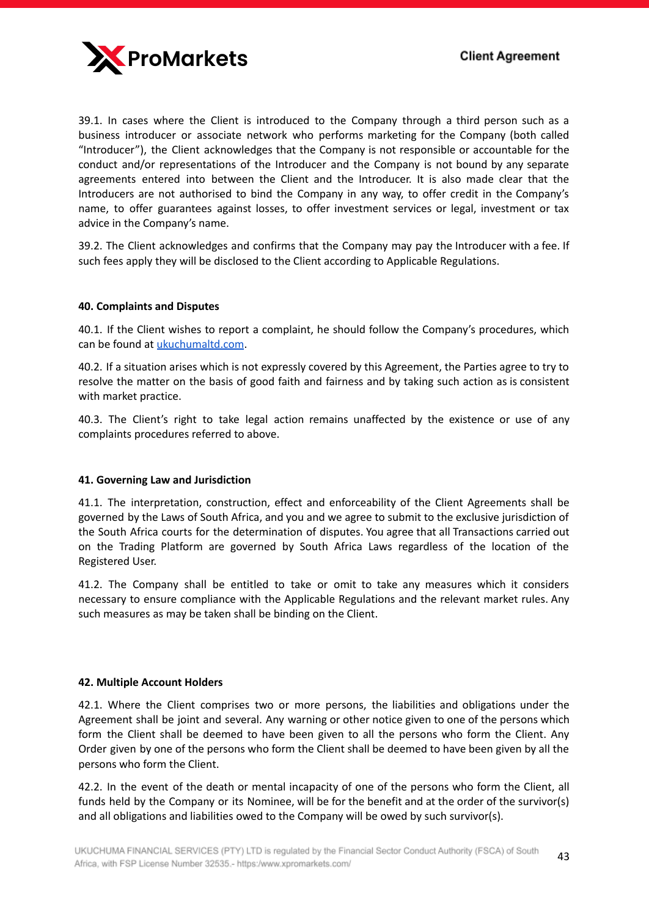39.1. In cases where the Client is introduced to the Company through a third person such as a business introducer or associate network who performs marketing for the Company (both called "Introducer"), the Client acknowledges that the Company is not responsible or accountable for the conduct and/or representations of the Introducer and the Company is not bound by any separate agreements entered into between the Client and the Introducer. It is also made clear that the Introducers are not authorised to bind the Company in any way, to offer credit in the Company's name, to offer guarantees against losses, to offer investment services or legal, investment or tax advice in the Company's name.

39.2. The Client acknowledges and confirms that the Company may pay the Introducer with a fee. If such fees apply they will be disclosed to the Client according to Applicable Regulations.

**40. Complaints and Disputes**

40.1. If the Client wishes to report a complaint, he should follow the Company's procedures, which can be found at [ukuchumaltd.com](ukuchumaltd.com).

40.2. If a situation arises which is not expressly covered by this Agreement, the Parties agree to try to resolve the matter on the basis of good faith and fairness and by taking such action as is consistent with market practice.

40.3. The Client's right to take legal action remains unaffected by the existence or use of any complaints procedures referred to above.

**41. Governing Law and Jurisdiction**

41.1. The interpretation, construction, effect and enforceability of the Client Agreements shall be governed by the Laws of South Africa, and you and we agree to submit to the exclusive jurisdiction of the South Africa courts for the determination of disputes. You agree that all Transactions carried out on the Trading Platform are governed by South Africa Laws regardless of the location of the Registered User.

41.2. The Company shall be entitled to take or omit to take any measures which it considers necessary to ensure compliance with the Applicable Regulations and the relevant market rules. Any such measures as may be taken shall be binding on the Client.

**42. Multiple Account Holders**

42.1. Where the Client comprises two or more persons, the liabilities and obligations under the Agreement shall be joint and several. Any warning or other notice given to one of the persons which form the Client shall be deemed to have been given to all the persons who form the Client. Any Order given by one of the persons who form the Client shall be deemed to have been given by all the persons who form the Client.

42.2. In the event of the death or mental incapacity of one of the persons who form the Client, all funds held by the Company or its Nominee, will be for the benefit and at the order of the survivor(s) and all obligations and liabilities owed to the Company will be owed by such survivor(s).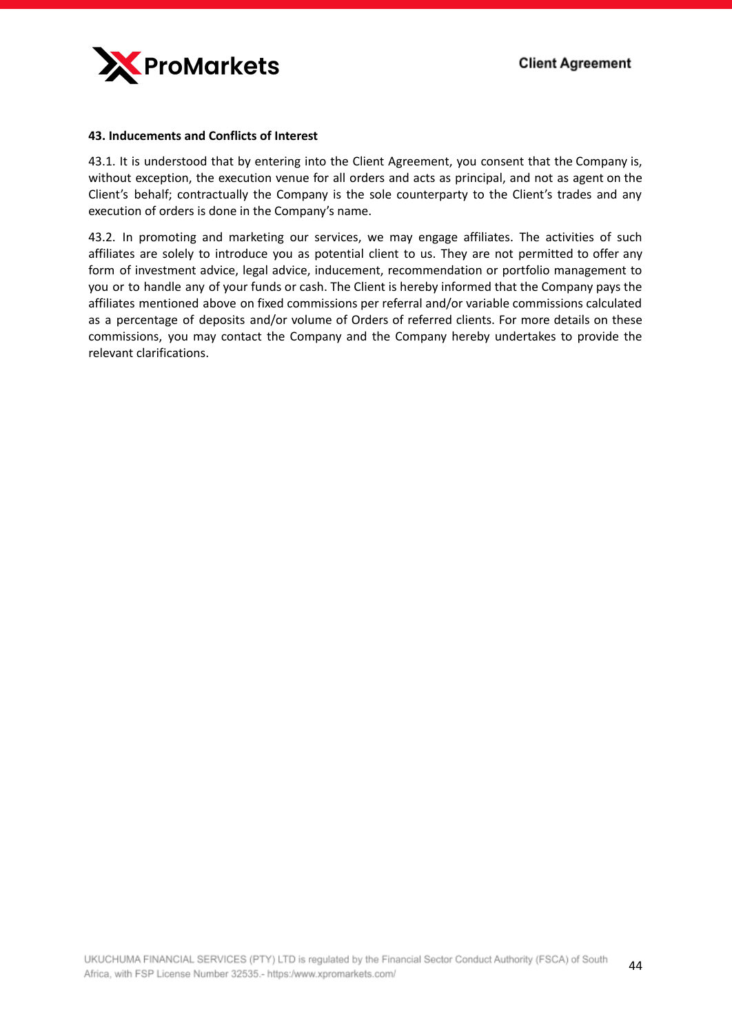### 43. Inducements and Conflicts of Interest

43.1. It is understood that by entering into the Client Agreement, you consent that the Company is, without exception, the execution venue for all orders and acts as principal, and not as agent on the Client's behalf; contractually the Company is the sole counterparty to the Client's trades and any execution of orders is done in the Company's name.

43.2. In promoting and marketing our services, we may engage affiliates. The activities of such affiliates are solely to introduce you as potential client to us. They are not permitted to offer any form of investment advice, legal advice, inducement, recommendation or portfolio management to you or to handle any of your funds or cash. The Client is hereby informed that the Company pays the affiliates mentioned above on fixed commissions per referral and/or variable commissions calculated as a percentage of deposits and/or volume of Orders of referred clients. For more details on these commissions, you may contact the Company and the Company hereby undertakes to provide the relevant clarifications.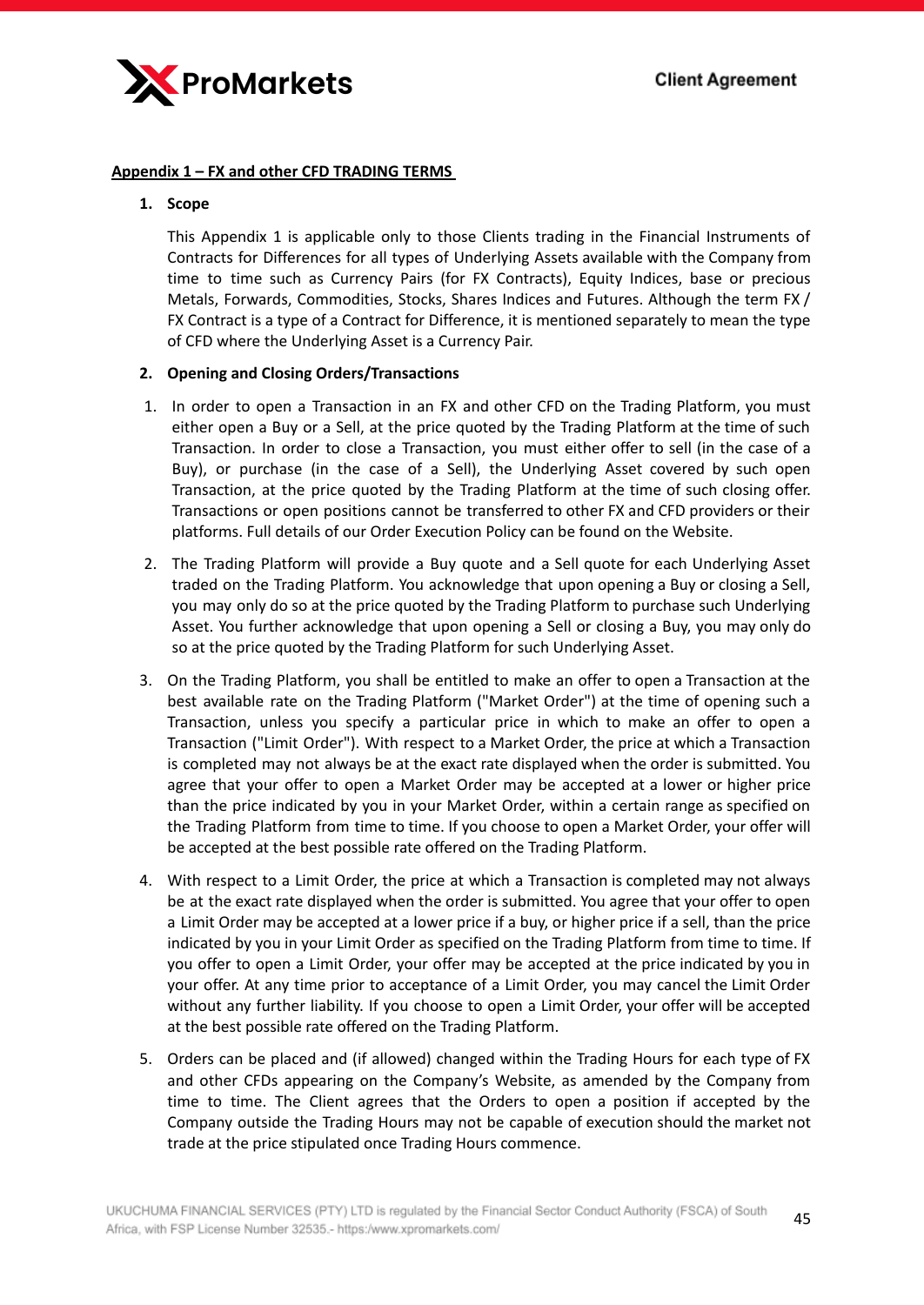**Appendix 1 – FX and other CFD TRADING TERMS**

1. **Scope**

This Appendix 1 is applicable only to those Clients trading in the Financial Instruments of Contracts for Differences for all types of Underlying Assets available with the Company from time to time such as Currency Pairs (for FX Contracts), Equity Indices, base or precious Metals, Forwards, Commodities, Stocks, Shares Indices and Futures. Although the term FX / FX Contract is a type of a Contract for Difference, it is mentioned separately to mean the type of CFD where the Underlying Asset is a Currency Pair.

2. **Opening and Closing Orders/Transactions**

1. In order to open a Transaction in an FX and other CFD on the Trading Platform, you must either open a Buy or a Sell, at the price quoted by the Trading Platform at the time of such Transaction. In order to close a Transaction, you must either offer to sell (in the case of a Buy), or purchase (in the case of a Sell), the Underlying Asset covered by such open Transaction, at the price quoted by the Trading Platform at the time of such closing offer. Transactions or open positions cannot be transferred to other FX and CFD providers or their platforms. Full details of our Order Execution Policy can be found on the Website.

2. The Trading Platform will provide a Buy quote and a Sell quote for each Underlying Asset traded on the Trading Platform. You acknowledge that upon opening a Buy or closing a Sell, you may only do so at the price quoted by the Trading Platform to purchase such Underlying Asset. You further acknowledge that upon opening a Sell or closing a Buy, you may only do so at the price quoted by the Trading Platform for such Underlying Asset.

3. On the Trading Platform, you shall be entitled to make an offer to open a Transaction at the best available rate on the Trading Platform ("Market Order") at the time of opening such a Transaction, unless you specify a particular price in which to make an offer to open a Transaction ("Limit Order"). With respect to a Market Order, the price at which a Transaction is completed may not always be at the exact rate displayed when the order is submitted. You agree that your offer to open a Market Order may be accepted at a lower or higher price than the price indicated by you in your Market Order, within a certain range as specified on the Trading Platform from time to time. If you choose to open a Market Order, your offer will be accepted at the best possible rate offered on the Trading Platform.

4. With respect to a Limit Order, the price at which a Transaction is completed may not always be at the exact rate displayed when the order is submitted. You agree that your offer to open a Limit Order may be accepted at a lower price if a buy, or higher price if a sell, than the price indicated by you in your Limit Order as specified on the Trading Platform from time to time. If you offer to open a Limit Order, your offer may be accepted at the price indicated by you in your offer. At any time prior to acceptance of a Limit Order, you may cancel the Limit Order without any further liability. If you choose to open a Limit Order, your offer will be accepted at the best possible rate offered on the Trading Platform.

5. Orders can be placed and (if allowed) changed within the Trading Hours for each type of FX and other CFDs appearing on the Company's Website, as amended by the Company from time to time. The Client agrees that the Orders to open a position if accepted by the Company outside the Trading Hours may not be capable of execution should the market not trade at the price stipulated once Trading Hours commence.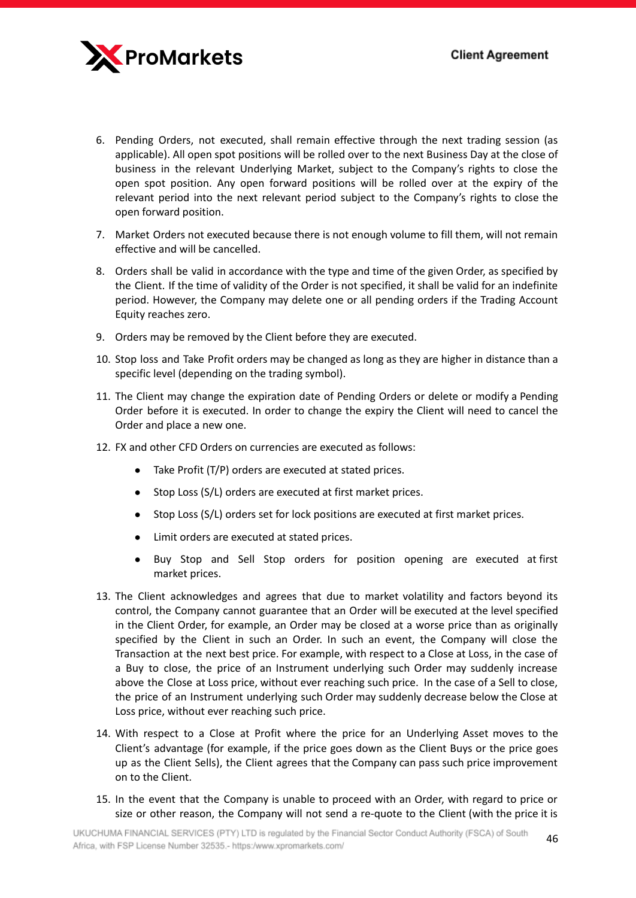6. Pending Orders, not executed, shall remain effective through the next trading session (as applicable). All open spot positions will be rolled over to the next Business Day at the close of business in the relevant Underlying Market, subject to the Company's rights to close the open spot position. Any open forward positions will be rolled over at the expiry of the relevant period into the next relevant period subject to the Company's rights to close the open forward position.

7. Market Orders not executed because there is not enough volume to fill them, will not remain effective and will be cancelled.

8. Orders shall be valid in accordance with the type and time of the given Order, as specified by the Client. If the time of validity of the Order is not specified, it shall be valid for an indefinite period. However, the Company may delete one or all pending orders if the Trading Account Equity reaches zero.

9. Orders may be removed by the Client before they are executed.

10. Stop loss and Take Profit orders may be changed as long as they are higher in distance than a specific level (depending on the trading symbol).

11. The Client may change the expiration date of Pending Orders or delete or modify a Pending Order before it is executed. In order to change the expiry the Client will need to cancel the Order and place a new one.

12. FX and other CFD Orders on currencies are executed as follows:

    - Take Profit (T/P) orders are executed at stated prices.
    - Stop Loss (S/L) orders are executed at first market prices.
    - Stop Loss (S/L) orders set for lock positions are executed at first market prices.
    - Limit orders are executed at stated prices.
    - Buy Stop and Sell Stop orders for position opening are executed at first market prices.

13. The Client acknowledges and agrees that due to market volatility and factors beyond its control, the Company cannot guarantee that an Order will be executed at the level specified in the Client Order, for example, an Order may be closed at a worse price than as originally specified by the Client in such an Order. In such an event, the Company will close the Transaction at the next best price. For example, with respect to a Close at Loss, in the case of a Buy to close, the price of an Instrument underlying such Order may suddenly increase above the Close at Loss price, without ever reaching such price. In the case of a Sell to close, the price of an Instrument underlying such Order may suddenly decrease below the Close at Loss price, without ever reaching such price.

14. With respect to a Close at Profit where the price for an Underlying Asset moves to the Client's advantage (for example, if the price goes down as the Client Buys or the price goes up as the Client Sells), the Client agrees that the Company can pass such price improvement on to the Client.

15. In the event that the Company is unable to proceed with an Order, with regard to price or size or other reason, the Company will not send a re-quote to the Client (with the price it is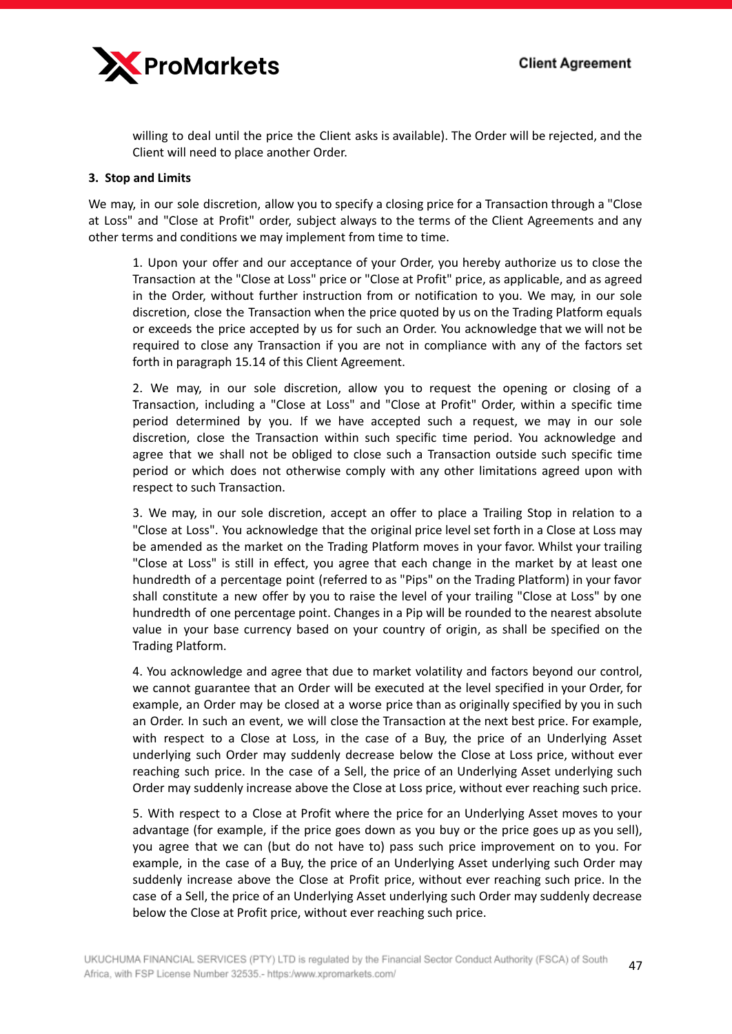willing to deal until the price the Client asks is available). The Order will be rejected, and the Client will need to place another Order.

**3. Stop and Limits**

We may, in our sole discretion, allow you to specify a closing price for a Transaction through a "Close at Loss" and "Close at Profit" order, subject always to the terms of the Client Agreements and any other terms and conditions we may implement from time to time.

1. Upon your offer and our acceptance of your Order, you hereby authorize us to close the Transaction at the "Close at Loss" price or "Close at Profit" price, as applicable, and as agreed in the Order, without further instruction from or notification to you. We may, in our sole discretion, close the Transaction when the price quoted by us on the Trading Platform equals or exceeds the price accepted by us for such an Order. You acknowledge that we will not be required to close any Transaction if you are not in compliance with any of the factors set forth in paragraph 15.14 of this Client Agreement.

2. We may, in our sole discretion, allow you to request the opening or closing of a Transaction, including a "Close at Loss" and "Close at Profit" Order, within a specific time period determined by you. If we have accepted such a request, we may in our sole discretion, close the Transaction within such specific time period. You acknowledge and agree that we shall not be obliged to close such a Transaction outside such specific time period or which does not otherwise comply with any other limitations agreed upon with respect to such Transaction.

3. We may, in our sole discretion, accept an offer to place a Trailing Stop in relation to a "Close at Loss". You acknowledge that the original price level set forth in a Close at Loss may be amended as the market on the Trading Platform moves in your favor. Whilst your trailing "Close at Loss" is still in effect, you agree that each change in the market by at least one hundredth of a percentage point (referred to as "Pips" on the Trading Platform) in your favor shall constitute a new offer by you to raise the level of your trailing "Close at Loss" by one hundredth of one percentage point. Changes in a Pip will be rounded to the nearest absolute value in your base currency based on your country of origin, as shall be specified on the Trading Platform.

4. You acknowledge and agree that due to market volatility and factors beyond our control, we cannot guarantee that an Order will be executed at the level specified in your Order, for example, an Order may be closed at a worse price than as originally specified by you in such an Order. In such an event, we will close the Transaction at the next best price. For example, with respect to a Close at Loss, in the case of a Buy, the price of an Underlying Asset underlying such Order may suddenly decrease below the Close at Loss price, without ever reaching such price. In the case of a Sell, the price of an Underlying Asset underlying such Order may suddenly increase above the Close at Loss price, without ever reaching such price.

5. With respect to a Close at Profit where the price for an Underlying Asset moves to your advantage (for example, if the price goes down as you buy or the price goes up as you sell), you agree that we can (but do not have to) pass such price improvement on to you. For example, in the case of a Buy, the price of an Underlying Asset underlying such Order may suddenly increase above the Close at Profit price, without ever reaching such price. In the case of a Sell, the price of an Underlying Asset underlying such Order may suddenly decrease below the Close at Profit price, without ever reaching such price.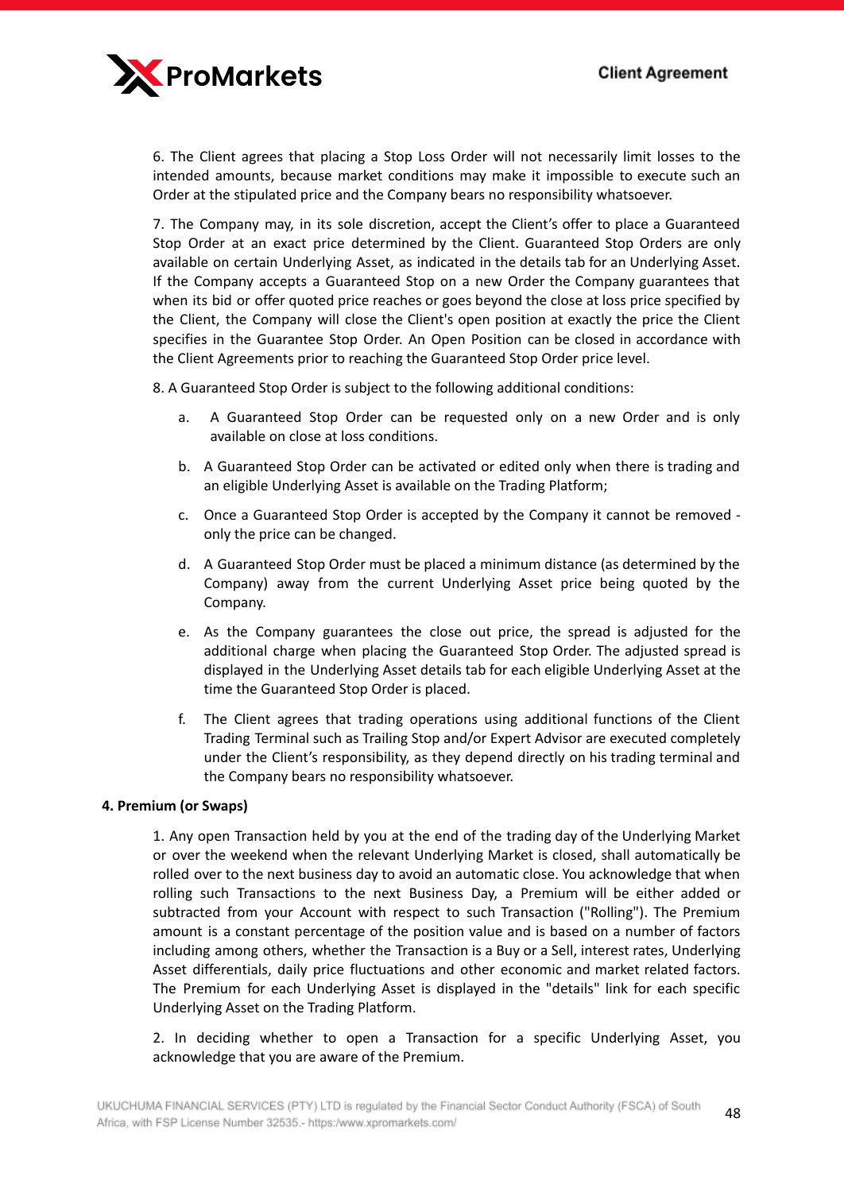6. The Client agrees that placing a Stop Loss Order will not necessarily limit losses to the intended amounts, because market conditions may make it impossible to execute such an Order at the stipulated price and the Company bears no responsibility whatsoever.

7. The Company may, in its sole discretion, accept the Client's offer to place a Guaranteed Stop Order at an exact price determined by the Client. Guaranteed Stop Orders are only available on certain Underlying Asset, as indicated in the details tab for an Underlying Asset. If the Company accepts a Guaranteed Stop on a new Order the Company guarantees that when its bid or offer quoted price reaches or goes beyond the close at loss price specified by the Client, the Company will close the Client's open position at exactly the price the Client specifies in the Guarantee Stop Order. An Open Position can be closed in accordance with the Client Agreements prior to reaching the Guaranteed Stop Order price level.

8. A Guaranteed Stop Order is subject to the following additional conditions:

a. A Guaranteed Stop Order can be requested only on a new Order and is only available on close at loss conditions.

b. A Guaranteed Stop Order can be activated or edited only when there is trading and an eligible Underlying Asset is available on the Trading Platform;

c. Once a Guaranteed Stop Order is accepted by the Company it cannot be removed - only the price can be changed.

d. A Guaranteed Stop Order must be placed a minimum distance (as determined by the Company) away from the current Underlying Asset price being quoted by the Company.

e. As the Company guarantees the close out price, the spread is adjusted for the additional charge when placing the Guaranteed Stop Order. The adjusted spread is displayed in the Underlying Asset details tab for each eligible Underlying Asset at the time the Guaranteed Stop Order is placed.

f. The Client agrees that trading operations using additional functions of the Client Trading Terminal such as Trailing Stop and/or Expert Advisor are executed completely under the Client's responsibility, as they depend directly on his trading terminal and the Company bears no responsibility whatsoever.

**4. Premium (or Swaps)**

1. Any open Transaction held by you at the end of the trading day of the Underlying Market or over the weekend when the relevant Underlying Market is closed, shall automatically be rolled over to the next business day to avoid an automatic close. You acknowledge that when rolling such Transactions to the next Business Day, a Premium will be either added or subtracted from your Account with respect to such Transaction ("Rolling"). The Premium amount is a constant percentage of the position value and is based on a number of factors including among others, whether the Transaction is a Buy or a Sell, interest rates, Underlying Asset differentials, daily price fluctuations and other economic and market related factors. The Premium for each Underlying Asset is displayed in the "details" link for each specific Underlying Asset on the Trading Platform.

2. In deciding whether to open a Transaction for a specific Underlying Asset, you acknowledge that you are aware of the Premium.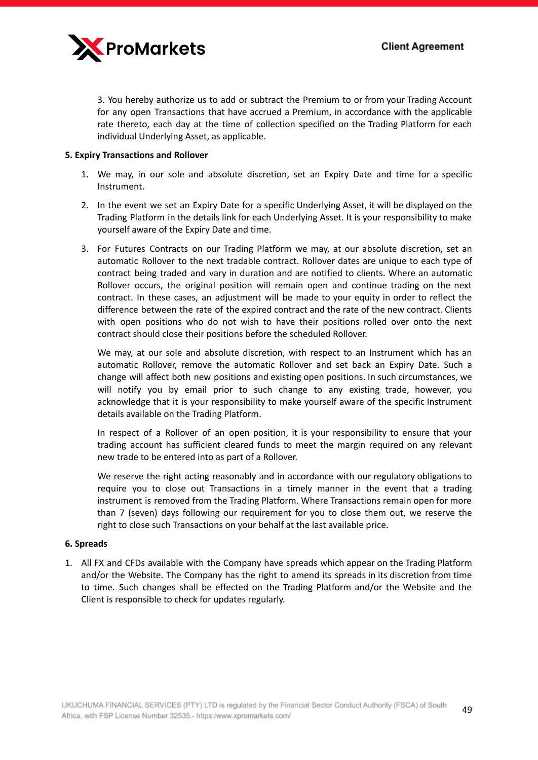3. You hereby authorize us to add or subtract the Premium to or from your Trading Account for any open Transactions that have accrued a Premium, in accordance with the applicable rate thereto, each day at the time of collection specified on the Trading Platform for each individual Underlying Asset, as applicable.

**5. Expiry Transactions and Rollover**

1. We may, in our sole and absolute discretion, set an Expiry Date and time for a specific Instrument.
2. In the event we set an Expiry Date for a specific Underlying Asset, it will be displayed on the Trading Platform in the details link for each Underlying Asset. It is your responsibility to make yourself aware of the Expiry Date and time.
3. For Futures Contracts on our Trading Platform we may, at our absolute discretion, set an automatic Rollover to the next tradable contract. Rollover dates are unique to each type of contract being traded and vary in duration and are notified to clients. Where an automatic Rollover occurs, the original position will remain open and continue trading on the next contract. In these cases, an adjustment will be made to your equity in order to reflect the difference between the rate of the expired contract and the rate of the new contract. Clients with open positions who do not wish to have their positions rolled over onto the next contract should close their positions before the scheduled Rollover.

   We may, at our sole and absolute discretion, with respect to an Instrument which has an automatic Rollover, remove the automatic Rollover and set back an Expiry Date. Such a change will affect both new positions and existing open positions. In such circumstances, we will notify you by email prior to such change to any existing trade, however, you acknowledge that it is your responsibility to make yourself aware of the specific Instrument details available on the Trading Platform.

   In respect of a Rollover of an open position, it is your responsibility to ensure that your trading account has sufficient cleared funds to meet the margin required on any relevant new trade to be entered into as part of a Rollover.

   We reserve the right acting reasonably and in accordance with our regulatory obligations to require you to close out Transactions in a timely manner in the event that a trading instrument is removed from the Trading Platform. Where Transactions remain open for more than 7 (seven) days following our requirement for you to close them out, we reserve the right to close such Transactions on your behalf at the last available price.

**6. Spreads**

1. All FX and CFDs available with the Company have spreads which appear on the Trading Platform and/or the Website. The Company has the right to amend its spreads in its discretion from time to time. Such changes shall be effected on the Trading Platform and/or the Website and the Client is responsible to check for updates regularly.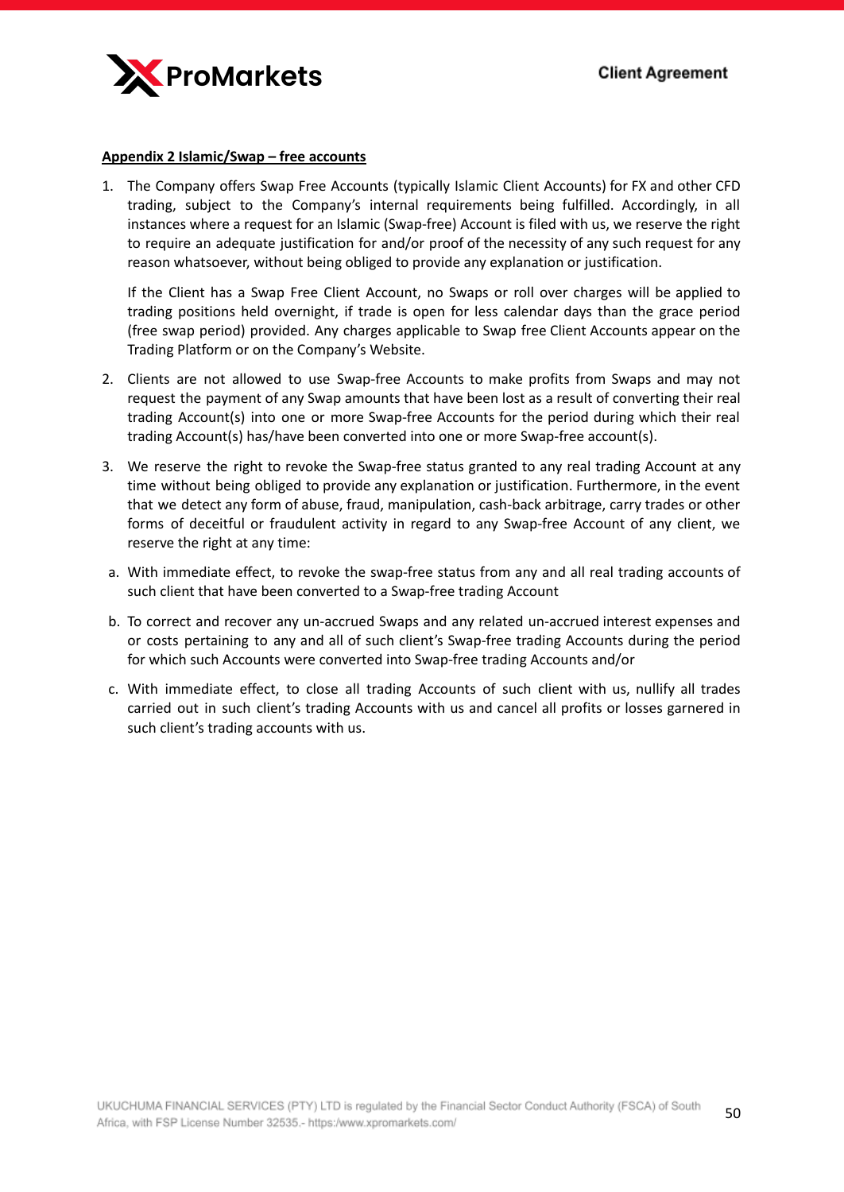**Appendix 2 Islamic/Swap – free accounts**

1. The Company offers Swap Free Accounts (typically Islamic Client Accounts) for FX and other CFD trading, subject to the Company's internal requirements being fulfilled. Accordingly, in all instances where a request for an Islamic (Swap-free) Account is filed with us, we reserve the right to require an adequate justification for and/or proof of the necessity of any such request for any reason whatsoever, without being obliged to provide any explanation or justification.

   If the Client has a Swap Free Client Account, no Swaps or roll over charges will be applied to trading positions held overnight, if trade is open for less calendar days than the grace period (free swap period) provided. Any charges applicable to Swap free Client Accounts appear on the Trading Platform or on the Company's Website.

2. Clients are not allowed to use Swap-free Accounts to make profits from Swaps and may not request the payment of any Swap amounts that have been lost as a result of converting their real trading Account(s) into one or more Swap-free Accounts for the period during which their real trading Account(s) has/have been converted into one or more Swap-free account(s).

3. We reserve the right to revoke the Swap-free status granted to any real trading Account at any time without being obliged to provide any explanation or justification. Furthermore, in the event that we detect any form of abuse, fraud, manipulation, cash-back arbitrage, carry trades or other forms of deceitful or fraudulent activity in regard to any Swap-free Account of any client, we reserve the right at any time:

   a. With immediate effect, to revoke the swap-free status from any and all real trading accounts of such client that have been converted to a Swap-free trading Account

   b. To correct and recover any un-accrued Swaps and any related un-accrued interest expenses and or costs pertaining to any and all of such client's Swap-free trading Accounts during the period for which such Accounts were converted into Swap-free trading Accounts and/or

   c. With immediate effect, to close all trading Accounts of such client with us, nullify all trades carried out in such client's trading Accounts with us and cancel all profits or losses garnered in such client's trading accounts with us.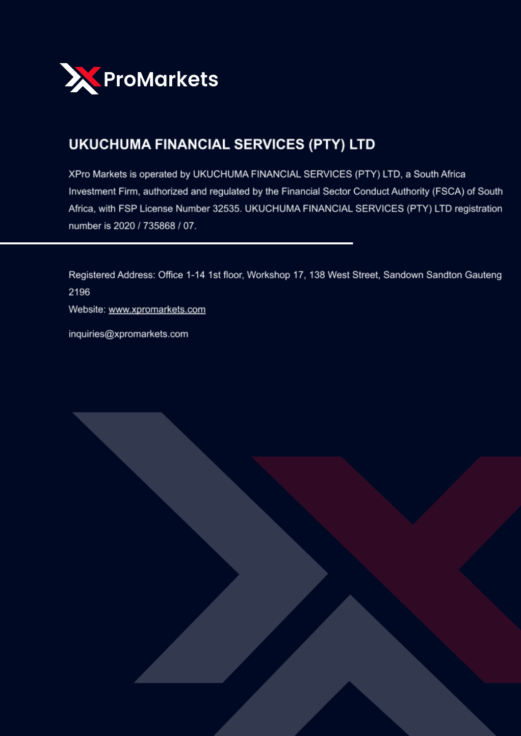XProMarkets

## UKUCHUMA FINANCIAL SERVICES (PTY) LTD

XPro Markets is operated by UKUCHUMA FINANCIAL SERVICES (PTY) LTD, a South Africa Investment Firm, authorized and regulated by the Financial Sector Conduct Authority (FSCA) of South Africa, with FSP License Number 32535. UKUCHUMA FINANCIAL SERVICES (PTY) LTD registration number is 2020 / 735868 / 07.

Registered Address: Office 1-14 1st floor, Workshop 17, 138 West Street, Sandown Sandton Gauteng 2196

Website: www.xpromarkets.com

inquiries@xpromarkets.com